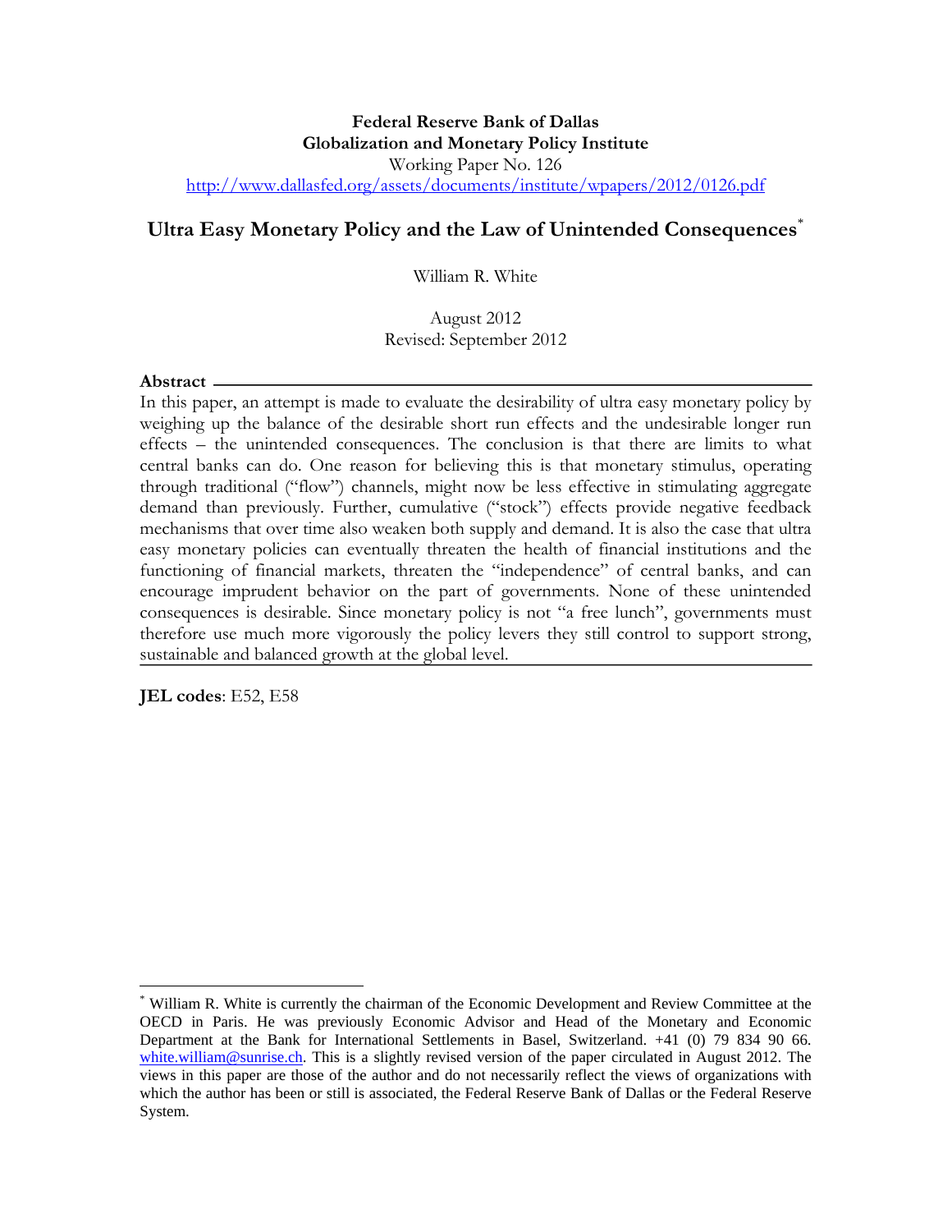**Federal Reserve Bank of Dallas**
**Globalization and Monetary Policy Institute**
Working Paper No. 126
http://www.dallasfed.org/assets/documents/institute/wpapers/2012/0126.pdf

# Ultra Easy Monetary Policy and the Law of Unintended Consequences[*]

William R. White

August 2012
Revised: September 2012

**Abstract**

In this paper, an attempt is made to evaluate the desirability of ultra easy monetary policy by weighing up the balance of the desirable short run effects and the undesirable longer run effects – the unintended consequences. The conclusion is that there are limits to what central banks can do. One reason for believing this is that monetary stimulus, operating through traditional ("flow") channels, might now be less effective in stimulating aggregate demand than previously. Further, cumulative ("stock") effects provide negative feedback mechanisms that over time also weaken both supply and demand. It is also the case that ultra easy monetary policies can eventually threaten the health of financial institutions and the functioning of financial markets, threaten the "independence" of central banks, and can encourage imprudent behavior on the part of governments. None of these unintended consequences is desirable. Since monetary policy is not "a free lunch", governments must therefore use much more vigorously the policy levers they still control to support strong, sustainable and balanced growth at the global level.

**JEL codes**: E52, E58

[*] William R. White is currently the chairman of the Economic Development and Review Committee at the OECD in Paris. He was previously Economic Advisor and Head of the Monetary and Economic Department at the Bank for International Settlements in Basel, Switzerland. +41 (0) 79 834 90 66. white.william@sunrise.ch. This is a slightly revised version of the paper circulated in August 2012. The views in this paper are those of the author and do not necessarily reflect the views of organizations with which the author has been or still is associated, the Federal Reserve Bank of Dallas or the Federal Reserve System.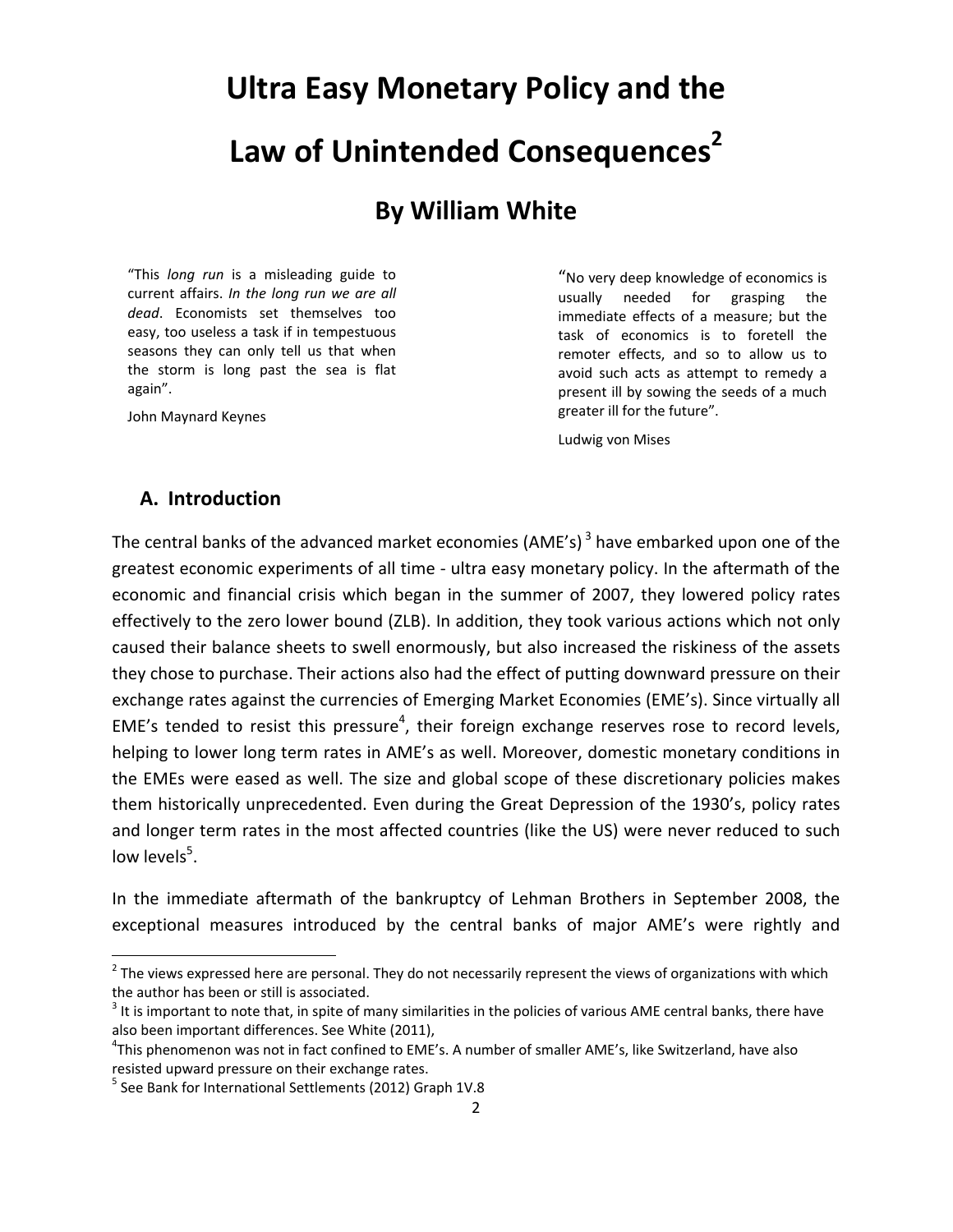# Ultra Easy Monetary Policy and the Law of Unintended Consequences[2]

## By William White

> "This *long run* is a misleading guide to current affairs. *In the long run we are all dead*. Economists set themselves too easy, too useless a task if in tempestuous seasons they can only tell us that when the storm is long past the sea is flat again".
>
> John Maynard Keynes

> "No very deep knowledge of economics is usually needed for grasping the immediate effects of a measure; but the task of economics is to foretell the remoter effects, and so to allow us to avoid such acts as attempt to remedy a present ill by sowing the seeds of a much greater ill for the future".
>
> Ludwig von Mises

## A. Introduction

The central banks of the advanced market economies (AME's)[3] have embarked upon one of the greatest economic experiments of all time - ultra easy monetary policy. In the aftermath of the economic and financial crisis which began in the summer of 2007, they lowered policy rates effectively to the zero lower bound (ZLB). In addition, they took various actions which not only caused their balance sheets to swell enormously, but also increased the riskiness of the assets they chose to purchase. Their actions also had the effect of putting downward pressure on their exchange rates against the currencies of Emerging Market Economies (EME's). Since virtually all EME's tended to resist this pressure[4], their foreign exchange reserves rose to record levels, helping to lower long term rates in AME's as well. Moreover, domestic monetary conditions in the EMEs were eased as well. The size and global scope of these discretionary policies makes them historically unprecedented. Even during the Great Depression of the 1930's, policy rates and longer term rates in the most affected countries (like the US) were never reduced to such low levels[5].

In the immediate aftermath of the bankruptcy of Lehman Brothers in September 2008, the exceptional measures introduced by the central banks of major AME's were rightly and

---

[2] The views expressed here are personal. They do not necessarily represent the views of organizations with which the author has been or still is associated.

[3] It is important to note that, in spite of many similarities in the policies of various AME central banks, there have also been important differences. See White (2011),

[4] This phenomenon was not in fact confined to EME's. A number of smaller AME's, like Switzerland, have also resisted upward pressure on their exchange rates.

[5] See Bank for International Settlements (2012) Graph 1V.8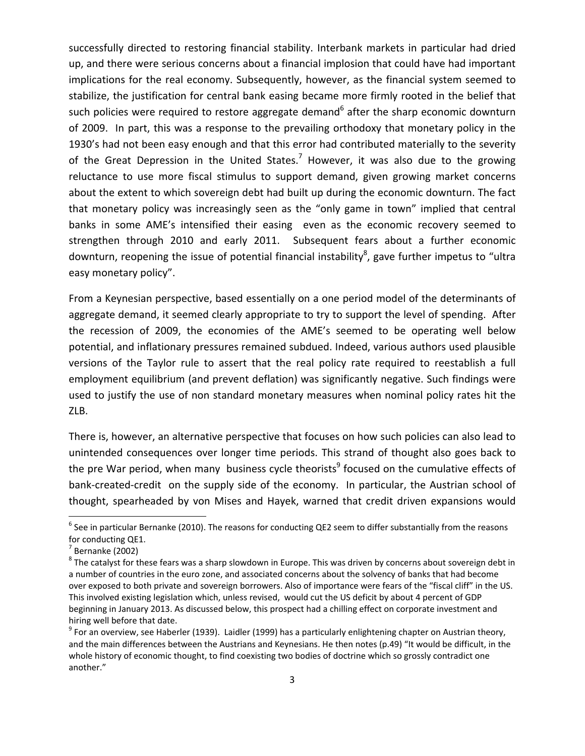successfully directed to restoring financial stability. Interbank markets in particular had dried up, and there were serious concerns about a financial implosion that could have had important implications for the real economy. Subsequently, however, as the financial system seemed to stabilize, the justification for central bank easing became more firmly rooted in the belief that such policies were required to restore aggregate demand[6] after the sharp economic downturn of 2009. In part, this was a response to the prevailing orthodoxy that monetary policy in the 1930's had not been easy enough and that this error had contributed materially to the severity of the Great Depression in the United States.[7] However, it was also due to the growing reluctance to use more fiscal stimulus to support demand, given growing market concerns about the extent to which sovereign debt had built up during the economic downturn. The fact that monetary policy was increasingly seen as the "only game in town" implied that central banks in some AME's intensified their easing even as the economic recovery seemed to strengthen through 2010 and early 2011. Subsequent fears about a further economic downturn, reopening the issue of potential financial instability[8], gave further impetus to "ultra easy monetary policy".

From a Keynesian perspective, based essentially on a one period model of the determinants of aggregate demand, it seemed clearly appropriate to try to support the level of spending. After the recession of 2009, the economies of the AME's seemed to be operating well below potential, and inflationary pressures remained subdued. Indeed, various authors used plausible versions of the Taylor rule to assert that the real policy rate required to reestablish a full employment equilibrium (and prevent deflation) was significantly negative. Such findings were used to justify the use of non standard monetary measures when nominal policy rates hit the ZLB.

There is, however, an alternative perspective that focuses on how such policies can also lead to unintended consequences over longer time periods. This strand of thought also goes back to the pre War period, when many business cycle theorists[9] focused on the cumulative effects of bank-created-credit on the supply side of the economy. In particular, the Austrian school of thought, spearheaded by von Mises and Hayek, warned that credit driven expansions would

---

[6] See in particular Bernanke (2010). The reasons for conducting QE2 seem to differ substantially from the reasons for conducting QE1.

[7] Bernanke (2002)

[8] The catalyst for these fears was a sharp slowdown in Europe. This was driven by concerns about sovereign debt in a number of countries in the euro zone, and associated concerns about the solvency of banks that had become over exposed to both private and sovereign borrowers. Also of importance were fears of the "fiscal cliff" in the US. This involved existing legislation which, unless revised, would cut the US deficit by about 4 percent of GDP beginning in January 2013. As discussed below, this prospect had a chilling effect on corporate investment and hiring well before that date.

[9] For an overview, see Haberler (1939). Laidler (1999) has a particularly enlightening chapter on Austrian theory, and the main differences between the Austrians and Keynesians. He then notes (p.49) "It would be difficult, in the whole history of economic thought, to find coexisting two bodies of doctrine which so grossly contradict one another."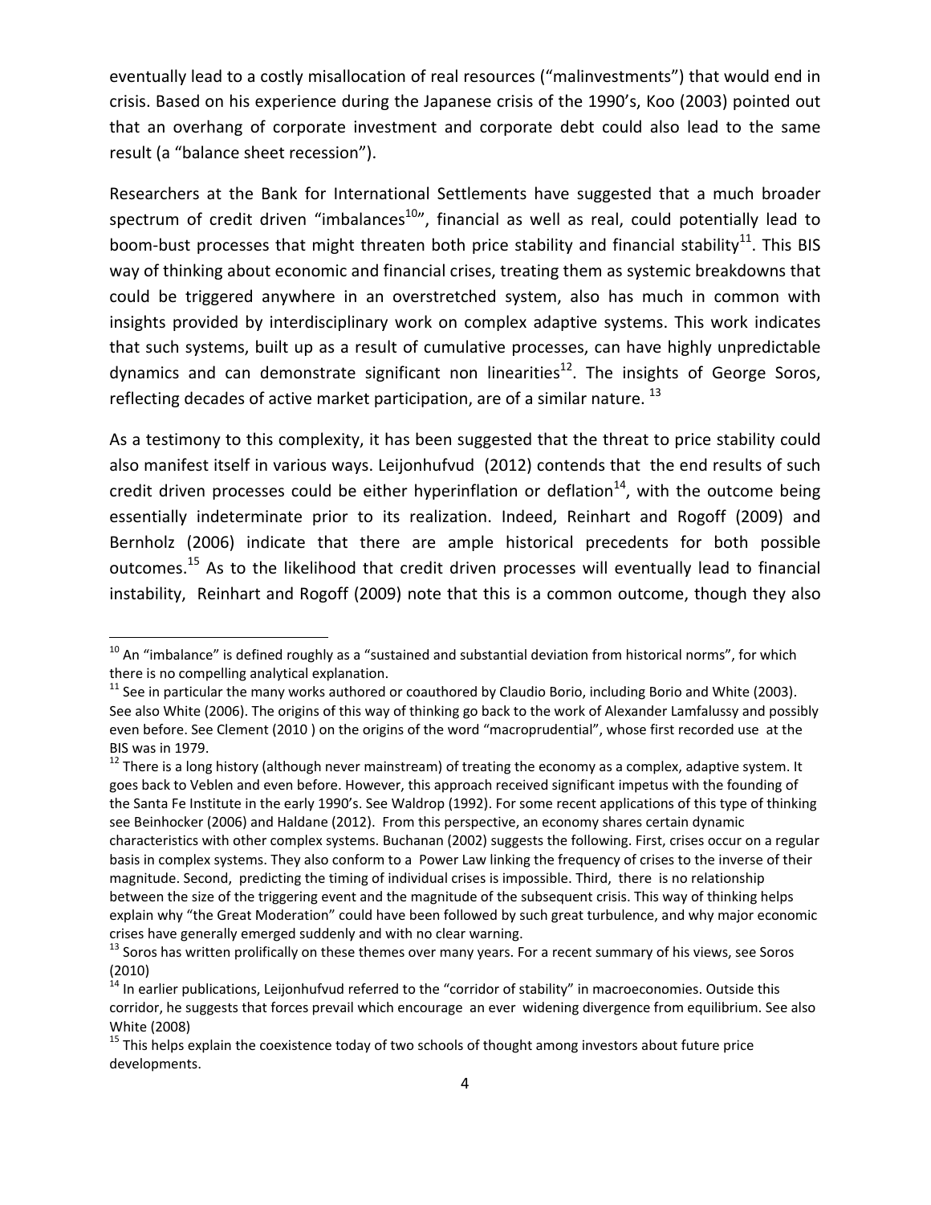eventually lead to a costly misallocation of real resources ("malinvestments") that would end in crisis. Based on his experience during the Japanese crisis of the 1990's, Koo (2003) pointed out that an overhang of corporate investment and corporate debt could also lead to the same result (a "balance sheet recession").

Researchers at the Bank for International Settlements have suggested that a much broader spectrum of credit driven "imbalances[10]", financial as well as real, could potentially lead to boom-bust processes that might threaten both price stability and financial stability[11]. This BIS way of thinking about economic and financial crises, treating them as systemic breakdowns that could be triggered anywhere in an overstretched system, also has much in common with insights provided by interdisciplinary work on complex adaptive systems. This work indicates that such systems, built up as a result of cumulative processes, can have highly unpredictable dynamics and can demonstrate significant non linearities[12]. The insights of George Soros, reflecting decades of active market participation, are of a similar nature. [13]

As a testimony to this complexity, it has been suggested that the threat to price stability could also manifest itself in various ways. Leijonhufvud (2012) contends that the end results of such credit driven processes could be either hyperinflation or deflation[14], with the outcome being essentially indeterminate prior to its realization. Indeed, Reinhart and Rogoff (2009) and Bernholz (2006) indicate that there are ample historical precedents for both possible outcomes.[15] As to the likelihood that credit driven processes will eventually lead to financial instability, Reinhart and Rogoff (2009) note that this is a common outcome, though they also

---

[10] An "imbalance" is defined roughly as a "sustained and substantial deviation from historical norms", for which there is no compelling analytical explanation.

[11] See in particular the many works authored or coauthored by Claudio Borio, including Borio and White (2003). See also White (2006). The origins of this way of thinking go back to the work of Alexander Lamfalussy and possibly even before. See Clement (2010 ) on the origins of the word "macroprudential", whose first recorded use at the BIS was in 1979.

[12] There is a long history (although never mainstream) of treating the economy as a complex, adaptive system. It goes back to Veblen and even before. However, this approach received significant impetus with the founding of the Santa Fe Institute in the early 1990's. See Waldrop (1992). For some recent applications of this type of thinking see Beinhocker (2006) and Haldane (2012). From this perspective, an economy shares certain dynamic characteristics with other complex systems. Buchanan (2002) suggests the following. First, crises occur on a regular basis in complex systems. They also conform to a Power Law linking the frequency of crises to the inverse of their magnitude. Second, predicting the timing of individual crises is impossible. Third, there is no relationship between the size of the triggering event and the magnitude of the subsequent crisis. This way of thinking helps explain why "the Great Moderation" could have been followed by such great turbulence, and why major economic crises have generally emerged suddenly and with no clear warning.

[13] Soros has written prolifically on these themes over many years. For a recent summary of his views, see Soros (2010)

[14] In earlier publications, Leijonhufvud referred to the "corridor of stability" in macroeconomies. Outside this corridor, he suggests that forces prevail which encourage an ever widening divergence from equilibrium. See also White (2008)

[15] This helps explain the coexistence today of two schools of thought among investors about future price developments.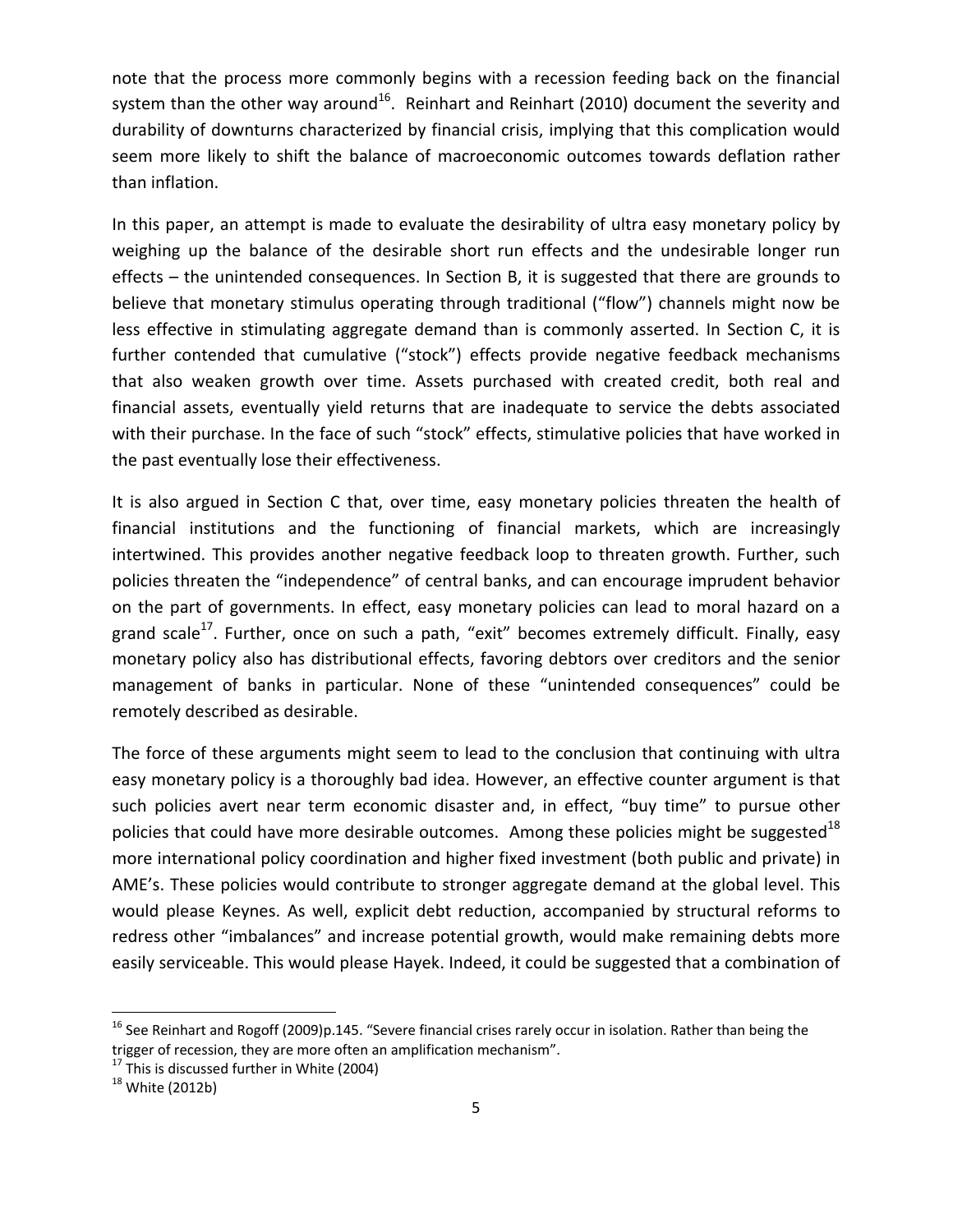note that the process more commonly begins with a recession feeding back on the financial system than the other way around[16]. Reinhart and Reinhart (2010) document the severity and durability of downturns characterized by financial crisis, implying that this complication would seem more likely to shift the balance of macroeconomic outcomes towards deflation rather than inflation.

In this paper, an attempt is made to evaluate the desirability of ultra easy monetary policy by weighing up the balance of the desirable short run effects and the undesirable longer run effects – the unintended consequences. In Section B, it is suggested that there are grounds to believe that monetary stimulus operating through traditional ("flow") channels might now be less effective in stimulating aggregate demand than is commonly asserted. In Section C, it is further contended that cumulative ("stock") effects provide negative feedback mechanisms that also weaken growth over time. Assets purchased with created credit, both real and financial assets, eventually yield returns that are inadequate to service the debts associated with their purchase. In the face of such "stock" effects, stimulative policies that have worked in the past eventually lose their effectiveness.

It is also argued in Section C that, over time, easy monetary policies threaten the health of financial institutions and the functioning of financial markets, which are increasingly intertwined. This provides another negative feedback loop to threaten growth. Further, such policies threaten the "independence" of central banks, and can encourage imprudent behavior on the part of governments. In effect, easy monetary policies can lead to moral hazard on a grand scale[17]. Further, once on such a path, "exit" becomes extremely difficult. Finally, easy monetary policy also has distributional effects, favoring debtors over creditors and the senior management of banks in particular. None of these "unintended consequences" could be remotely described as desirable.

The force of these arguments might seem to lead to the conclusion that continuing with ultra easy monetary policy is a thoroughly bad idea. However, an effective counter argument is that such policies avert near term economic disaster and, in effect, "buy time" to pursue other policies that could have more desirable outcomes. Among these policies might be suggested[18] more international policy coordination and higher fixed investment (both public and private) in AME's. These policies would contribute to stronger aggregate demand at the global level. This would please Keynes. As well, explicit debt reduction, accompanied by structural reforms to redress other "imbalances" and increase potential growth, would make remaining debts more easily serviceable. This would please Hayek. Indeed, it could be suggested that a combination of

---

[16] See Reinhart and Rogoff (2009)p.145. "Severe financial crises rarely occur in isolation. Rather than being the trigger of recession, they are more often an amplification mechanism".

[17] This is discussed further in White (2004)

[18] White (2012b)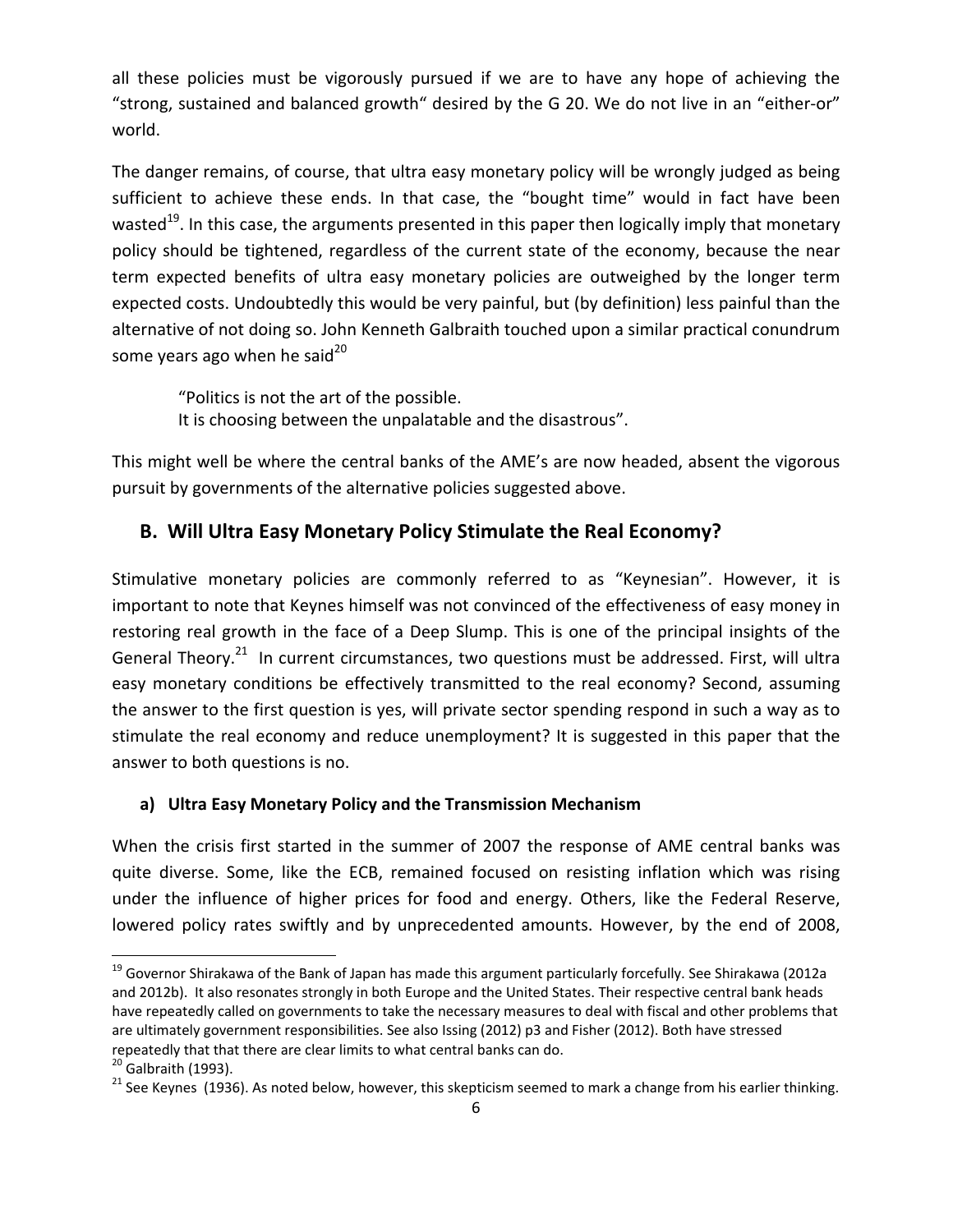all these policies must be vigorously pursued if we are to have any hope of achieving the "strong, sustained and balanced growth" desired by the G 20. We do not live in an "either-or" world.

The danger remains, of course, that ultra easy monetary policy will be wrongly judged as being sufficient to achieve these ends. In that case, the "bought time" would in fact have been wasted[19]. In this case, the arguments presented in this paper then logically imply that monetary policy should be tightened, regardless of the current state of the economy, because the near term expected benefits of ultra easy monetary policies are outweighed by the longer term expected costs. Undoubtedly this would be very painful, but (by definition) less painful than the alternative of not doing so. John Kenneth Galbraith touched upon a similar practical conundrum some years ago when he said[20]

> "Politics is not the art of the possible.
> It is choosing between the unpalatable and the disastrous".

This might well be where the central banks of the AME's are now headed, absent the vigorous pursuit by governments of the alternative policies suggested above.

## B. Will Ultra Easy Monetary Policy Stimulate the Real Economy?

Stimulative monetary policies are commonly referred to as "Keynesian". However, it is important to note that Keynes himself was not convinced of the effectiveness of easy money in restoring real growth in the face of a Deep Slump. This is one of the principal insights of the General Theory.[21] In current circumstances, two questions must be addressed. First, will ultra easy monetary conditions be effectively transmitted to the real economy? Second, assuming the answer to the first question is yes, will private sector spending respond in such a way as to stimulate the real economy and reduce unemployment? It is suggested in this paper that the answer to both questions is no.

### a) Ultra Easy Monetary Policy and the Transmission Mechanism

When the crisis first started in the summer of 2007 the response of AME central banks was quite diverse. Some, like the ECB, remained focused on resisting inflation which was rising under the influence of higher prices for food and energy. Others, like the Federal Reserve, lowered policy rates swiftly and by unprecedented amounts. However, by the end of 2008,

---

[19] Governor Shirakawa of the Bank of Japan has made this argument particularly forcefully. See Shirakawa (2012a and 2012b). It also resonates strongly in both Europe and the United States. Their respective central bank heads have repeatedly called on governments to take the necessary measures to deal with fiscal and other problems that are ultimately government responsibilities. See also Issing (2012) p3 and Fisher (2012). Both have stressed repeatedly that that there are clear limits to what central banks can do.

[20] Galbraith (1993).

[21] See Keynes (1936). As noted below, however, this skepticism seemed to mark a change from his earlier thinking.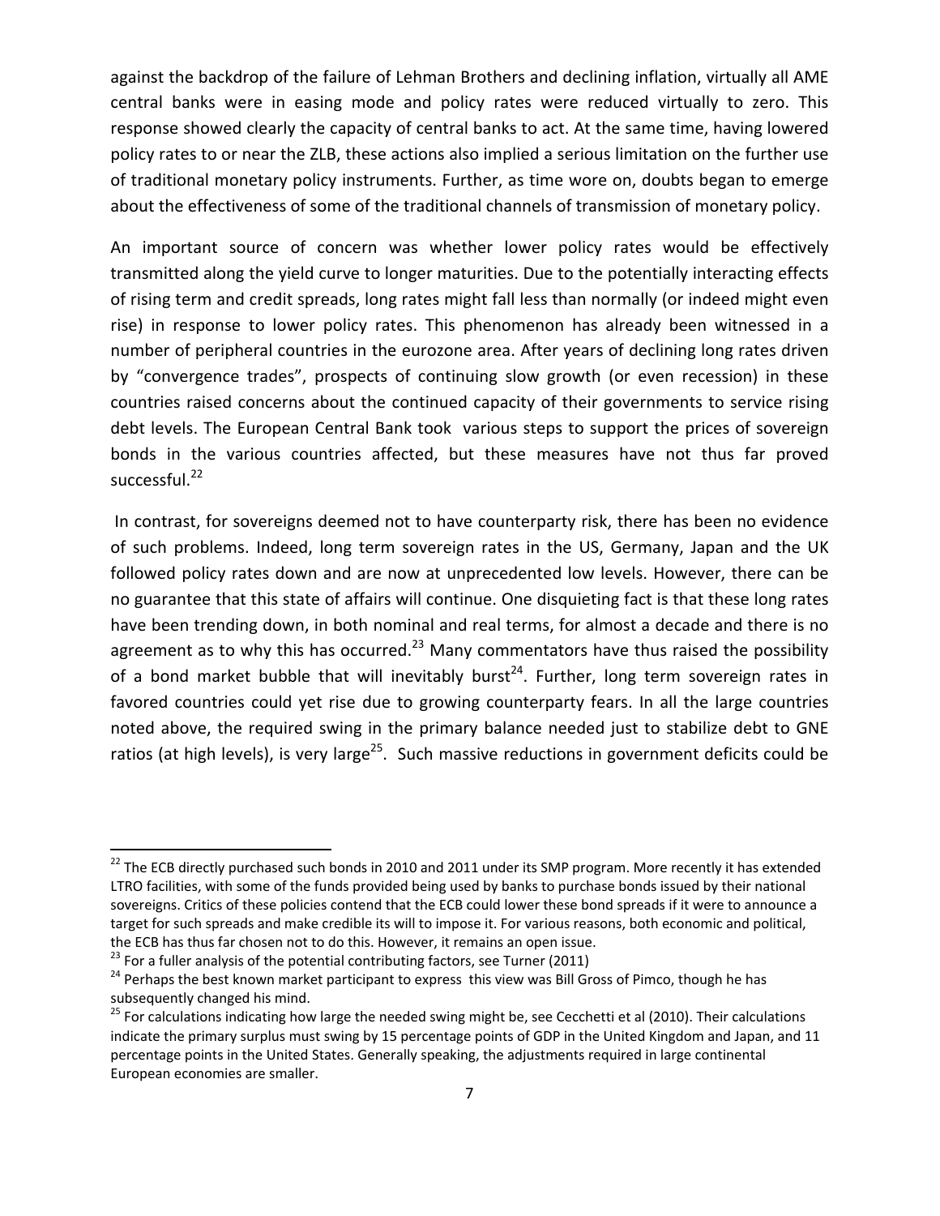against the backdrop of the failure of Lehman Brothers and declining inflation, virtually all AME central banks were in easing mode and policy rates were reduced virtually to zero. This response showed clearly the capacity of central banks to act. At the same time, having lowered policy rates to or near the ZLB, these actions also implied a serious limitation on the further use of traditional monetary policy instruments. Further, as time wore on, doubts began to emerge about the effectiveness of some of the traditional channels of transmission of monetary policy.

An important source of concern was whether lower policy rates would be effectively transmitted along the yield curve to longer maturities. Due to the potentially interacting effects of rising term and credit spreads, long rates might fall less than normally (or indeed might even rise) in response to lower policy rates. This phenomenon has already been witnessed in a number of peripheral countries in the eurozone area. After years of declining long rates driven by "convergence trades", prospects of continuing slow growth (or even recession) in these countries raised concerns about the continued capacity of their governments to service rising debt levels. The European Central Bank took various steps to support the prices of sovereign bonds in the various countries affected, but these measures have not thus far proved successful.[22]

In contrast, for sovereigns deemed not to have counterparty risk, there has been no evidence of such problems. Indeed, long term sovereign rates in the US, Germany, Japan and the UK followed policy rates down and are now at unprecedented low levels. However, there can be no guarantee that this state of affairs will continue. One disquieting fact is that these long rates have been trending down, in both nominal and real terms, for almost a decade and there is no agreement as to why this has occurred.[23] Many commentators have thus raised the possibility of a bond market bubble that will inevitably burst[24]. Further, long term sovereign rates in favored countries could yet rise due to growing counterparty fears. In all the large countries noted above, the required swing in the primary balance needed just to stabilize debt to GNE ratios (at high levels), is very large[25]. Such massive reductions in government deficits could be

---

[22] The ECB directly purchased such bonds in 2010 and 2011 under its SMP program. More recently it has extended LTRO facilities, with some of the funds provided being used by banks to purchase bonds issued by their national sovereigns. Critics of these policies contend that the ECB could lower these bond spreads if it were to announce a target for such spreads and make credible its will to impose it. For various reasons, both economic and political, the ECB has thus far chosen not to do this. However, it remains an open issue.

[23] For a fuller analysis of the potential contributing factors, see Turner (2011)

[24] Perhaps the best known market participant to express this view was Bill Gross of Pimco, though he has subsequently changed his mind.

[25] For calculations indicating how large the needed swing might be, see Cecchetti et al (2010). Their calculations indicate the primary surplus must swing by 15 percentage points of GDP in the United Kingdom and Japan, and 11 percentage points in the United States. Generally speaking, the adjustments required in large continental European economies are smaller.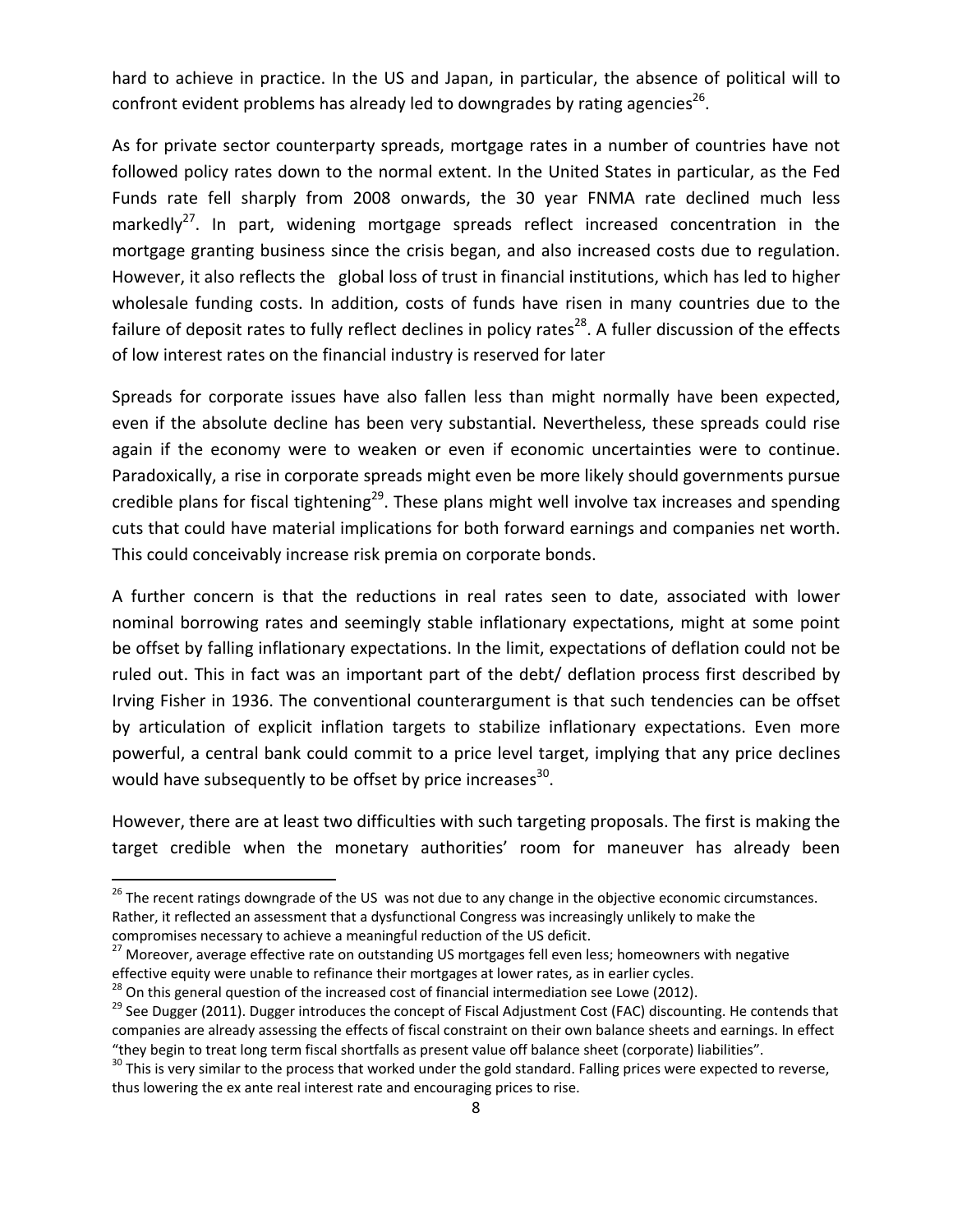hard to achieve in practice. In the US and Japan, in particular, the absence of political will to confront evident problems has already led to downgrades by rating agencies[26].

As for private sector counterparty spreads, mortgage rates in a number of countries have not followed policy rates down to the normal extent. In the United States in particular, as the Fed Funds rate fell sharply from 2008 onwards, the 30 year FNMA rate declined much less markedly[27]. In part, widening mortgage spreads reflect increased concentration in the mortgage granting business since the crisis began, and also increased costs due to regulation. However, it also reflects the global loss of trust in financial institutions, which has led to higher wholesale funding costs. In addition, costs of funds have risen in many countries due to the failure of deposit rates to fully reflect declines in policy rates[28]. A fuller discussion of the effects of low interest rates on the financial industry is reserved for later

Spreads for corporate issues have also fallen less than might normally have been expected, even if the absolute decline has been very substantial. Nevertheless, these spreads could rise again if the economy were to weaken or even if economic uncertainties were to continue. Paradoxically, a rise in corporate spreads might even be more likely should governments pursue credible plans for fiscal tightening[29]. These plans might well involve tax increases and spending cuts that could have material implications for both forward earnings and companies net worth. This could conceivably increase risk premia on corporate bonds.

A further concern is that the reductions in real rates seen to date, associated with lower nominal borrowing rates and seemingly stable inflationary expectations, might at some point be offset by falling inflationary expectations. In the limit, expectations of deflation could not be ruled out. This in fact was an important part of the debt/ deflation process first described by Irving Fisher in 1936. The conventional counterargument is that such tendencies can be offset by articulation of explicit inflation targets to stabilize inflationary expectations. Even more powerful, a central bank could commit to a price level target, implying that any price declines would have subsequently to be offset by price increases[30].

However, there are at least two difficulties with such targeting proposals. The first is making the target credible when the monetary authorities' room for maneuver has already been

---

[26] The recent ratings downgrade of the US was not due to any change in the objective economic circumstances. Rather, it reflected an assessment that a dysfunctional Congress was increasingly unlikely to make the compromises necessary to achieve a meaningful reduction of the US deficit.

[27] Moreover, average effective rate on outstanding US mortgages fell even less; homeowners with negative effective equity were unable to refinance their mortgages at lower rates, as in earlier cycles.

[28] On this general question of the increased cost of financial intermediation see Lowe (2012).

[29] See Dugger (2011). Dugger introduces the concept of Fiscal Adjustment Cost (FAC) discounting. He contends that companies are already assessing the effects of fiscal constraint on their own balance sheets and earnings. In effect "they begin to treat long term fiscal shortfalls as present value off balance sheet (corporate) liabilities".

[30] This is very similar to the process that worked under the gold standard. Falling prices were expected to reverse, thus lowering the ex ante real interest rate and encouraging prices to rise.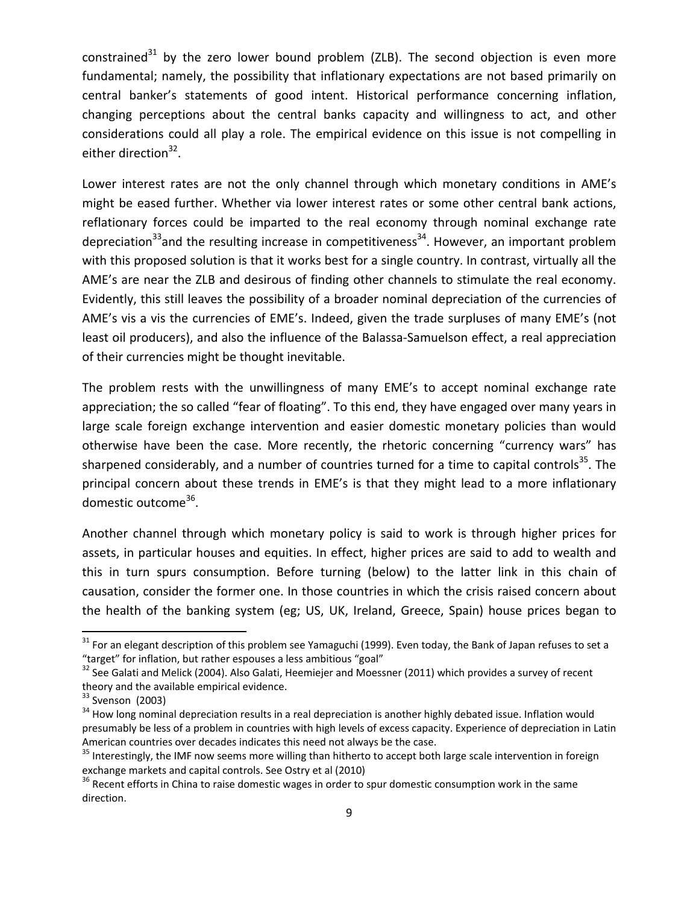constrained[31] by the zero lower bound problem (ZLB). The second objection is even more fundamental; namely, the possibility that inflationary expectations are not based primarily on central banker's statements of good intent. Historical performance concerning inflation, changing perceptions about the central banks capacity and willingness to act, and other considerations could all play a role. The empirical evidence on this issue is not compelling in either direction[32].

Lower interest rates are not the only channel through which monetary conditions in AME's might be eased further. Whether via lower interest rates or some other central bank actions, reflationary forces could be imparted to the real economy through nominal exchange rate depreciation[33]and the resulting increase in competitiveness[34]. However, an important problem with this proposed solution is that it works best for a single country. In contrast, virtually all the AME's are near the ZLB and desirous of finding other channels to stimulate the real economy. Evidently, this still leaves the possibility of a broader nominal depreciation of the currencies of AME's vis a vis the currencies of EME's. Indeed, given the trade surpluses of many EME's (not least oil producers), and also the influence of the Balassa-Samuelson effect, a real appreciation of their currencies might be thought inevitable.

The problem rests with the unwillingness of many EME's to accept nominal exchange rate appreciation; the so called "fear of floating". To this end, they have engaged over many years in large scale foreign exchange intervention and easier domestic monetary policies than would otherwise have been the case. More recently, the rhetoric concerning "currency wars" has sharpened considerably, and a number of countries turned for a time to capital controls[35]. The principal concern about these trends in EME's is that they might lead to a more inflationary domestic outcome[36].

Another channel through which monetary policy is said to work is through higher prices for assets, in particular houses and equities. In effect, higher prices are said to add to wealth and this in turn spurs consumption. Before turning (below) to the latter link in this chain of causation, consider the former one. In those countries in which the crisis raised concern about the health of the banking system (eg; US, UK, Ireland, Greece, Spain) house prices began to

---

[31] For an elegant description of this problem see Yamaguchi (1999). Even today, the Bank of Japan refuses to set a "target" for inflation, but rather espouses a less ambitious "goal"

[32] See Galati and Melick (2004). Also Galati, Heemiejer and Moessner (2011) which provides a survey of recent theory and the available empirical evidence.

[33] Svenson (2003)

[34] How long nominal depreciation results in a real depreciation is another highly debated issue. Inflation would presumably be less of a problem in countries with high levels of excess capacity. Experience of depreciation in Latin American countries over decades indicates this need not always be the case.

[35] Interestingly, the IMF now seems more willing than hitherto to accept both large scale intervention in foreign exchange markets and capital controls. See Ostry et al (2010)

[36] Recent efforts in China to raise domestic wages in order to spur domestic consumption work in the same direction.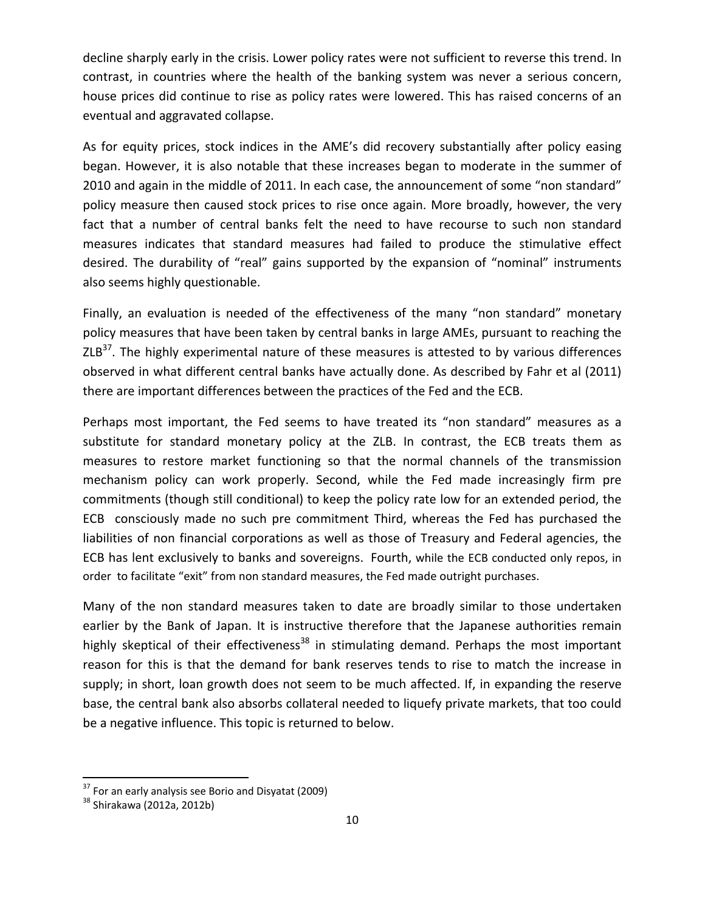decline sharply early in the crisis. Lower policy rates were not sufficient to reverse this trend. In contrast, in countries where the health of the banking system was never a serious concern, house prices did continue to rise as policy rates were lowered. This has raised concerns of an eventual and aggravated collapse.

As for equity prices, stock indices in the AME's did recovery substantially after policy easing began. However, it is also notable that these increases began to moderate in the summer of 2010 and again in the middle of 2011. In each case, the announcement of some "non standard" policy measure then caused stock prices to rise once again. More broadly, however, the very fact that a number of central banks felt the need to have recourse to such non standard measures indicates that standard measures had failed to produce the stimulative effect desired. The durability of "real" gains supported by the expansion of "nominal" instruments also seems highly questionable.

Finally, an evaluation is needed of the effectiveness of the many "non standard" monetary policy measures that have been taken by central banks in large AMEs, pursuant to reaching the ZLB[37]. The highly experimental nature of these measures is attested to by various differences observed in what different central banks have actually done. As described by Fahr et al (2011) there are important differences between the practices of the Fed and the ECB.

Perhaps most important, the Fed seems to have treated its "non standard" measures as a substitute for standard monetary policy at the ZLB. In contrast, the ECB treats them as measures to restore market functioning so that the normal channels of the transmission mechanism policy can work properly. Second, while the Fed made increasingly firm pre commitments (though still conditional) to keep the policy rate low for an extended period, the ECB consciously made no such pre commitment Third, whereas the Fed has purchased the liabilities of non financial corporations as well as those of Treasury and Federal agencies, the ECB has lent exclusively to banks and sovereigns. Fourth, while the ECB conducted only repos, in order to facilitate "exit" from non standard measures, the Fed made outright purchases.

Many of the non standard measures taken to date are broadly similar to those undertaken earlier by the Bank of Japan. It is instructive therefore that the Japanese authorities remain highly skeptical of their effectiveness[38] in stimulating demand. Perhaps the most important reason for this is that the demand for bank reserves tends to rise to match the increase in supply; in short, loan growth does not seem to be much affected. If, in expanding the reserve base, the central bank also absorbs collateral needed to liquefy private markets, that too could be a negative influence. This topic is returned to below.

[37] For an early analysis see Borio and Disyatat (2009)

[38] Shirakawa (2012a, 2012b)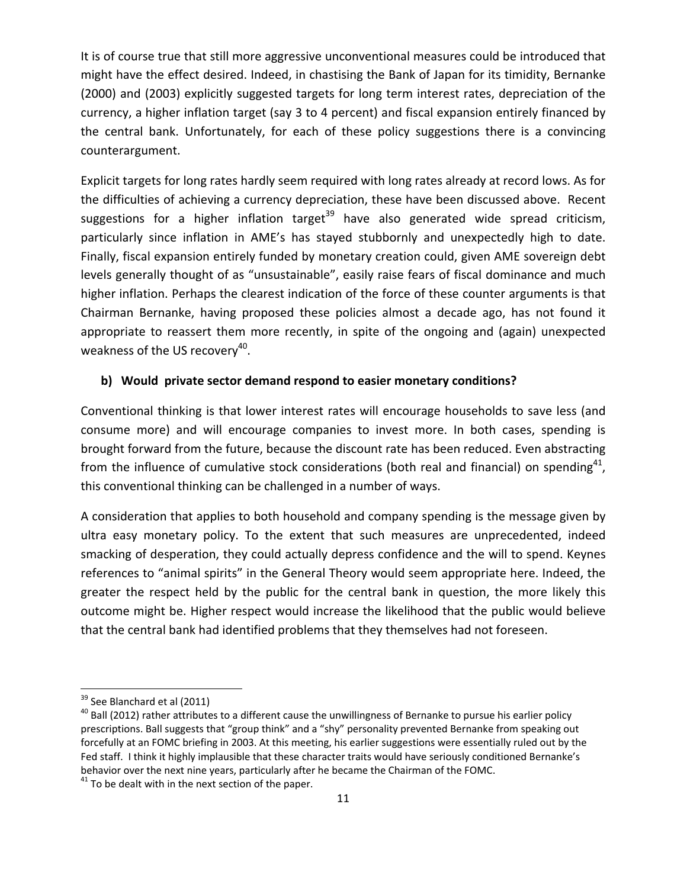It is of course true that still more aggressive unconventional measures could be introduced that might have the effect desired. Indeed, in chastising the Bank of Japan for its timidity, Bernanke (2000) and (2003) explicitly suggested targets for long term interest rates, depreciation of the currency, a higher inflation target (say 3 to 4 percent) and fiscal expansion entirely financed by the central bank. Unfortunately, for each of these policy suggestions there is a convincing counterargument.

Explicit targets for long rates hardly seem required with long rates already at record lows. As for the difficulties of achieving a currency depreciation, these have been discussed above. Recent suggestions for a higher inflation target[39] have also generated wide spread criticism, particularly since inflation in AME's has stayed stubbornly and unexpectedly high to date. Finally, fiscal expansion entirely funded by monetary creation could, given AME sovereign debt levels generally thought of as "unsustainable", easily raise fears of fiscal dominance and much higher inflation. Perhaps the clearest indication of the force of these counter arguments is that Chairman Bernanke, having proposed these policies almost a decade ago, has not found it appropriate to reassert them more recently, in spite of the ongoing and (again) unexpected weakness of the US recovery[40].

### b) Would private sector demand respond to easier monetary conditions?

Conventional thinking is that lower interest rates will encourage households to save less (and consume more) and will encourage companies to invest more. In both cases, spending is brought forward from the future, because the discount rate has been reduced. Even abstracting from the influence of cumulative stock considerations (both real and financial) on spending[41], this conventional thinking can be challenged in a number of ways.

A consideration that applies to both household and company spending is the message given by ultra easy monetary policy. To the extent that such measures are unprecedented, indeed smacking of desperation, they could actually depress confidence and the will to spend. Keynes references to "animal spirits" in the General Theory would seem appropriate here. Indeed, the greater the respect held by the public for the central bank in question, the more likely this outcome might be. Higher respect would increase the likelihood that the public would believe that the central bank had identified problems that they themselves had not foreseen.

---

[39] See Blanchard et al (2011)

[40] Ball (2012) rather attributes to a different cause the unwillingness of Bernanke to pursue his earlier policy prescriptions. Ball suggests that "group think" and a "shy" personality prevented Bernanke from speaking out forcefully at an FOMC briefing in 2003. At this meeting, his earlier suggestions were essentially ruled out by the Fed staff. I think it highly implausible that these character traits would have seriously conditioned Bernanke's behavior over the next nine years, particularly after he became the Chairman of the FOMC.

[41] To be dealt with in the next section of the paper.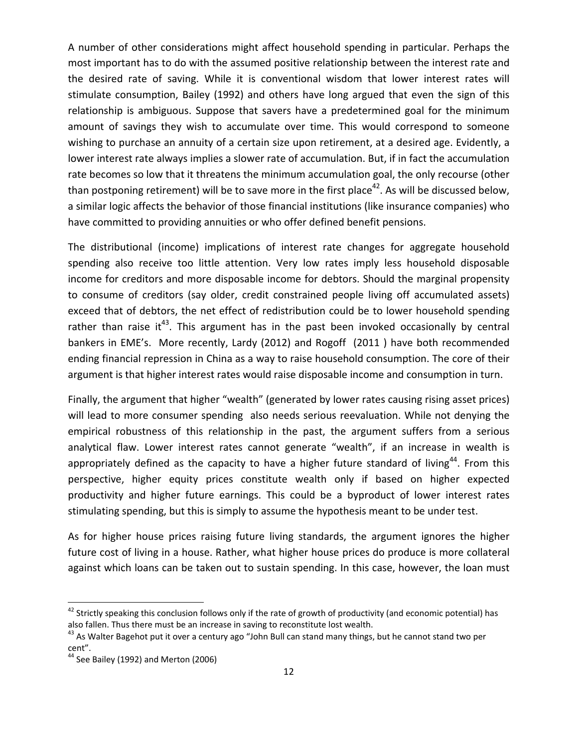A number of other considerations might affect household spending in particular. Perhaps the most important has to do with the assumed positive relationship between the interest rate and the desired rate of saving. While it is conventional wisdom that lower interest rates will stimulate consumption, Bailey (1992) and others have long argued that even the sign of this relationship is ambiguous. Suppose that savers have a predetermined goal for the minimum amount of savings they wish to accumulate over time. This would correspond to someone wishing to purchase an annuity of a certain size upon retirement, at a desired age. Evidently, a lower interest rate always implies a slower rate of accumulation. But, if in fact the accumulation rate becomes so low that it threatens the minimum accumulation goal, the only recourse (other than postponing retirement) will be to save more in the first place[42]. As will be discussed below, a similar logic affects the behavior of those financial institutions (like insurance companies) who have committed to providing annuities or who offer defined benefit pensions.

The distributional (income) implications of interest rate changes for aggregate household spending also receive too little attention. Very low rates imply less household disposable income for creditors and more disposable income for debtors. Should the marginal propensity to consume of creditors (say older, credit constrained people living off accumulated assets) exceed that of debtors, the net effect of redistribution could be to lower household spending rather than raise it[43]. This argument has in the past been invoked occasionally by central bankers in EME's. More recently, Lardy (2012) and Rogoff (2011 ) have both recommended ending financial repression in China as a way to raise household consumption. The core of their argument is that higher interest rates would raise disposable income and consumption in turn.

Finally, the argument that higher "wealth" (generated by lower rates causing rising asset prices) will lead to more consumer spending also needs serious reevaluation. While not denying the empirical robustness of this relationship in the past, the argument suffers from a serious analytical flaw. Lower interest rates cannot generate "wealth", if an increase in wealth is appropriately defined as the capacity to have a higher future standard of living[44]. From this perspective, higher equity prices constitute wealth only if based on higher expected productivity and higher future earnings. This could be a byproduct of lower interest rates stimulating spending, but this is simply to assume the hypothesis meant to be under test.

As for higher house prices raising future living standards, the argument ignores the higher future cost of living in a house. Rather, what higher house prices do produce is more collateral against which loans can be taken out to sustain spending. In this case, however, the loan must

---

[42] Strictly speaking this conclusion follows only if the rate of growth of productivity (and economic potential) has also fallen. Thus there must be an increase in saving to reconstitute lost wealth.

[43] As Walter Bagehot put it over a century ago "John Bull can stand many things, but he cannot stand two per cent".

[44] See Bailey (1992) and Merton (2006)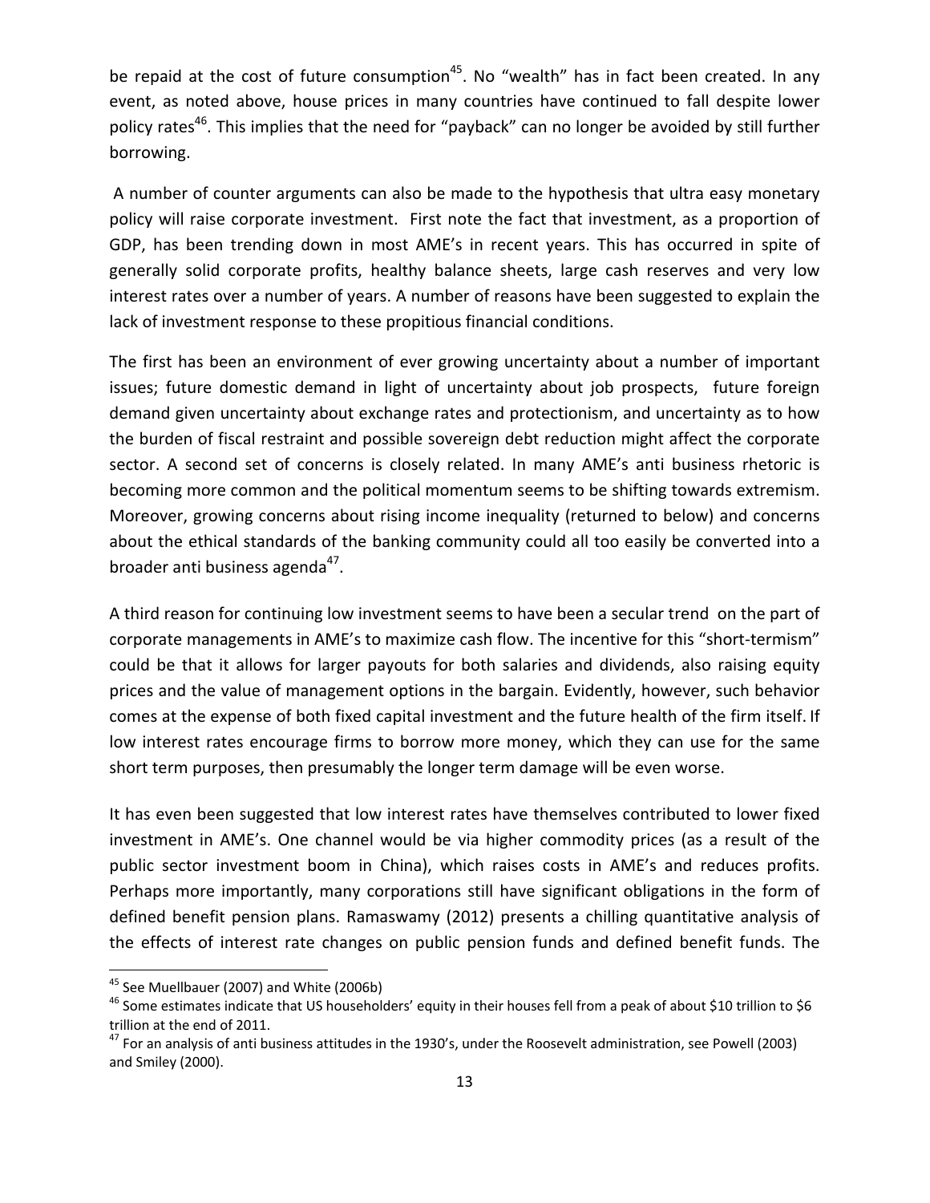be repaid at the cost of future consumption[45]. No "wealth" has in fact been created. In any event, as noted above, house prices in many countries have continued to fall despite lower policy rates[46]. This implies that the need for "payback" can no longer be avoided by still further borrowing.

A number of counter arguments can also be made to the hypothesis that ultra easy monetary policy will raise corporate investment. First note the fact that investment, as a proportion of GDP, has been trending down in most AME's in recent years. This has occurred in spite of generally solid corporate profits, healthy balance sheets, large cash reserves and very low interest rates over a number of years. A number of reasons have been suggested to explain the lack of investment response to these propitious financial conditions.

The first has been an environment of ever growing uncertainty about a number of important issues; future domestic demand in light of uncertainty about job prospects, future foreign demand given uncertainty about exchange rates and protectionism, and uncertainty as to how the burden of fiscal restraint and possible sovereign debt reduction might affect the corporate sector. A second set of concerns is closely related. In many AME's anti business rhetoric is becoming more common and the political momentum seems to be shifting towards extremism. Moreover, growing concerns about rising income inequality (returned to below) and concerns about the ethical standards of the banking community could all too easily be converted into a broader anti business agenda[47].

A third reason for continuing low investment seems to have been a secular trend on the part of corporate managements in AME's to maximize cash flow. The incentive for this "short-termism" could be that it allows for larger payouts for both salaries and dividends, also raising equity prices and the value of management options in the bargain. Evidently, however, such behavior comes at the expense of both fixed capital investment and the future health of the firm itself. If low interest rates encourage firms to borrow more money, which they can use for the same short term purposes, then presumably the longer term damage will be even worse.

It has even been suggested that low interest rates have themselves contributed to lower fixed investment in AME's. One channel would be via higher commodity prices (as a result of the public sector investment boom in China), which raises costs in AME's and reduces profits. Perhaps more importantly, many corporations still have significant obligations in the form of defined benefit pension plans. Ramaswamy (2012) presents a chilling quantitative analysis of the effects of interest rate changes on public pension funds and defined benefit funds. The

---

[45] See Muellbauer (2007) and White (2006b)

[46] Some estimates indicate that US householders' equity in their houses fell from a peak of about $10 trillion to $6 trillion at the end of 2011.

[47] For an analysis of anti business attitudes in the 1930's, under the Roosevelt administration, see Powell (2003) and Smiley (2000).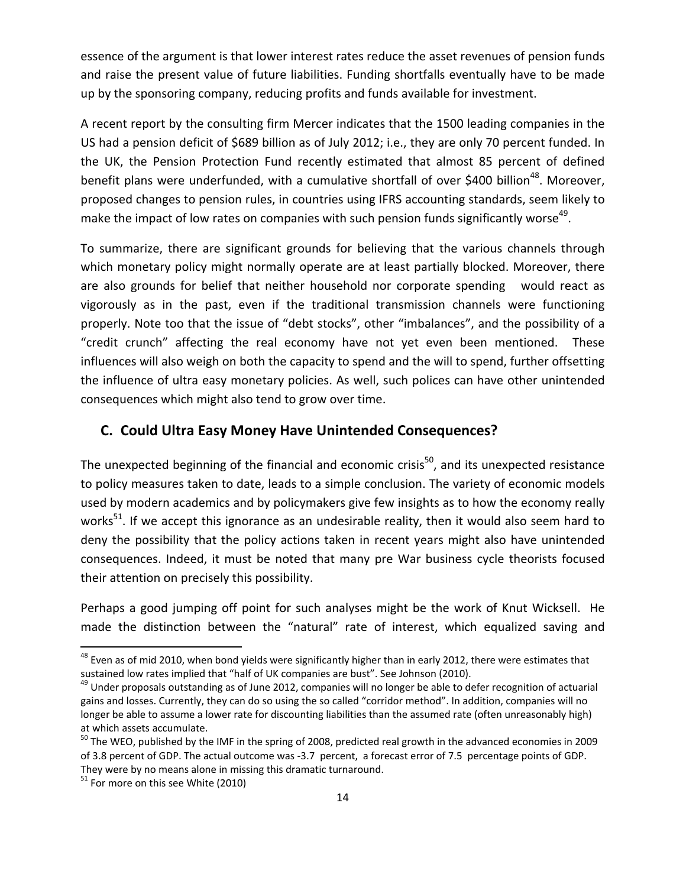essence of the argument is that lower interest rates reduce the asset revenues of pension funds and raise the present value of future liabilities. Funding shortfalls eventually have to be made up by the sponsoring company, reducing profits and funds available for investment.

A recent report by the consulting firm Mercer indicates that the 1500 leading companies in the US had a pension deficit of $689 billion as of July 2012; i.e., they are only 70 percent funded. In the UK, the Pension Protection Fund recently estimated that almost 85 percent of defined benefit plans were underfunded, with a cumulative shortfall of over $400 billion[48]. Moreover, proposed changes to pension rules, in countries using IFRS accounting standards, seem likely to make the impact of low rates on companies with such pension funds significantly worse[49].

To summarize, there are significant grounds for believing that the various channels through which monetary policy might normally operate are at least partially blocked. Moreover, there are also grounds for belief that neither household nor corporate spending would react as vigorously as in the past, even if the traditional transmission channels were functioning properly. Note too that the issue of "debt stocks", other "imbalances", and the possibility of a "credit crunch" affecting the real economy have not yet even been mentioned. These influences will also weigh on both the capacity to spend and the will to spend, further offsetting the influence of ultra easy monetary policies. As well, such polices can have other unintended consequences which might also tend to grow over time.

## C. Could Ultra Easy Money Have Unintended Consequences?

The unexpected beginning of the financial and economic crisis[50], and its unexpected resistance to policy measures taken to date, leads to a simple conclusion. The variety of economic models used by modern academics and by policymakers give few insights as to how the economy really works[51]. If we accept this ignorance as an undesirable reality, then it would also seem hard to deny the possibility that the policy actions taken in recent years might also have unintended consequences. Indeed, it must be noted that many pre War business cycle theorists focused their attention on precisely this possibility.

Perhaps a good jumping off point for such analyses might be the work of Knut Wicksell. He made the distinction between the "natural" rate of interest, which equalized saving and

---

[48] Even as of mid 2010, when bond yields were significantly higher than in early 2012, there were estimates that sustained low rates implied that "half of UK companies are bust". See Johnson (2010).

[49] Under proposals outstanding as of June 2012, companies will no longer be able to defer recognition of actuarial gains and losses. Currently, they can do so using the so called "corridor method". In addition, companies will no longer be able to assume a lower rate for discounting liabilities than the assumed rate (often unreasonably high) at which assets accumulate.

[50] The WEO, published by the IMF in the spring of 2008, predicted real growth in the advanced economies in 2009 of 3.8 percent of GDP. The actual outcome was -3.7 percent, a forecast error of 7.5 percentage points of GDP. They were by no means alone in missing this dramatic turnaround.

[51] For more on this see White (2010)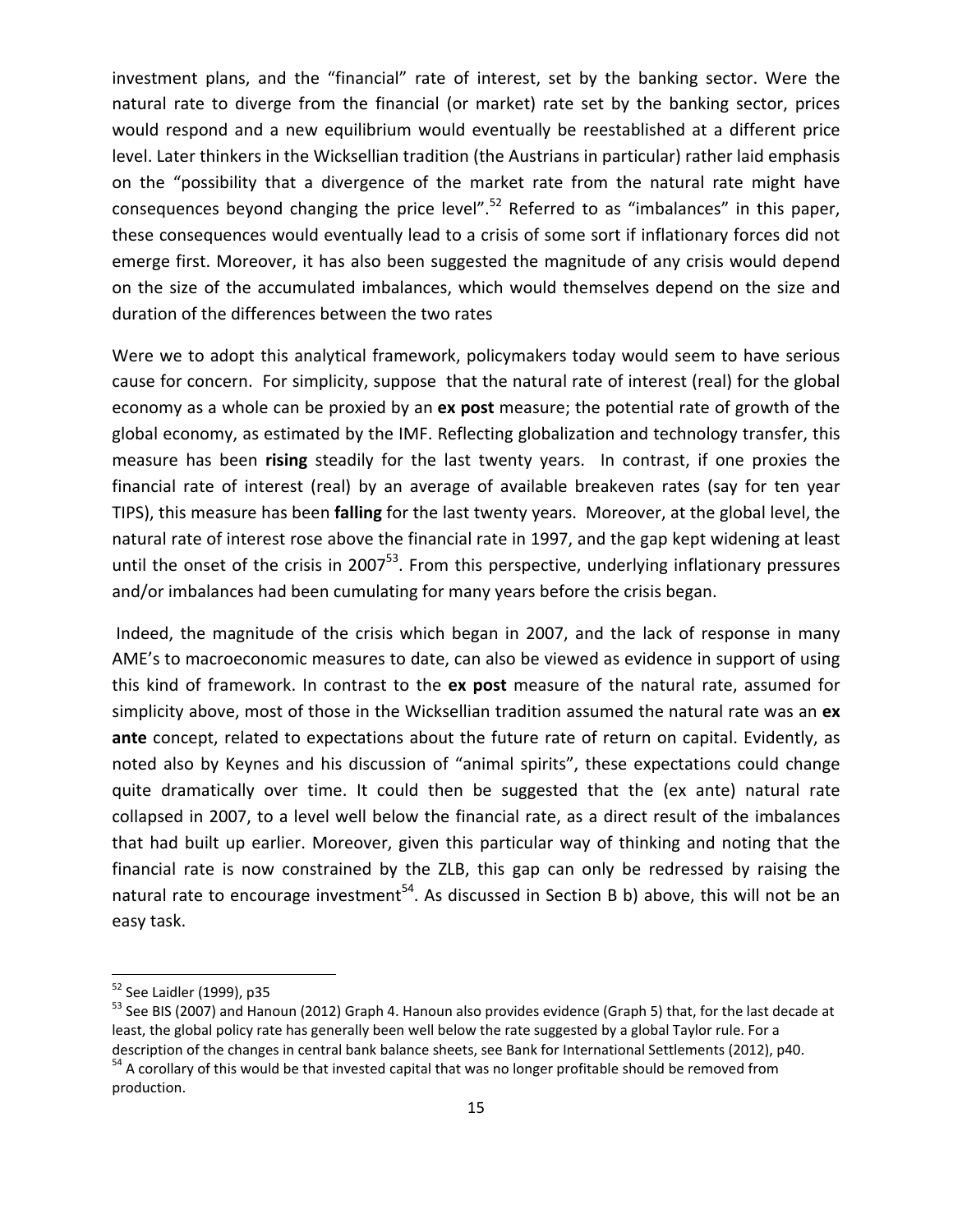investment plans, and the "financial" rate of interest, set by the banking sector. Were the natural rate to diverge from the financial (or market) rate set by the banking sector, prices would respond and a new equilibrium would eventually be reestablished at a different price level. Later thinkers in the Wicksellian tradition (the Austrians in particular) rather laid emphasis on the "possibility that a divergence of the market rate from the natural rate might have consequences beyond changing the price level".[52] Referred to as "imbalances" in this paper, these consequences would eventually lead to a crisis of some sort if inflationary forces did not emerge first. Moreover, it has also been suggested the magnitude of any crisis would depend on the size of the accumulated imbalances, which would themselves depend on the size and duration of the differences between the two rates

Were we to adopt this analytical framework, policymakers today would seem to have serious cause for concern. For simplicity, suppose that the natural rate of interest (real) for the global economy as a whole can be proxied by an **ex post** measure; the potential rate of growth of the global economy, as estimated by the IMF. Reflecting globalization and technology transfer, this measure has been **rising** steadily for the last twenty years. In contrast, if one proxies the financial rate of interest (real) by an average of available breakeven rates (say for ten year TIPS), this measure has been **falling** for the last twenty years. Moreover, at the global level, the natural rate of interest rose above the financial rate in 1997, and the gap kept widening at least until the onset of the crisis in 2007[53]. From this perspective, underlying inflationary pressures and/or imbalances had been cumulating for many years before the crisis began.

Indeed, the magnitude of the crisis which began in 2007, and the lack of response in many AME's to macroeconomic measures to date, can also be viewed as evidence in support of using this kind of framework. In contrast to the **ex post** measure of the natural rate, assumed for simplicity above, most of those in the Wicksellian tradition assumed the natural rate was an **ex ante** concept, related to expectations about the future rate of return on capital. Evidently, as noted also by Keynes and his discussion of "animal spirits", these expectations could change quite dramatically over time. It could then be suggested that the (ex ante) natural rate collapsed in 2007, to a level well below the financial rate, as a direct result of the imbalances that had built up earlier. Moreover, given this particular way of thinking and noting that the financial rate is now constrained by the ZLB, this gap can only be redressed by raising the natural rate to encourage investment[54]. As discussed in Section B b) above, this will not be an easy task.

---

[52] See Laidler (1999), p35

[53] See BIS (2007) and Hanoun (2012) Graph 4. Hanoun also provides evidence (Graph 5) that, for the last decade at least, the global policy rate has generally been well below the rate suggested by a global Taylor rule. For a description of the changes in central bank balance sheets, see Bank for International Settlements (2012), p40.

[54] A corollary of this would be that invested capital that was no longer profitable should be removed from production.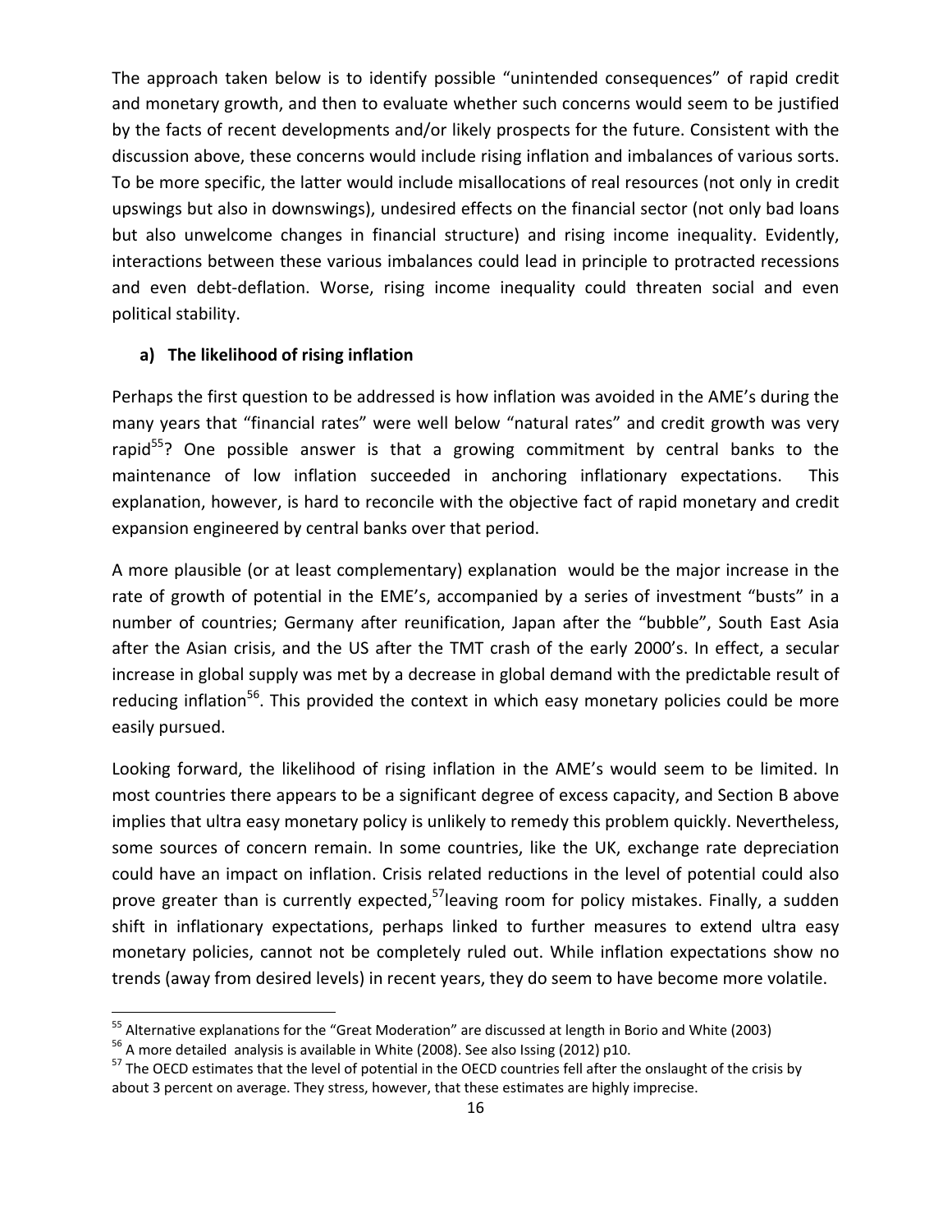The approach taken below is to identify possible "unintended consequences" of rapid credit and monetary growth, and then to evaluate whether such concerns would seem to be justified by the facts of recent developments and/or likely prospects for the future. Consistent with the discussion above, these concerns would include rising inflation and imbalances of various sorts. To be more specific, the latter would include misallocations of real resources (not only in credit upswings but also in downswings), undesired effects on the financial sector (not only bad loans but also unwelcome changes in financial structure) and rising income inequality. Evidently, interactions between these various imbalances could lead in principle to protracted recessions and even debt-deflation. Worse, rising income inequality could threaten social and even political stability.

**a) The likelihood of rising inflation**

Perhaps the first question to be addressed is how inflation was avoided in the AME's during the many years that "financial rates" were well below "natural rates" and credit growth was very rapid[55]? One possible answer is that a growing commitment by central banks to the maintenance of low inflation succeeded in anchoring inflationary expectations. This explanation, however, is hard to reconcile with the objective fact of rapid monetary and credit expansion engineered by central banks over that period.

A more plausible (or at least complementary) explanation would be the major increase in the rate of growth of potential in the EME's, accompanied by a series of investment "busts" in a number of countries; Germany after reunification, Japan after the "bubble", South East Asia after the Asian crisis, and the US after the TMT crash of the early 2000's. In effect, a secular increase in global supply was met by a decrease in global demand with the predictable result of reducing inflation[56]. This provided the context in which easy monetary policies could be more easily pursued.

Looking forward, the likelihood of rising inflation in the AME's would seem to be limited. In most countries there appears to be a significant degree of excess capacity, and Section B above implies that ultra easy monetary policy is unlikely to remedy this problem quickly. Nevertheless, some sources of concern remain. In some countries, like the UK, exchange rate depreciation could have an impact on inflation. Crisis related reductions in the level of potential could also prove greater than is currently expected,[57]leaving room for policy mistakes. Finally, a sudden shift in inflationary expectations, perhaps linked to further measures to extend ultra easy monetary policies, cannot not be completely ruled out. While inflation expectations show no trends (away from desired levels) in recent years, they do seem to have become more volatile.

---

[55] Alternative explanations for the "Great Moderation" are discussed at length in Borio and White (2003)

[56] A more detailed analysis is available in White (2008). See also Issing (2012) p10.

[57] The OECD estimates that the level of potential in the OECD countries fell after the onslaught of the crisis by about 3 percent on average. They stress, however, that these estimates are highly imprecise.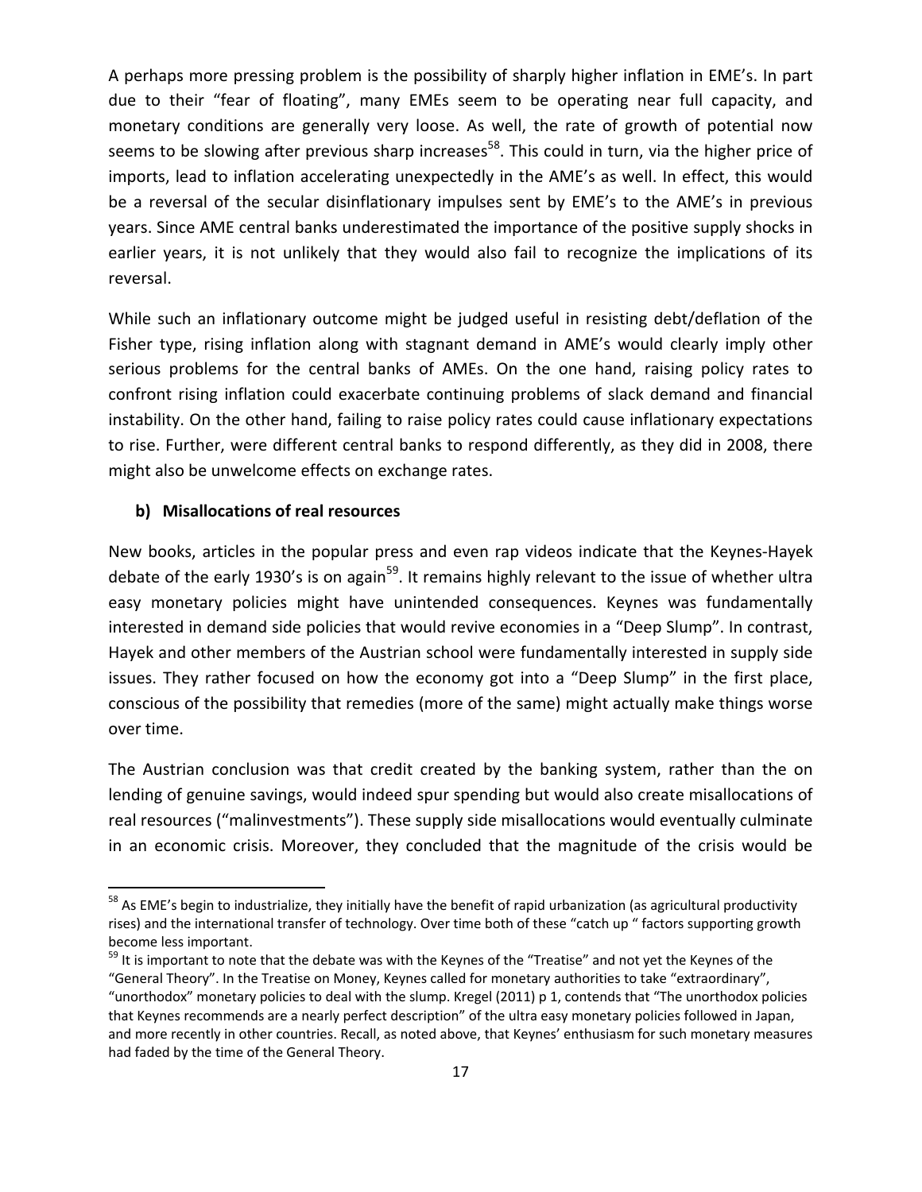A perhaps more pressing problem is the possibility of sharply higher inflation in EME's. In part due to their "fear of floating", many EMEs seem to be operating near full capacity, and monetary conditions are generally very loose. As well, the rate of growth of potential now seems to be slowing after previous sharp increases[58]. This could in turn, via the higher price of imports, lead to inflation accelerating unexpectedly in the AME's as well. In effect, this would be a reversal of the secular disinflationary impulses sent by EME's to the AME's in previous years. Since AME central banks underestimated the importance of the positive supply shocks in earlier years, it is not unlikely that they would also fail to recognize the implications of its reversal.

While such an inflationary outcome might be judged useful in resisting debt/deflation of the Fisher type, rising inflation along with stagnant demand in AME's would clearly imply other serious problems for the central banks of AMEs. On the one hand, raising policy rates to confront rising inflation could exacerbate continuing problems of slack demand and financial instability. On the other hand, failing to raise policy rates could cause inflationary expectations to rise. Further, were different central banks to respond differently, as they did in 2008, there might also be unwelcome effects on exchange rates.

**b) Misallocations of real resources**

New books, articles in the popular press and even rap videos indicate that the Keynes-Hayek debate of the early 1930's is on again[59]. It remains highly relevant to the issue of whether ultra easy monetary policies might have unintended consequences. Keynes was fundamentally interested in demand side policies that would revive economies in a "Deep Slump". In contrast, Hayek and other members of the Austrian school were fundamentally interested in supply side issues. They rather focused on how the economy got into a "Deep Slump" in the first place, conscious of the possibility that remedies (more of the same) might actually make things worse over time.

The Austrian conclusion was that credit created by the banking system, rather than the on lending of genuine savings, would indeed spur spending but would also create misallocations of real resources ("malinvestments"). These supply side misallocations would eventually culminate in an economic crisis. Moreover, they concluded that the magnitude of the crisis would be

---

[58] As EME's begin to industrialize, they initially have the benefit of rapid urbanization (as agricultural productivity rises) and the international transfer of technology. Over time both of these "catch up " factors supporting growth become less important.

[59] It is important to note that the debate was with the Keynes of the "Treatise" and not yet the Keynes of the "General Theory". In the Treatise on Money, Keynes called for monetary authorities to take "extraordinary", "unorthodox" monetary policies to deal with the slump. Kregel (2011) p 1, contends that "The unorthodox policies that Keynes recommends are a nearly perfect description" of the ultra easy monetary policies followed in Japan, and more recently in other countries. Recall, as noted above, that Keynes' enthusiasm for such monetary measures had faded by the time of the General Theory.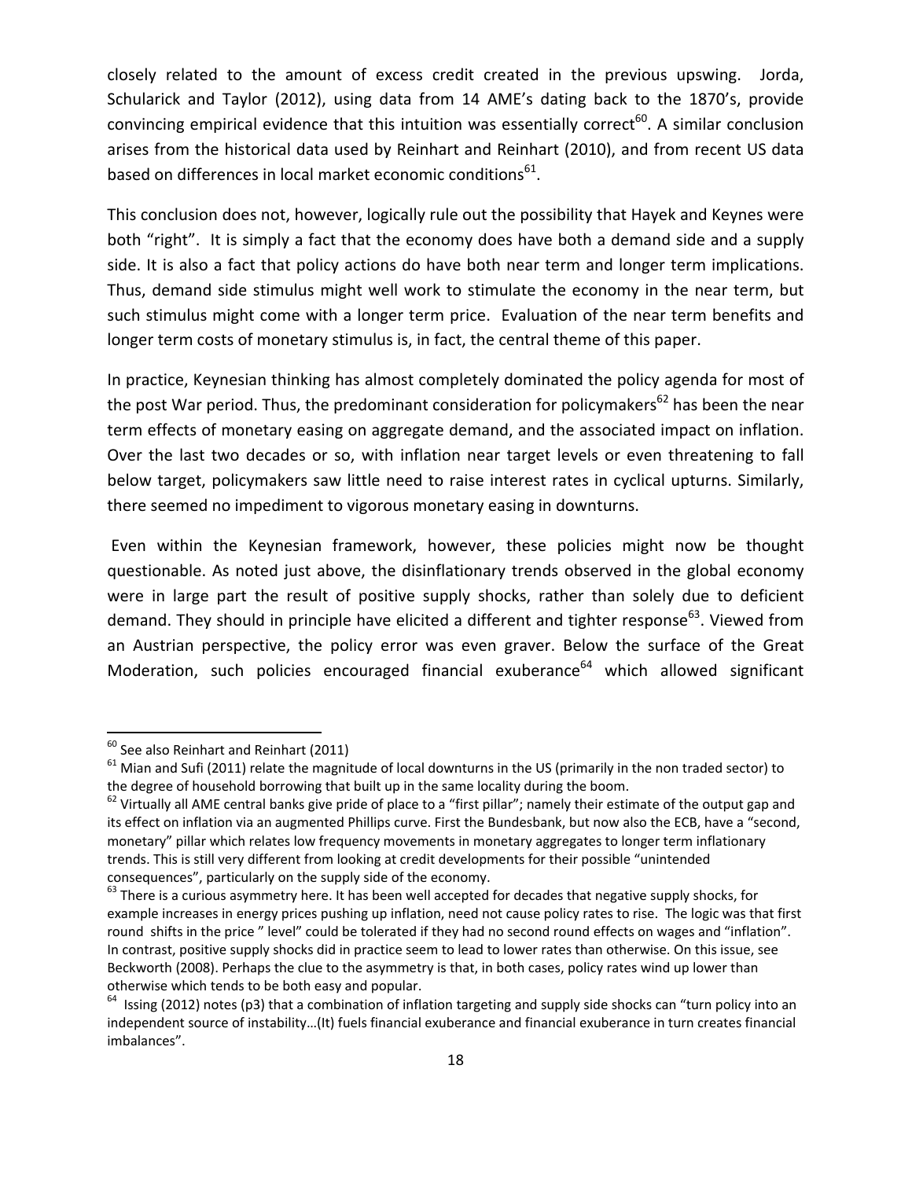closely related to the amount of excess credit created in the previous upswing. Jorda, Schularick and Taylor (2012), using data from 14 AME's dating back to the 1870's, provide convincing empirical evidence that this intuition was essentially correct[60]. A similar conclusion arises from the historical data used by Reinhart and Reinhart (2010), and from recent US data based on differences in local market economic conditions[61].

This conclusion does not, however, logically rule out the possibility that Hayek and Keynes were both "right". It is simply a fact that the economy does have both a demand side and a supply side. It is also a fact that policy actions do have both near term and longer term implications. Thus, demand side stimulus might well work to stimulate the economy in the near term, but such stimulus might come with a longer term price. Evaluation of the near term benefits and longer term costs of monetary stimulus is, in fact, the central theme of this paper.

In practice, Keynesian thinking has almost completely dominated the policy agenda for most of the post War period. Thus, the predominant consideration for policymakers[62] has been the near term effects of monetary easing on aggregate demand, and the associated impact on inflation. Over the last two decades or so, with inflation near target levels or even threatening to fall below target, policymakers saw little need to raise interest rates in cyclical upturns. Similarly, there seemed no impediment to vigorous monetary easing in downturns.

Even within the Keynesian framework, however, these policies might now be thought questionable. As noted just above, the disinflationary trends observed in the global economy were in large part the result of positive supply shocks, rather than solely due to deficient demand. They should in principle have elicited a different and tighter response[63]. Viewed from an Austrian perspective, the policy error was even graver. Below the surface of the Great Moderation, such policies encouraged financial exuberance[64] which allowed significant

---

[60] See also Reinhart and Reinhart (2011)

[61] Mian and Sufi (2011) relate the magnitude of local downturns in the US (primarily in the non traded sector) to the degree of household borrowing that built up in the same locality during the boom.

[62] Virtually all AME central banks give pride of place to a "first pillar"; namely their estimate of the output gap and its effect on inflation via an augmented Phillips curve. First the Bundesbank, but now also the ECB, have a "second, monetary" pillar which relates low frequency movements in monetary aggregates to longer term inflationary trends. This is still very different from looking at credit developments for their possible "unintended consequences", particularly on the supply side of the economy.

[63] There is a curious asymmetry here. It has been well accepted for decades that negative supply shocks, for example increases in energy prices pushing up inflation, need not cause policy rates to rise. The logic was that first round shifts in the price " level" could be tolerated if they had no second round effects on wages and "inflation". In contrast, positive supply shocks did in practice seem to lead to lower rates than otherwise. On this issue, see Beckworth (2008). Perhaps the clue to the asymmetry is that, in both cases, policy rates wind up lower than otherwise which tends to be both easy and popular.

[64] Issing (2012) notes (p3) that a combination of inflation targeting and supply side shocks can "turn policy into an independent source of instability…(It) fuels financial exuberance and financial exuberance in turn creates financial imbalances".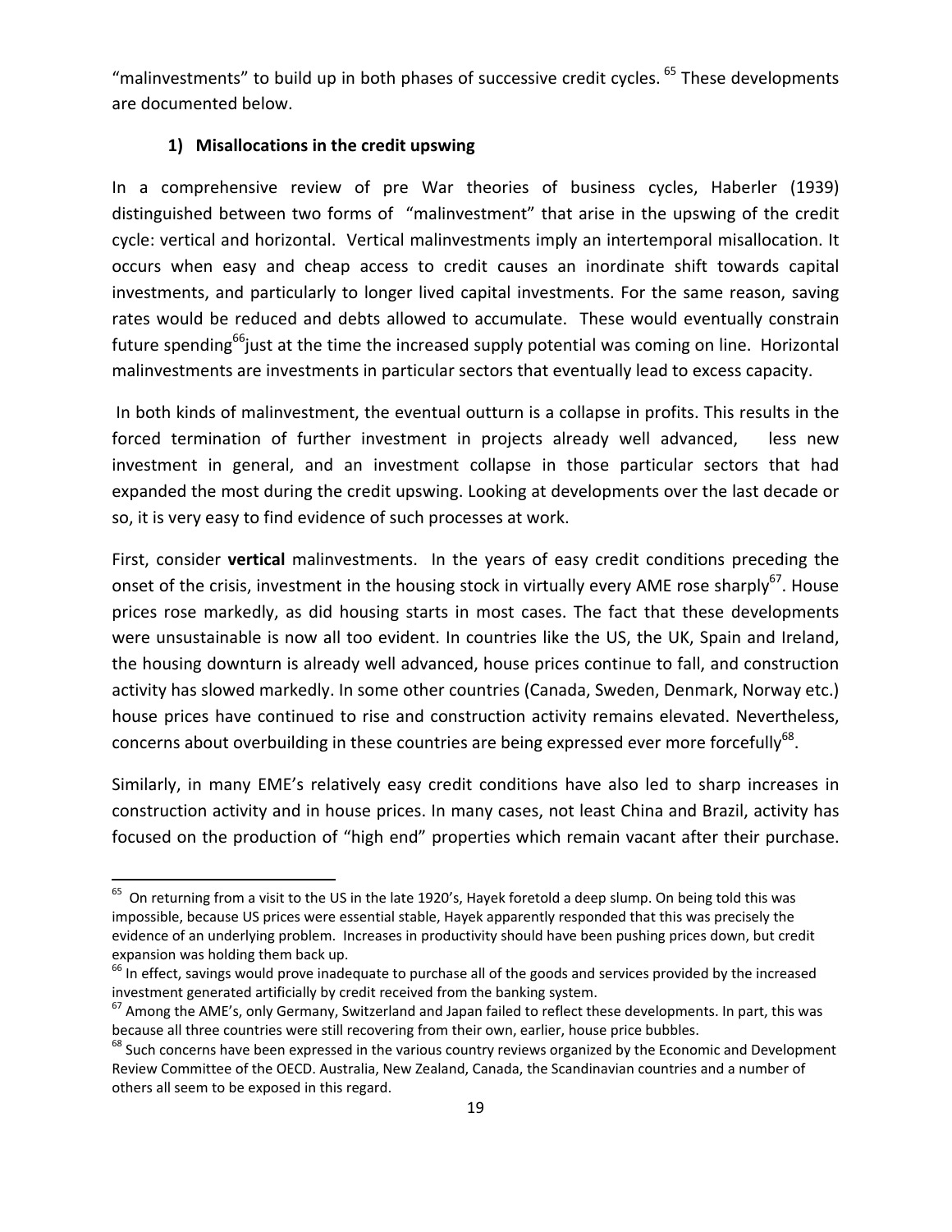"malinvestments" to build up in both phases of successive credit cycles. [65] These developments are documented below.

### 1) Misallocations in the credit upswing

In a comprehensive review of pre War theories of business cycles, Haberler (1939) distinguished between two forms of "malinvestment" that arise in the upswing of the credit cycle: vertical and horizontal. Vertical malinvestments imply an intertemporal misallocation. It occurs when easy and cheap access to credit causes an inordinate shift towards capital investments, and particularly to longer lived capital investments. For the same reason, saving rates would be reduced and debts allowed to accumulate. These would eventually constrain future spending[66] just at the time the increased supply potential was coming on line. Horizontal malinvestments are investments in particular sectors that eventually lead to excess capacity.

In both kinds of malinvestment, the eventual outturn is a collapse in profits. This results in the forced termination of further investment in projects already well advanced, less new investment in general, and an investment collapse in those particular sectors that had expanded the most during the credit upswing. Looking at developments over the last decade or so, it is very easy to find evidence of such processes at work.

First, consider **vertical** malinvestments. In the years of easy credit conditions preceding the onset of the crisis, investment in the housing stock in virtually every AME rose sharply[67]. House prices rose markedly, as did housing starts in most cases. The fact that these developments were unsustainable is now all too evident. In countries like the US, the UK, Spain and Ireland, the housing downturn is already well advanced, house prices continue to fall, and construction activity has slowed markedly. In some other countries (Canada, Sweden, Denmark, Norway etc.) house prices have continued to rise and construction activity remains elevated. Nevertheless, concerns about overbuilding in these countries are being expressed ever more forcefully[68].

Similarly, in many EME's relatively easy credit conditions have also led to sharp increases in construction activity and in house prices. In many cases, not least China and Brazil, activity has focused on the production of "high end" properties which remain vacant after their purchase.

---

[65] On returning from a visit to the US in the late 1920's, Hayek foretold a deep slump. On being told this was impossible, because US prices were essential stable, Hayek apparently responded that this was precisely the evidence of an underlying problem. Increases in productivity should have been pushing prices down, but credit expansion was holding them back up.

[66] In effect, savings would prove inadequate to purchase all of the goods and services provided by the increased investment generated artificially by credit received from the banking system.

[67] Among the AME's, only Germany, Switzerland and Japan failed to reflect these developments. In part, this was because all three countries were still recovering from their own, earlier, house price bubbles.

[68] Such concerns have been expressed in the various country reviews organized by the Economic and Development Review Committee of the OECD. Australia, New Zealand, Canada, the Scandinavian countries and a number of others all seem to be exposed in this regard.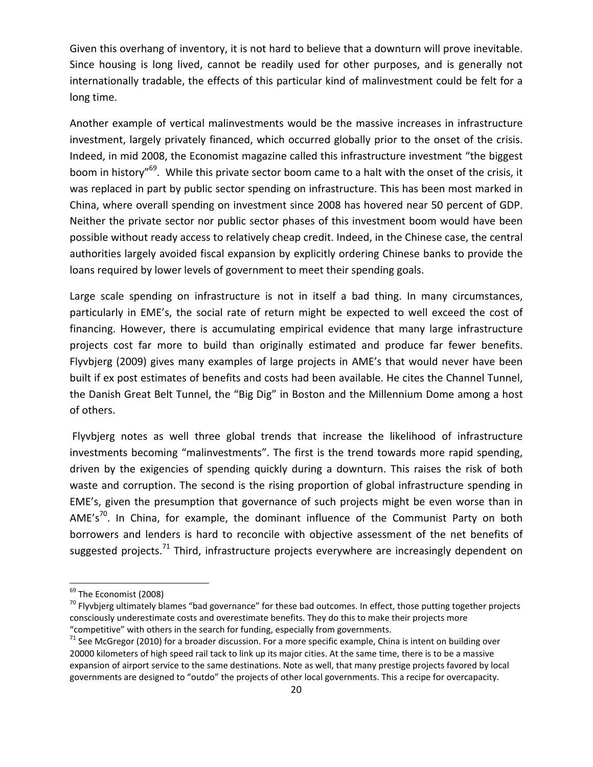Given this overhang of inventory, it is not hard to believe that a downturn will prove inevitable. Since housing is long lived, cannot be readily used for other purposes, and is generally not internationally tradable, the effects of this particular kind of malinvestment could be felt for a long time.

Another example of vertical malinvestments would be the massive increases in infrastructure investment, largely privately financed, which occurred globally prior to the onset of the crisis. Indeed, in mid 2008, the Economist magazine called this infrastructure investment "the biggest boom in history"[69]. While this private sector boom came to a halt with the onset of the crisis, it was replaced in part by public sector spending on infrastructure. This has been most marked in China, where overall spending on investment since 2008 has hovered near 50 percent of GDP. Neither the private sector nor public sector phases of this investment boom would have been possible without ready access to relatively cheap credit. Indeed, in the Chinese case, the central authorities largely avoided fiscal expansion by explicitly ordering Chinese banks to provide the loans required by lower levels of government to meet their spending goals.

Large scale spending on infrastructure is not in itself a bad thing. In many circumstances, particularly in EME's, the social rate of return might be expected to well exceed the cost of financing. However, there is accumulating empirical evidence that many large infrastructure projects cost far more to build than originally estimated and produce far fewer benefits. Flyvbjerg (2009) gives many examples of large projects in AME's that would never have been built if ex post estimates of benefits and costs had been available. He cites the Channel Tunnel, the Danish Great Belt Tunnel, the "Big Dig" in Boston and the Millennium Dome among a host of others.

Flyvbjerg notes as well three global trends that increase the likelihood of infrastructure investments becoming "malinvestments". The first is the trend towards more rapid spending, driven by the exigencies of spending quickly during a downturn. This raises the risk of both waste and corruption. The second is the rising proportion of global infrastructure spending in EME's, given the presumption that governance of such projects might be even worse than in AME's[70]. In China, for example, the dominant influence of the Communist Party on both borrowers and lenders is hard to reconcile with objective assessment of the net benefits of suggested projects.[71] Third, infrastructure projects everywhere are increasingly dependent on

---

[69] The Economist (2008)

[70] Flyvbjerg ultimately blames "bad governance" for these bad outcomes. In effect, those putting together projects consciously underestimate costs and overestimate benefits. They do this to make their projects more "competitive" with others in the search for funding, especially from governments.

[71] See McGregor (2010) for a broader discussion. For a more specific example, China is intent on building over 20000 kilometers of high speed rail tack to link up its major cities. At the same time, there is to be a massive expansion of airport service to the same destinations. Note as well, that many prestige projects favored by local governments are designed to "outdo" the projects of other local governments. This a recipe for overcapacity.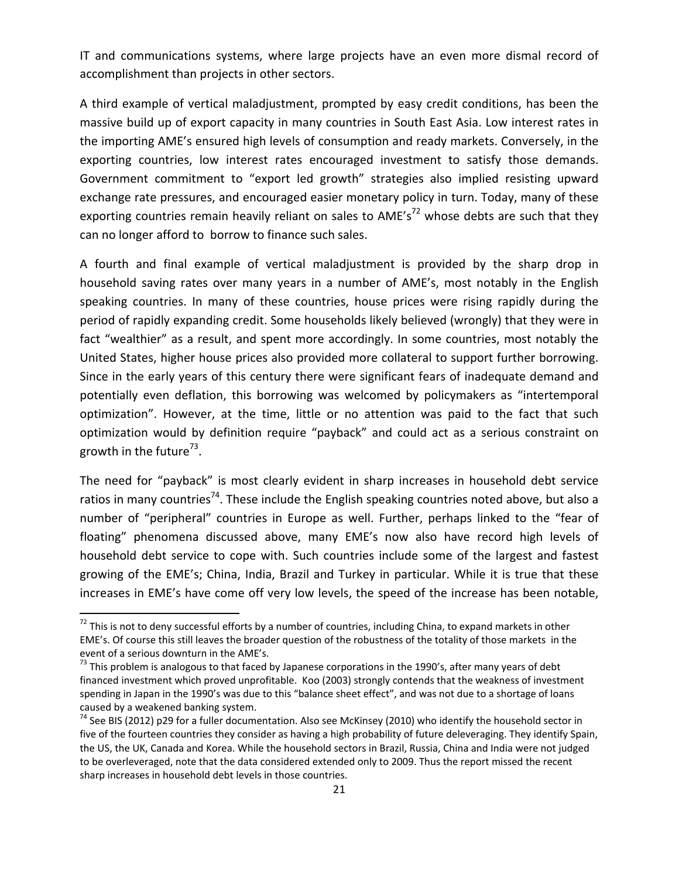IT and communications systems, where large projects have an even more dismal record of accomplishment than projects in other sectors.

A third example of vertical maladjustment, prompted by easy credit conditions, has been the massive build up of export capacity in many countries in South East Asia. Low interest rates in the importing AME's ensured high levels of consumption and ready markets. Conversely, in the exporting countries, low interest rates encouraged investment to satisfy those demands. Government commitment to "export led growth" strategies also implied resisting upward exchange rate pressures, and encouraged easier monetary policy in turn. Today, many of these exporting countries remain heavily reliant on sales to AME's[72] whose debts are such that they can no longer afford to borrow to finance such sales.

A fourth and final example of vertical maladjustment is provided by the sharp drop in household saving rates over many years in a number of AME's, most notably in the English speaking countries. In many of these countries, house prices were rising rapidly during the period of rapidly expanding credit. Some households likely believed (wrongly) that they were in fact "wealthier" as a result, and spent more accordingly. In some countries, most notably the United States, higher house prices also provided more collateral to support further borrowing. Since in the early years of this century there were significant fears of inadequate demand and potentially even deflation, this borrowing was welcomed by policymakers as "intertemporal optimization". However, at the time, little or no attention was paid to the fact that such optimization would by definition require "payback" and could act as a serious constraint on growth in the future[73].

The need for "payback" is most clearly evident in sharp increases in household debt service ratios in many countries[74]. These include the English speaking countries noted above, but also a number of "peripheral" countries in Europe as well. Further, perhaps linked to the "fear of floating" phenomena discussed above, many EME's now also have record high levels of household debt service to cope with. Such countries include some of the largest and fastest growing of the EME's; China, India, Brazil and Turkey in particular. While it is true that these increases in EME's have come off very low levels, the speed of the increase has been notable,

---

[72] This is not to deny successful efforts by a number of countries, including China, to expand markets in other EME's. Of course this still leaves the broader question of the robustness of the totality of those markets in the event of a serious downturn in the AME's.

[73] This problem is analogous to that faced by Japanese corporations in the 1990's, after many years of debt financed investment which proved unprofitable. Koo (2003) strongly contends that the weakness of investment spending in Japan in the 1990's was due to this "balance sheet effect", and was not due to a shortage of loans caused by a weakened banking system.

[74] See BIS (2012) p29 for a fuller documentation. Also see McKinsey (2010) who identify the household sector in five of the fourteen countries they consider as having a high probability of future deleveraging. They identify Spain, the US, the UK, Canada and Korea. While the household sectors in Brazil, Russia, China and India were not judged to be overleveraged, note that the data considered extended only to 2009. Thus the report missed the recent sharp increases in household debt levels in those countries.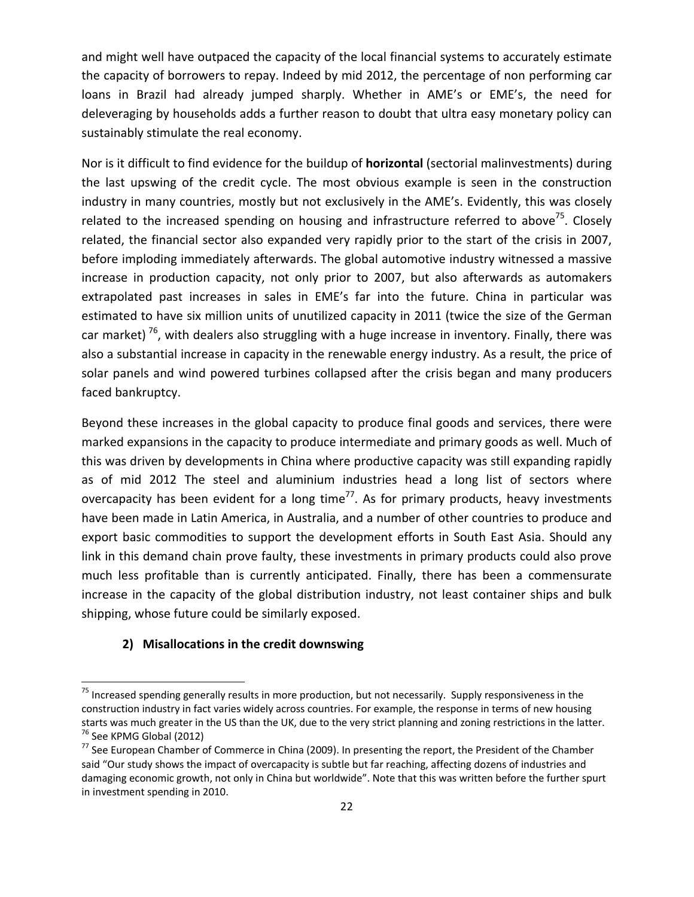and might well have outpaced the capacity of the local financial systems to accurately estimate the capacity of borrowers to repay. Indeed by mid 2012, the percentage of non performing car loans in Brazil had already jumped sharply. Whether in AME's or EME's, the need for deleveraging by households adds a further reason to doubt that ultra easy monetary policy can sustainably stimulate the real economy.

Nor is it difficult to find evidence for the buildup of **horizontal** (sectorial malinvestments) during the last upswing of the credit cycle. The most obvious example is seen in the construction industry in many countries, mostly but not exclusively in the AME's. Evidently, this was closely related to the increased spending on housing and infrastructure referred to above[75]. Closely related, the financial sector also expanded very rapidly prior to the start of the crisis in 2007, before imploding immediately afterwards. The global automotive industry witnessed a massive increase in production capacity, not only prior to 2007, but also afterwards as automakers extrapolated past increases in sales in EME's far into the future. China in particular was estimated to have six million units of unutilized capacity in 2011 (twice the size of the German car market) [76], with dealers also struggling with a huge increase in inventory. Finally, there was also a substantial increase in capacity in the renewable energy industry. As a result, the price of solar panels and wind powered turbines collapsed after the crisis began and many producers faced bankruptcy.

Beyond these increases in the global capacity to produce final goods and services, there were marked expansions in the capacity to produce intermediate and primary goods as well. Much of this was driven by developments in China where productive capacity was still expanding rapidly as of mid 2012 The steel and aluminium industries head a long list of sectors where overcapacity has been evident for a long time[77]. As for primary products, heavy investments have been made in Latin America, in Australia, and a number of other countries to produce and export basic commodities to support the development efforts in South East Asia. Should any link in this demand chain prove faulty, these investments in primary products could also prove much less profitable than is currently anticipated. Finally, there has been a commensurate increase in the capacity of the global distribution industry, not least container ships and bulk shipping, whose future could be similarly exposed.

### 2) Misallocations in the credit downswing

---

[75] Increased spending generally results in more production, but not necessarily. Supply responsiveness in the construction industry in fact varies widely across countries. For example, the response in terms of new housing starts was much greater in the US than the UK, due to the very strict planning and zoning restrictions in the latter.

[76] See KPMG Global (2012)

[77] See European Chamber of Commerce in China (2009). In presenting the report, the President of the Chamber said "Our study shows the impact of overcapacity is subtle but far reaching, affecting dozens of industries and damaging economic growth, not only in China but worldwide". Note that this was written before the further spurt in investment spending in 2010.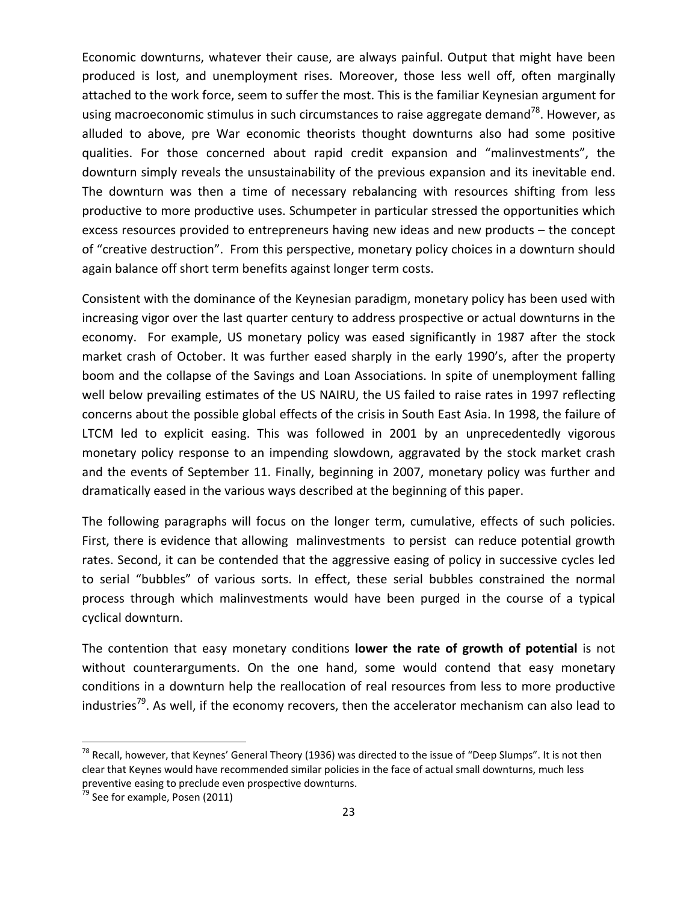Economic downturns, whatever their cause, are always painful. Output that might have been produced is lost, and unemployment rises. Moreover, those less well off, often marginally attached to the work force, seem to suffer the most. This is the familiar Keynesian argument for using macroeconomic stimulus in such circumstances to raise aggregate demand[78]. However, as alluded to above, pre War economic theorists thought downturns also had some positive qualities. For those concerned about rapid credit expansion and "malinvestments", the downturn simply reveals the unsustainability of the previous expansion and its inevitable end. The downturn was then a time of necessary rebalancing with resources shifting from less productive to more productive uses. Schumpeter in particular stressed the opportunities which excess resources provided to entrepreneurs having new ideas and new products – the concept of "creative destruction". From this perspective, monetary policy choices in a downturn should again balance off short term benefits against longer term costs.

Consistent with the dominance of the Keynesian paradigm, monetary policy has been used with increasing vigor over the last quarter century to address prospective or actual downturns in the economy. For example, US monetary policy was eased significantly in 1987 after the stock market crash of October. It was further eased sharply in the early 1990's, after the property boom and the collapse of the Savings and Loan Associations. In spite of unemployment falling well below prevailing estimates of the US NAIRU, the US failed to raise rates in 1997 reflecting concerns about the possible global effects of the crisis in South East Asia. In 1998, the failure of LTCM led to explicit easing. This was followed in 2001 by an unprecedentedly vigorous monetary policy response to an impending slowdown, aggravated by the stock market crash and the events of September 11. Finally, beginning in 2007, monetary policy was further and dramatically eased in the various ways described at the beginning of this paper.

The following paragraphs will focus on the longer term, cumulative, effects of such policies. First, there is evidence that allowing malinvestments to persist can reduce potential growth rates. Second, it can be contended that the aggressive easing of policy in successive cycles led to serial "bubbles" of various sorts. In effect, these serial bubbles constrained the normal process through which malinvestments would have been purged in the course of a typical cyclical downturn.

The contention that easy monetary conditions **lower the rate of growth of potential** is not without counterarguments. On the one hand, some would contend that easy monetary conditions in a downturn help the reallocation of real resources from less to more productive industries[79]. As well, if the economy recovers, then the accelerator mechanism can also lead to

[78] Recall, however, that Keynes' General Theory (1936) was directed to the issue of "Deep Slumps". It is not then clear that Keynes would have recommended similar policies in the face of actual small downturns, much less preventive easing to preclude even prospective downturns.

[79] See for example, Posen (2011)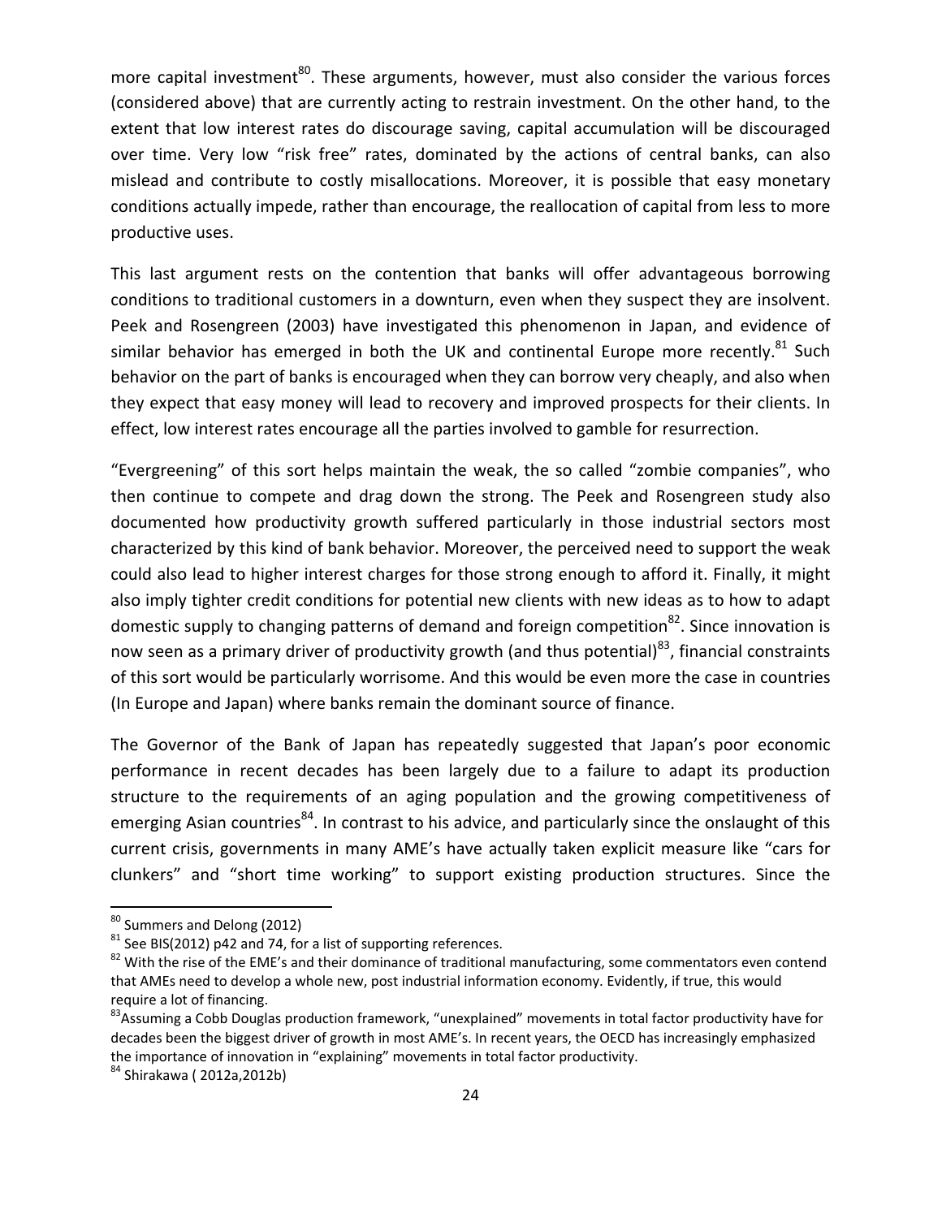more capital investment[80]. These arguments, however, must also consider the various forces (considered above) that are currently acting to restrain investment. On the other hand, to the extent that low interest rates do discourage saving, capital accumulation will be discouraged over time. Very low "risk free" rates, dominated by the actions of central banks, can also mislead and contribute to costly misallocations. Moreover, it is possible that easy monetary conditions actually impede, rather than encourage, the reallocation of capital from less to more productive uses.

This last argument rests on the contention that banks will offer advantageous borrowing conditions to traditional customers in a downturn, even when they suspect they are insolvent. Peek and Rosengreen (2003) have investigated this phenomenon in Japan, and evidence of similar behavior has emerged in both the UK and continental Europe more recently.[81] Such behavior on the part of banks is encouraged when they can borrow very cheaply, and also when they expect that easy money will lead to recovery and improved prospects for their clients. In effect, low interest rates encourage all the parties involved to gamble for resurrection.

"Evergreening" of this sort helps maintain the weak, the so called "zombie companies", who then continue to compete and drag down the strong. The Peek and Rosengreen study also documented how productivity growth suffered particularly in those industrial sectors most characterized by this kind of bank behavior. Moreover, the perceived need to support the weak could also lead to higher interest charges for those strong enough to afford it. Finally, it might also imply tighter credit conditions for potential new clients with new ideas as to how to adapt domestic supply to changing patterns of demand and foreign competition[82]. Since innovation is now seen as a primary driver of productivity growth (and thus potential)[83], financial constraints of this sort would be particularly worrisome. And this would be even more the case in countries (In Europe and Japan) where banks remain the dominant source of finance.

The Governor of the Bank of Japan has repeatedly suggested that Japan's poor economic performance in recent decades has been largely due to a failure to adapt its production structure to the requirements of an aging population and the growing competitiveness of emerging Asian countries[84]. In contrast to his advice, and particularly since the onslaught of this current crisis, governments in many AME's have actually taken explicit measure like "cars for clunkers" and "short time working" to support existing production structures. Since the

---

[80] Summers and Delong (2012)

[81] See BIS(2012) p42 and 74, for a list of supporting references.

[82] With the rise of the EME's and their dominance of traditional manufacturing, some commentators even contend that AMEs need to develop a whole new, post industrial information economy. Evidently, if true, this would require a lot of financing.

[83] Assuming a Cobb Douglas production framework, "unexplained" movements in total factor productivity have for decades been the biggest driver of growth in most AME's. In recent years, the OECD has increasingly emphasized the importance of innovation in "explaining" movements in total factor productivity.

[84] Shirakawa ( 2012a,2012b)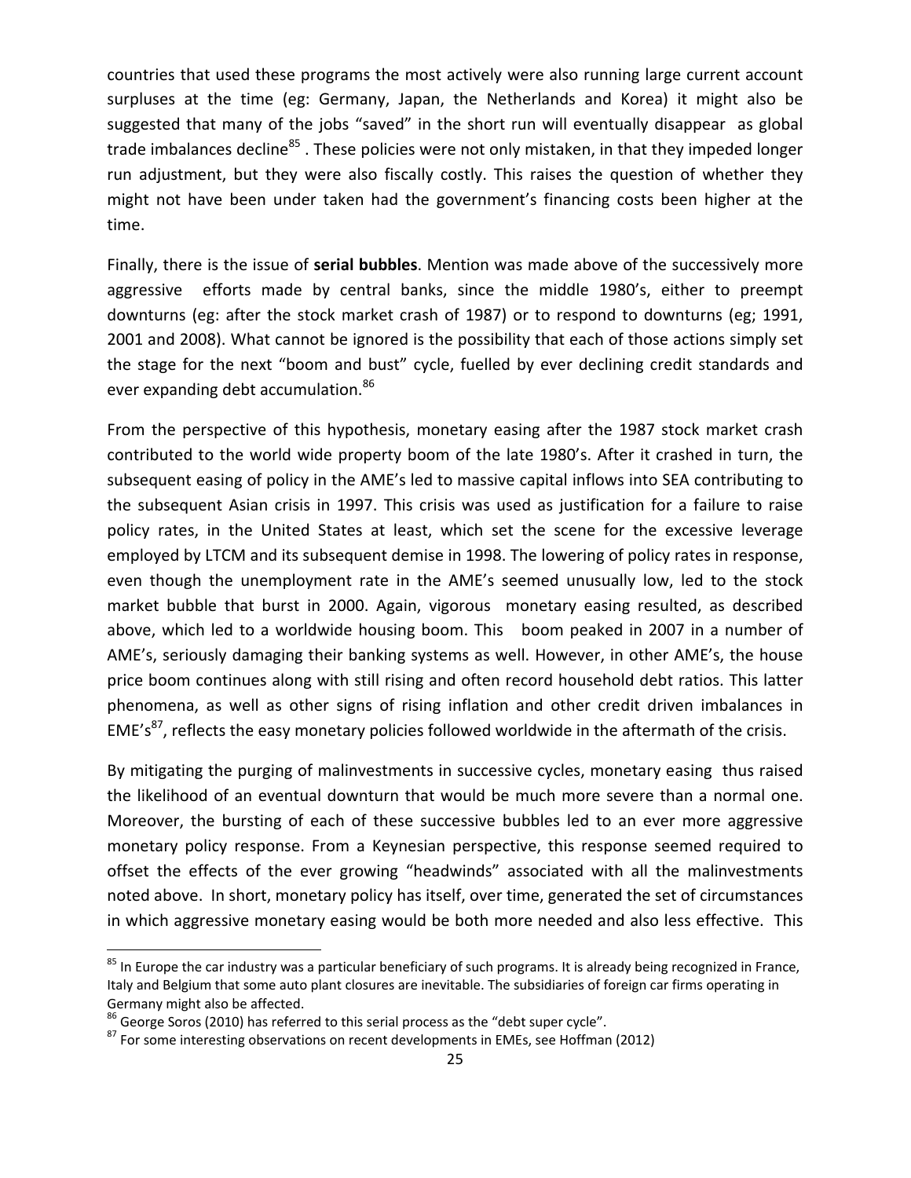countries that used these programs the most actively were also running large current account surpluses at the time (eg: Germany, Japan, the Netherlands and Korea) it might also be suggested that many of the jobs "saved" in the short run will eventually disappear as global trade imbalances decline[85] . These policies were not only mistaken, in that they impeded longer run adjustment, but they were also fiscally costly. This raises the question of whether they might not have been under taken had the government's financing costs been higher at the time.

Finally, there is the issue of **serial bubbles**. Mention was made above of the successively more aggressive efforts made by central banks, since the middle 1980's, either to preempt downturns (eg: after the stock market crash of 1987) or to respond to downturns (eg; 1991, 2001 and 2008). What cannot be ignored is the possibility that each of those actions simply set the stage for the next "boom and bust" cycle, fuelled by ever declining credit standards and ever expanding debt accumulation.[86]

From the perspective of this hypothesis, monetary easing after the 1987 stock market crash contributed to the world wide property boom of the late 1980's. After it crashed in turn, the subsequent easing of policy in the AME's led to massive capital inflows into SEA contributing to the subsequent Asian crisis in 1997. This crisis was used as justification for a failure to raise policy rates, in the United States at least, which set the scene for the excessive leverage employed by LTCM and its subsequent demise in 1998. The lowering of policy rates in response, even though the unemployment rate in the AME's seemed unusually low, led to the stock market bubble that burst in 2000. Again, vigorous monetary easing resulted, as described above, which led to a worldwide housing boom. This boom peaked in 2007 in a number of AME's, seriously damaging their banking systems as well. However, in other AME's, the house price boom continues along with still rising and often record household debt ratios. This latter phenomena, as well as other signs of rising inflation and other credit driven imbalances in EME's[87], reflects the easy monetary policies followed worldwide in the aftermath of the crisis.

By mitigating the purging of malinvestments in successive cycles, monetary easing thus raised the likelihood of an eventual downturn that would be much more severe than a normal one. Moreover, the bursting of each of these successive bubbles led to an ever more aggressive monetary policy response. From a Keynesian perspective, this response seemed required to offset the effects of the ever growing "headwinds" associated with all the malinvestments noted above. In short, monetary policy has itself, over time, generated the set of circumstances in which aggressive monetary easing would be both more needed and also less effective. This

[85] In Europe the car industry was a particular beneficiary of such programs. It is already being recognized in France, Italy and Belgium that some auto plant closures are inevitable. The subsidiaries of foreign car firms operating in Germany might also be affected.

[86] George Soros (2010) has referred to this serial process as the "debt super cycle".

[87] For some interesting observations on recent developments in EMEs, see Hoffman (2012)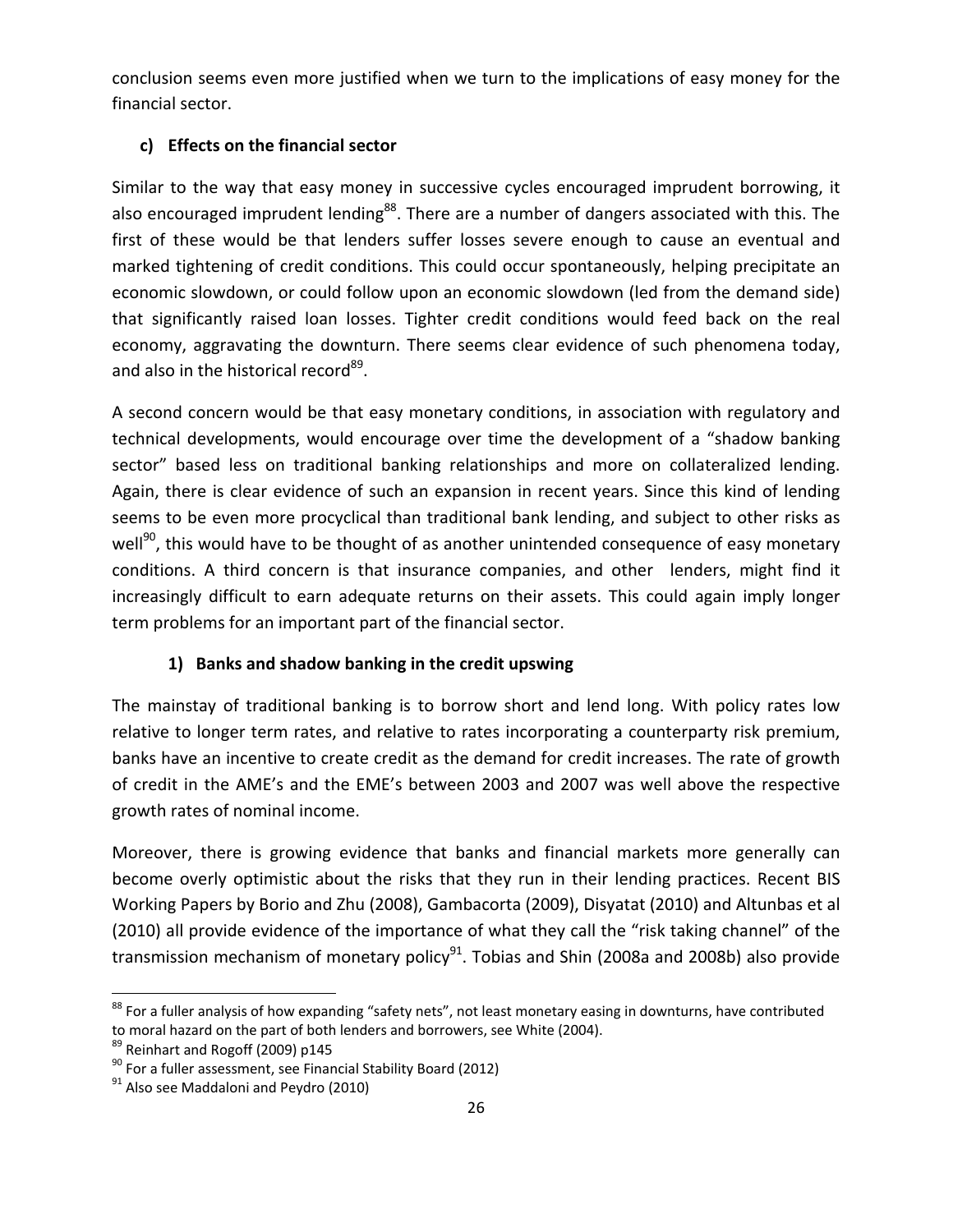conclusion seems even more justified when we turn to the implications of easy money for the financial sector.

### c) Effects on the financial sector

Similar to the way that easy money in successive cycles encouraged imprudent borrowing, it also encouraged imprudent lending[88]. There are a number of dangers associated with this. The first of these would be that lenders suffer losses severe enough to cause an eventual and marked tightening of credit conditions. This could occur spontaneously, helping precipitate an economic slowdown, or could follow upon an economic slowdown (led from the demand side) that significantly raised loan losses. Tighter credit conditions would feed back on the real economy, aggravating the downturn. There seems clear evidence of such phenomena today, and also in the historical record[89].

A second concern would be that easy monetary conditions, in association with regulatory and technical developments, would encourage over time the development of a "shadow banking sector" based less on traditional banking relationships and more on collateralized lending. Again, there is clear evidence of such an expansion in recent years. Since this kind of lending seems to be even more procyclical than traditional bank lending, and subject to other risks as well[90], this would have to be thought of as another unintended consequence of easy monetary conditions. A third concern is that insurance companies, and other lenders, might find it increasingly difficult to earn adequate returns on their assets. This could again imply longer term problems for an important part of the financial sector.

#### 1) Banks and shadow banking in the credit upswing

The mainstay of traditional banking is to borrow short and lend long. With policy rates low relative to longer term rates, and relative to rates incorporating a counterparty risk premium, banks have an incentive to create credit as the demand for credit increases. The rate of growth of credit in the AME's and the EME's between 2003 and 2007 was well above the respective growth rates of nominal income.

Moreover, there is growing evidence that banks and financial markets more generally can become overly optimistic about the risks that they run in their lending practices. Recent BIS Working Papers by Borio and Zhu (2008), Gambacorta (2009), Disyatat (2010) and Altunbas et al (2010) all provide evidence of the importance of what they call the "risk taking channel" of the transmission mechanism of monetary policy[91]. Tobias and Shin (2008a and 2008b) also provide

---

[88] For a fuller analysis of how expanding "safety nets", not least monetary easing in downturns, have contributed to moral hazard on the part of both lenders and borrowers, see White (2004).

[89] Reinhart and Rogoff (2009) p145

[90] For a fuller assessment, see Financial Stability Board (2012)

[91] Also see Maddaloni and Peydro (2010)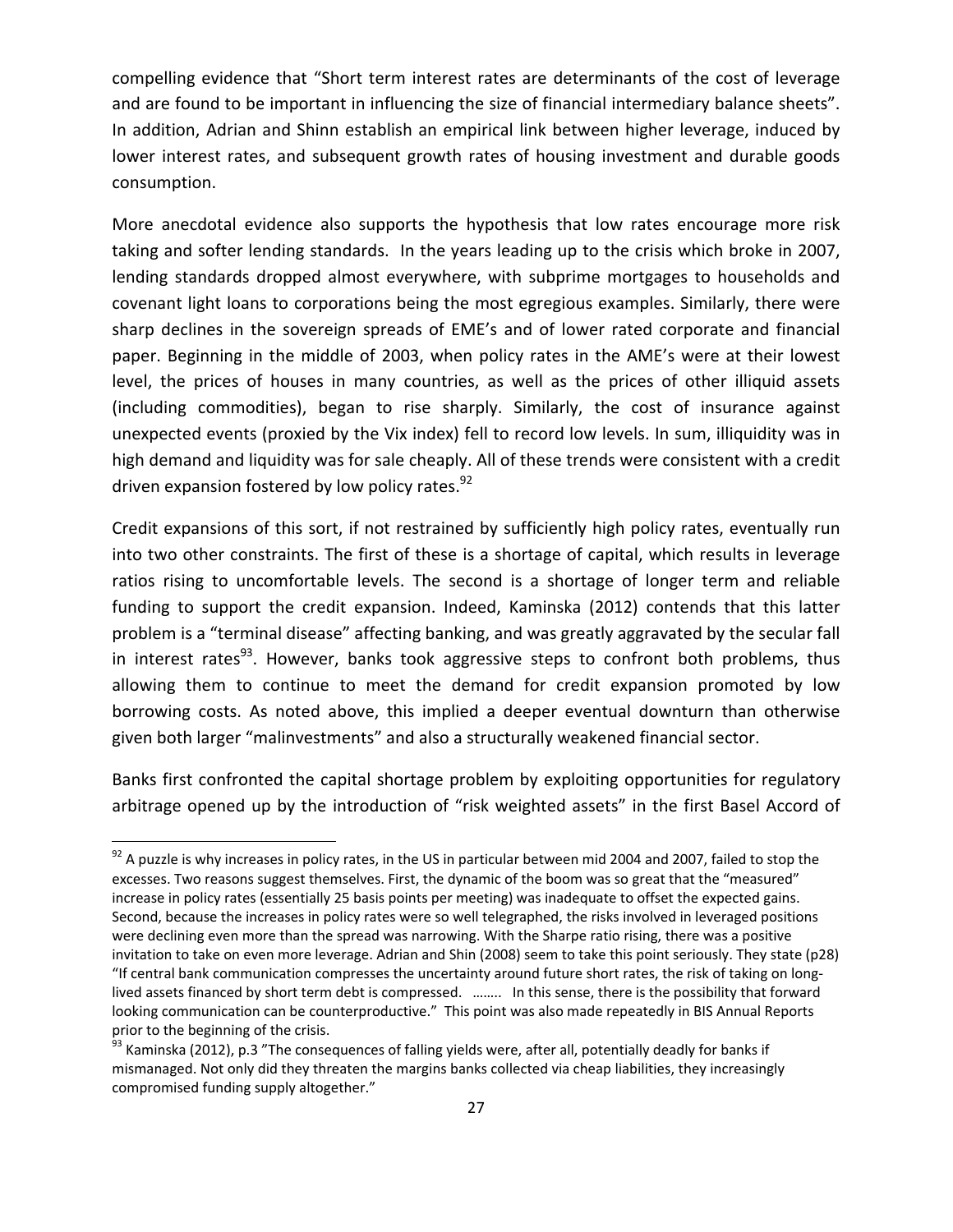compelling evidence that “Short term interest rates are determinants of the cost of leverage and are found to be important in influencing the size of financial intermediary balance sheets”. In addition, Adrian and Shinn establish an empirical link between higher leverage, induced by lower interest rates, and subsequent growth rates of housing investment and durable goods consumption.

More anecdotal evidence also supports the hypothesis that low rates encourage more risk taking and softer lending standards. In the years leading up to the crisis which broke in 2007, lending standards dropped almost everywhere, with subprime mortgages to households and covenant light loans to corporations being the most egregious examples. Similarly, there were sharp declines in the sovereign spreads of EME’s and of lower rated corporate and financial paper. Beginning in the middle of 2003, when policy rates in the AME’s were at their lowest level, the prices of houses in many countries, as well as the prices of other illiquid assets (including commodities), began to rise sharply. Similarly, the cost of insurance against unexpected events (proxied by the Vix index) fell to record low levels. In sum, illiquidity was in high demand and liquidity was for sale cheaply. All of these trends were consistent with a credit driven expansion fostered by low policy rates.[92]

Credit expansions of this sort, if not restrained by sufficiently high policy rates, eventually run into two other constraints. The first of these is a shortage of capital, which results in leverage ratios rising to uncomfortable levels. The second is a shortage of longer term and reliable funding to support the credit expansion. Indeed, Kaminska (2012) contends that this latter problem is a “terminal disease” affecting banking, and was greatly aggravated by the secular fall in interest rates[93]. However, banks took aggressive steps to confront both problems, thus allowing them to continue to meet the demand for credit expansion promoted by low borrowing costs. As noted above, this implied a deeper eventual downturn than otherwise given both larger “malinvestments” and also a structurally weakened financial sector.

Banks first confronted the capital shortage problem by exploiting opportunities for regulatory arbitrage opened up by the introduction of “risk weighted assets” in the first Basel Accord of

---

[92] A puzzle is why increases in policy rates, in the US in particular between mid 2004 and 2007, failed to stop the excesses. Two reasons suggest themselves. First, the dynamic of the boom was so great that the “measured” increase in policy rates (essentially 25 basis points per meeting) was inadequate to offset the expected gains. Second, because the increases in policy rates were so well telegraphed, the risks involved in leveraged positions were declining even more than the spread was narrowing. With the Sharpe ratio rising, there was a positive invitation to take on even more leverage. Adrian and Shin (2008) seem to take this point seriously. They state (p28) “If central bank communication compresses the uncertainty around future short rates, the risk of taking on long-lived assets financed by short term debt is compressed. …….. In this sense, there is the possibility that forward looking communication can be counterproductive.” This point was also made repeatedly in BIS Annual Reports prior to the beginning of the crisis.

[93] Kaminska (2012), p.3 ”The consequences of falling yields were, after all, potentially deadly for banks if mismanaged. Not only did they threaten the margins banks collected via cheap liabilities, they increasingly compromised funding supply altogether.”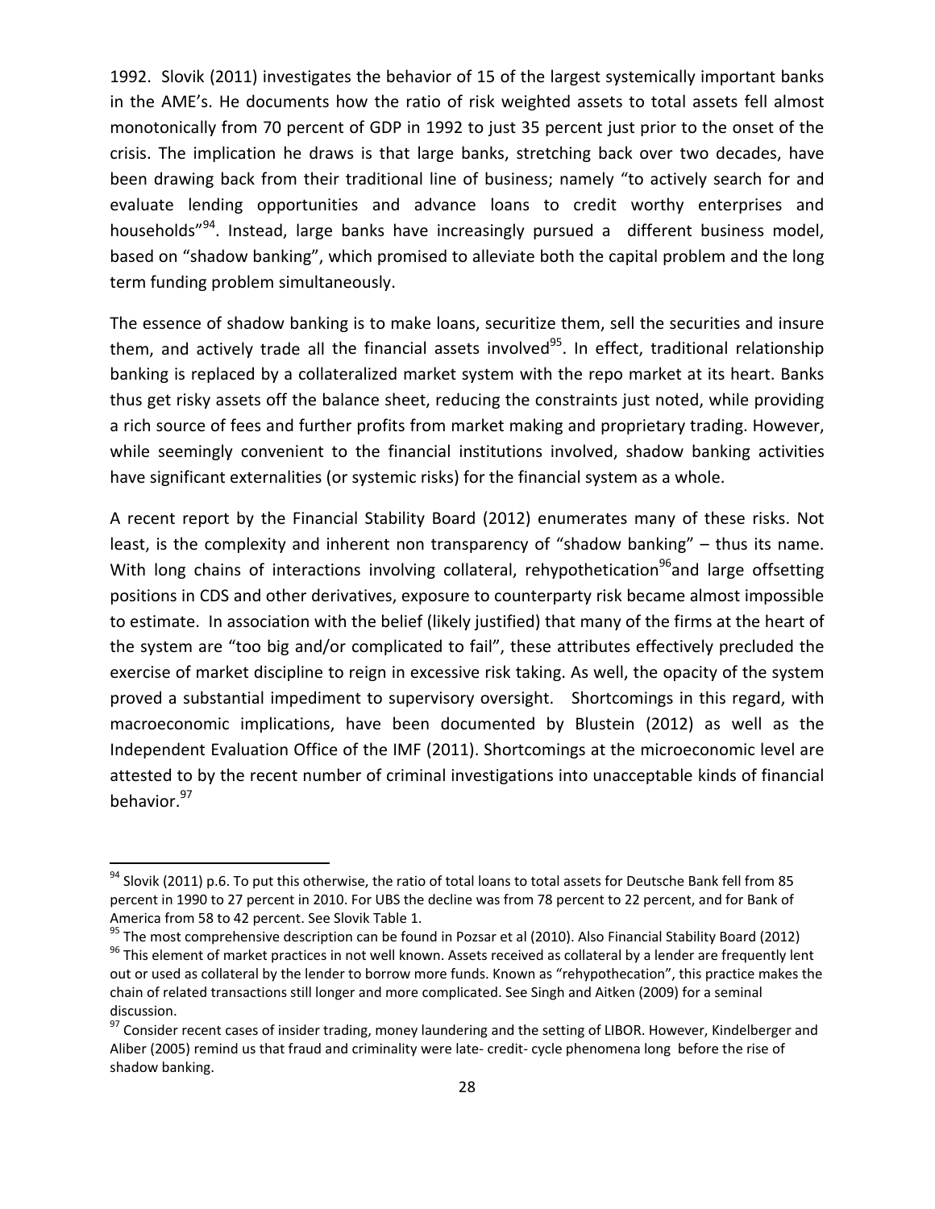1992. Slovik (2011) investigates the behavior of 15 of the largest systemically important banks in the AME's. He documents how the ratio of risk weighted assets to total assets fell almost monotonically from 70 percent of GDP in 1992 to just 35 percent just prior to the onset of the crisis. The implication he draws is that large banks, stretching back over two decades, have been drawing back from their traditional line of business; namely "to actively search for and evaluate lending opportunities and advance loans to credit worthy enterprises and households"[94]. Instead, large banks have increasingly pursued a different business model, based on "shadow banking", which promised to alleviate both the capital problem and the long term funding problem simultaneously.

The essence of shadow banking is to make loans, securitize them, sell the securities and insure them, and actively trade all the financial assets involved[95]. In effect, traditional relationship banking is replaced by a collateralized market system with the repo market at its heart. Banks thus get risky assets off the balance sheet, reducing the constraints just noted, while providing a rich source of fees and further profits from market making and proprietary trading. However, while seemingly convenient to the financial institutions involved, shadow banking activities have significant externalities (or systemic risks) for the financial system as a whole.

A recent report by the Financial Stability Board (2012) enumerates many of these risks. Not least, is the complexity and inherent non transparency of "shadow banking" – thus its name. With long chains of interactions involving collateral, rehypothetication[96]and large offsetting positions in CDS and other derivatives, exposure to counterparty risk became almost impossible to estimate. In association with the belief (likely justified) that many of the firms at the heart of the system are "too big and/or complicated to fail", these attributes effectively precluded the exercise of market discipline to reign in excessive risk taking. As well, the opacity of the system proved a substantial impediment to supervisory oversight. Shortcomings in this regard, with macroeconomic implications, have been documented by Blustein (2012) as well as the Independent Evaluation Office of the IMF (2011). Shortcomings at the microeconomic level are attested to by the recent number of criminal investigations into unacceptable kinds of financial behavior.[97]

---

[94] Slovik (2011) p.6. To put this otherwise, the ratio of total loans to total assets for Deutsche Bank fell from 85 percent in 1990 to 27 percent in 2010. For UBS the decline was from 78 percent to 22 percent, and for Bank of America from 58 to 42 percent. See Slovik Table 1.

[95] The most comprehensive description can be found in Pozsar et al (2010). Also Financial Stability Board (2012)

[96] This element of market practices in not well known. Assets received as collateral by a lender are frequently lent out or used as collateral by the lender to borrow more funds. Known as "rehypothecation", this practice makes the chain of related transactions still longer and more complicated. See Singh and Aitken (2009) for a seminal discussion.

[97] Consider recent cases of insider trading, money laundering and the setting of LIBOR. However, Kindelberger and Aliber (2005) remind us that fraud and criminality were late- credit- cycle phenomena long before the rise of shadow banking.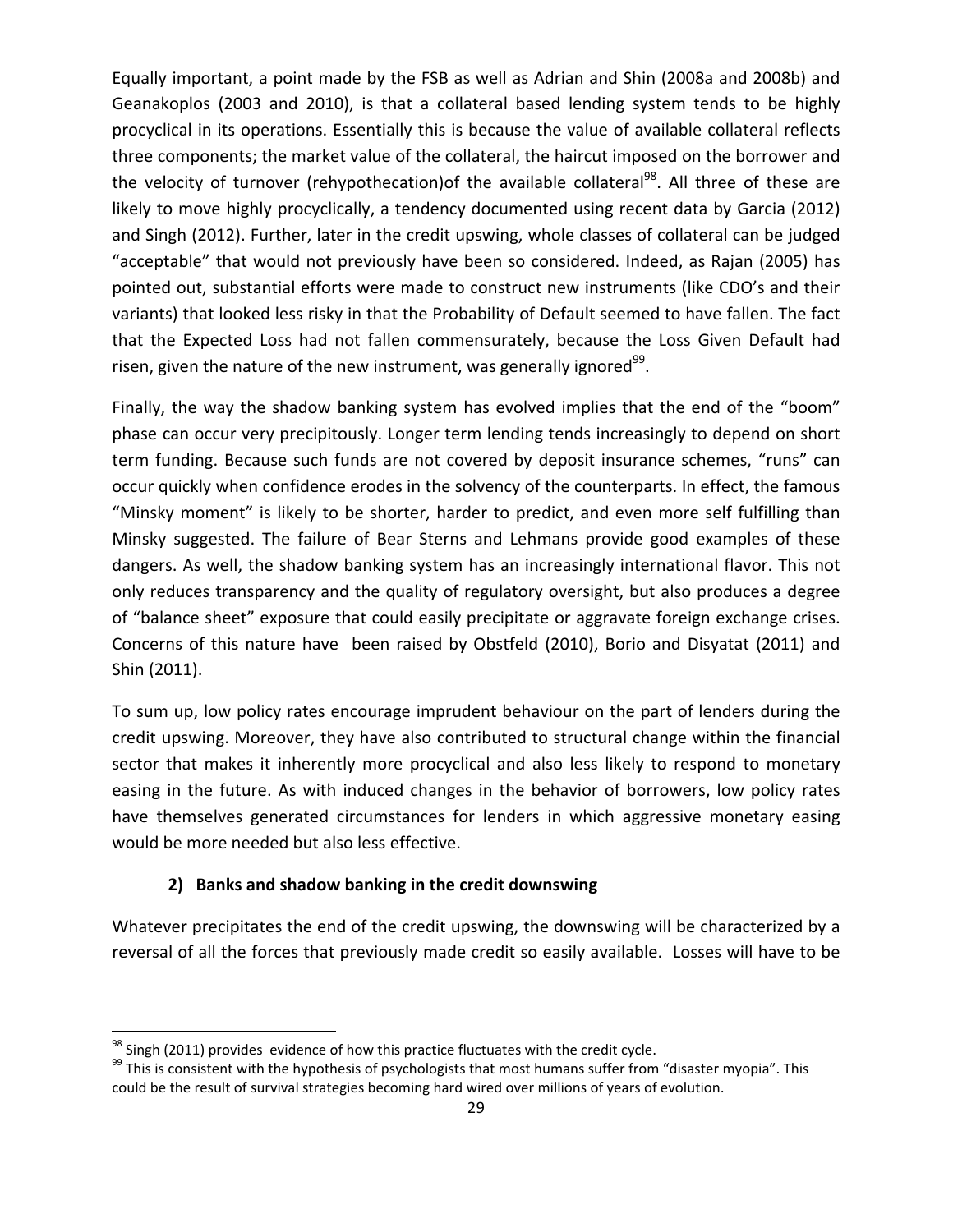Equally important, a point made by the FSB as well as Adrian and Shin (2008a and 2008b) and Geanakoplos (2003 and 2010), is that a collateral based lending system tends to be highly procyclical in its operations. Essentially this is because the value of available collateral reflects three components; the market value of the collateral, the haircut imposed on the borrower and the velocity of turnover (rehypothecation)of the available collateral[98]. All three of these are likely to move highly procyclically, a tendency documented using recent data by Garcia (2012) and Singh (2012). Further, later in the credit upswing, whole classes of collateral can be judged "acceptable" that would not previously have been so considered. Indeed, as Rajan (2005) has pointed out, substantial efforts were made to construct new instruments (like CDO's and their variants) that looked less risky in that the Probability of Default seemed to have fallen. The fact that the Expected Loss had not fallen commensurately, because the Loss Given Default had risen, given the nature of the new instrument, was generally ignored[99].

Finally, the way the shadow banking system has evolved implies that the end of the "boom" phase can occur very precipitously. Longer term lending tends increasingly to depend on short term funding. Because such funds are not covered by deposit insurance schemes, "runs" can occur quickly when confidence erodes in the solvency of the counterparts. In effect, the famous "Minsky moment" is likely to be shorter, harder to predict, and even more self fulfilling than Minsky suggested. The failure of Bear Sterns and Lehmans provide good examples of these dangers. As well, the shadow banking system has an increasingly international flavor. This not only reduces transparency and the quality of regulatory oversight, but also produces a degree of "balance sheet" exposure that could easily precipitate or aggravate foreign exchange crises. Concerns of this nature have been raised by Obstfeld (2010), Borio and Disyatat (2011) and Shin (2011).

To sum up, low policy rates encourage imprudent behaviour on the part of lenders during the credit upswing. Moreover, they have also contributed to structural change within the financial sector that makes it inherently more procyclical and also less likely to respond to monetary easing in the future. As with induced changes in the behavior of borrowers, low policy rates have themselves generated circumstances for lenders in which aggressive monetary easing would be more needed but also less effective.

### 2) Banks and shadow banking in the credit downswing

Whatever precipitates the end of the credit upswing, the downswing will be characterized by a reversal of all the forces that previously made credit so easily available. Losses will have to be

---

[98] Singh (2011) provides evidence of how this practice fluctuates with the credit cycle.

[99] This is consistent with the hypothesis of psychologists that most humans suffer from "disaster myopia". This could be the result of survival strategies becoming hard wired over millions of years of evolution.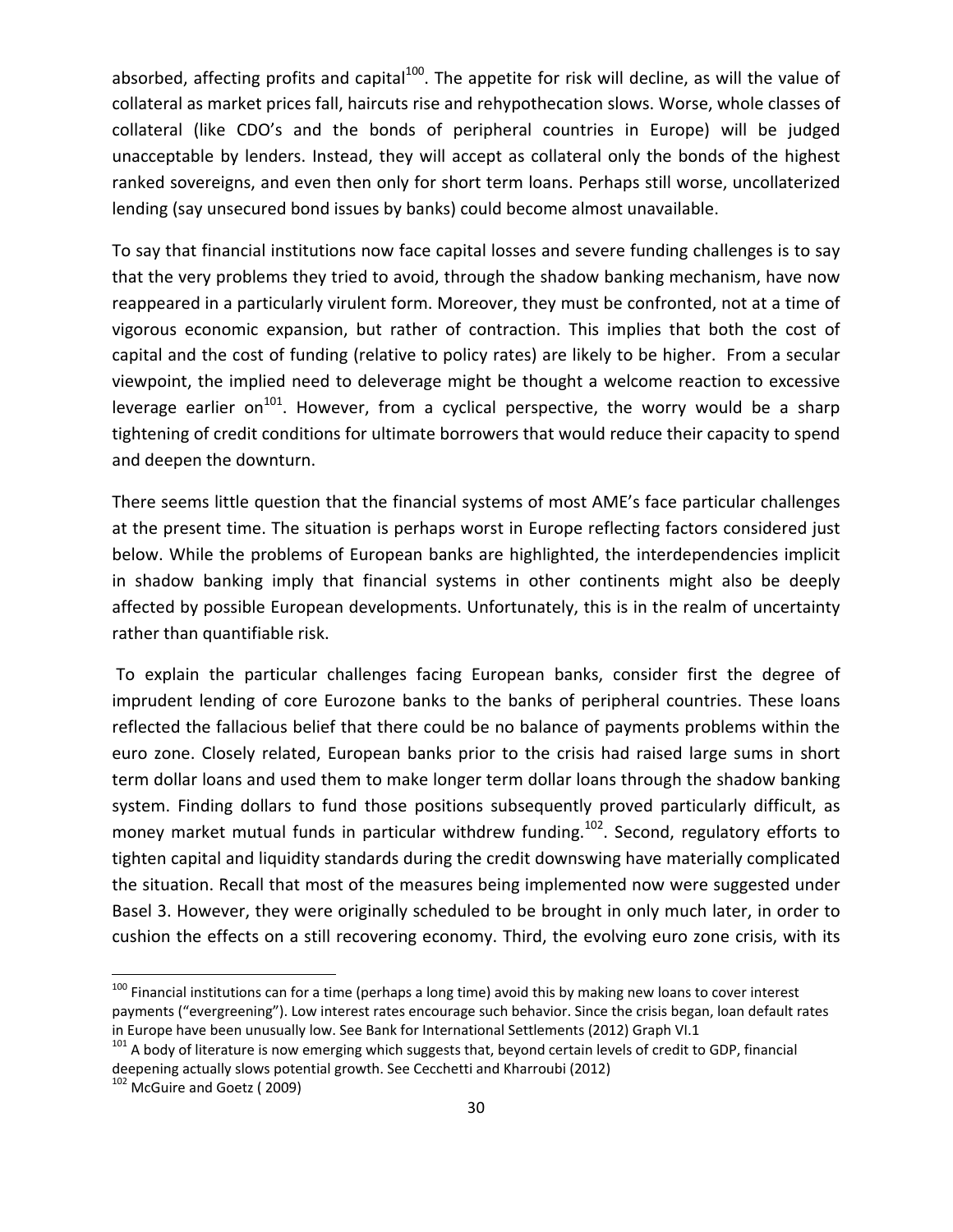absorbed, affecting profits and capital[100]. The appetite for risk will decline, as will the value of collateral as market prices fall, haircuts rise and rehypothecation slows. Worse, whole classes of collateral (like CDO's and the bonds of peripheral countries in Europe) will be judged unacceptable by lenders. Instead, they will accept as collateral only the bonds of the highest ranked sovereigns, and even then only for short term loans. Perhaps still worse, uncollaterized lending (say unsecured bond issues by banks) could become almost unavailable.

To say that financial institutions now face capital losses and severe funding challenges is to say that the very problems they tried to avoid, through the shadow banking mechanism, have now reappeared in a particularly virulent form. Moreover, they must be confronted, not at a time of vigorous economic expansion, but rather of contraction. This implies that both the cost of capital and the cost of funding (relative to policy rates) are likely to be higher. From a secular viewpoint, the implied need to deleverage might be thought a welcome reaction to excessive leverage earlier on[101]. However, from a cyclical perspective, the worry would be a sharp tightening of credit conditions for ultimate borrowers that would reduce their capacity to spend and deepen the downturn.

There seems little question that the financial systems of most AME's face particular challenges at the present time. The situation is perhaps worst in Europe reflecting factors considered just below. While the problems of European banks are highlighted, the interdependencies implicit in shadow banking imply that financial systems in other continents might also be deeply affected by possible European developments. Unfortunately, this is in the realm of uncertainty rather than quantifiable risk.

To explain the particular challenges facing European banks, consider first the degree of imprudent lending of core Eurozone banks to the banks of peripheral countries. These loans reflected the fallacious belief that there could be no balance of payments problems within the euro zone. Closely related, European banks prior to the crisis had raised large sums in short term dollar loans and used them to make longer term dollar loans through the shadow banking system. Finding dollars to fund those positions subsequently proved particularly difficult, as money market mutual funds in particular withdrew funding.[102]. Second, regulatory efforts to tighten capital and liquidity standards during the credit downswing have materially complicated the situation. Recall that most of the measures being implemented now were suggested under Basel 3. However, they were originally scheduled to be brought in only much later, in order to cushion the effects on a still recovering economy. Third, the evolving euro zone crisis, with its

---

[100] Financial institutions can for a time (perhaps a long time) avoid this by making new loans to cover interest payments ("evergreening"). Low interest rates encourage such behavior. Since the crisis began, loan default rates in Europe have been unusually low. See Bank for International Settlements (2012) Graph VI.1

[101] A body of literature is now emerging which suggests that, beyond certain levels of credit to GDP, financial deepening actually slows potential growth. See Cecchetti and Kharroubi (2012)

[102] McGuire and Goetz ( 2009)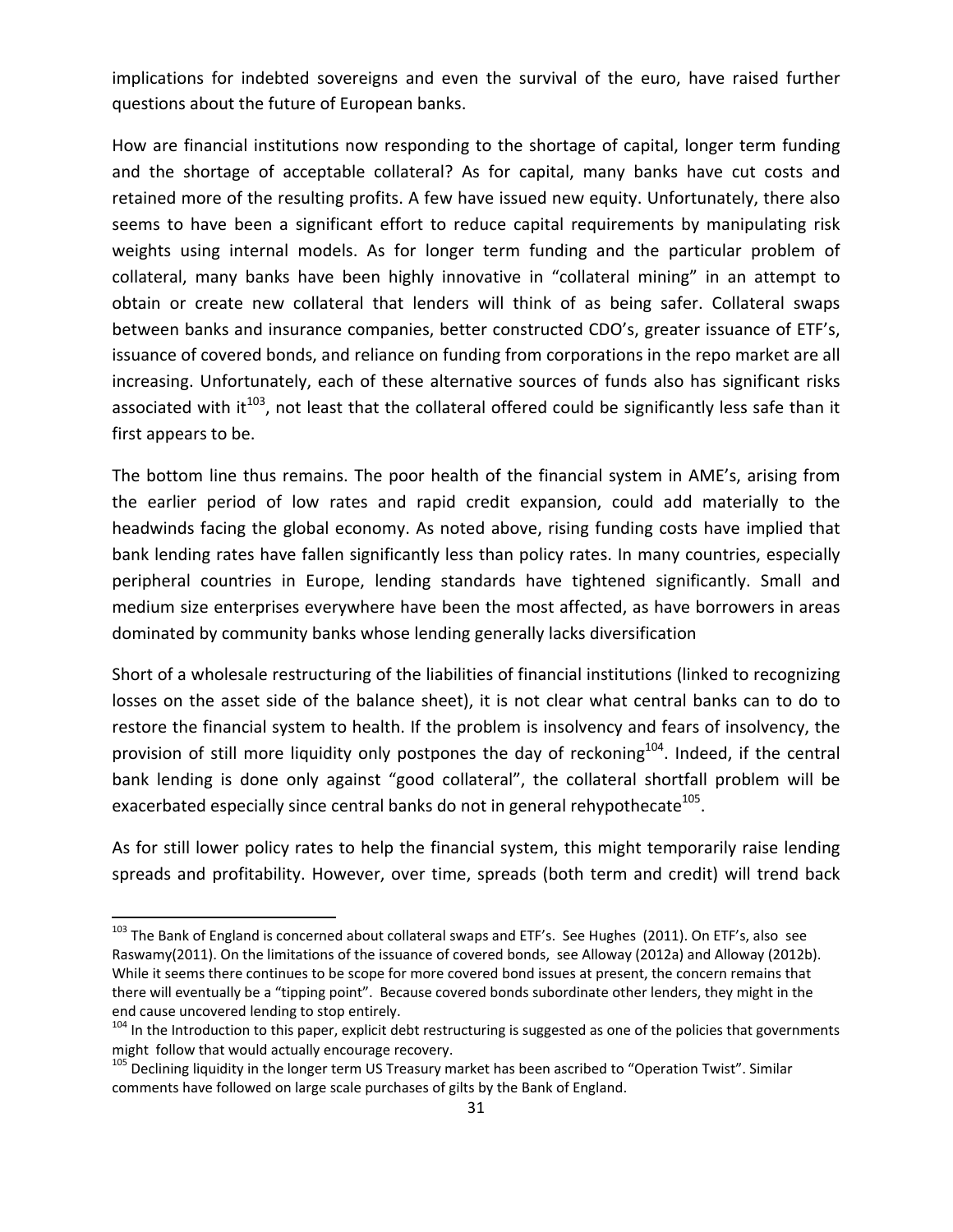implications for indebted sovereigns and even the survival of the euro, have raised further questions about the future of European banks.

How are financial institutions now responding to the shortage of capital, longer term funding and the shortage of acceptable collateral? As for capital, many banks have cut costs and retained more of the resulting profits. A few have issued new equity. Unfortunately, there also seems to have been a significant effort to reduce capital requirements by manipulating risk weights using internal models. As for longer term funding and the particular problem of collateral, many banks have been highly innovative in "collateral mining" in an attempt to obtain or create new collateral that lenders will think of as being safer. Collateral swaps between banks and insurance companies, better constructed CDO's, greater issuance of ETF's, issuance of covered bonds, and reliance on funding from corporations in the repo market are all increasing. Unfortunately, each of these alternative sources of funds also has significant risks associated with it[103], not least that the collateral offered could be significantly less safe than it first appears to be.

The bottom line thus remains. The poor health of the financial system in AME's, arising from the earlier period of low rates and rapid credit expansion, could add materially to the headwinds facing the global economy. As noted above, rising funding costs have implied that bank lending rates have fallen significantly less than policy rates. In many countries, especially peripheral countries in Europe, lending standards have tightened significantly. Small and medium size enterprises everywhere have been the most affected, as have borrowers in areas dominated by community banks whose lending generally lacks diversification

Short of a wholesale restructuring of the liabilities of financial institutions (linked to recognizing losses on the asset side of the balance sheet), it is not clear what central banks can to do to restore the financial system to health. If the problem is insolvency and fears of insolvency, the provision of still more liquidity only postpones the day of reckoning[104]. Indeed, if the central bank lending is done only against "good collateral", the collateral shortfall problem will be exacerbated especially since central banks do not in general rehypothecate[105].

As for still lower policy rates to help the financial system, this might temporarily raise lending spreads and profitability. However, over time, spreads (both term and credit) will trend back

---

[103] The Bank of England is concerned about collateral swaps and ETF's. See Hughes (2011). On ETF's, also see Raswamy(2011). On the limitations of the issuance of covered bonds, see Alloway (2012a) and Alloway (2012b). While it seems there continues to be scope for more covered bond issues at present, the concern remains that there will eventually be a "tipping point". Because covered bonds subordinate other lenders, they might in the end cause uncovered lending to stop entirely.

[104] In the Introduction to this paper, explicit debt restructuring is suggested as one of the policies that governments might follow that would actually encourage recovery.

[105] Declining liquidity in the longer term US Treasury market has been ascribed to "Operation Twist". Similar comments have followed on large scale purchases of gilts by the Bank of England.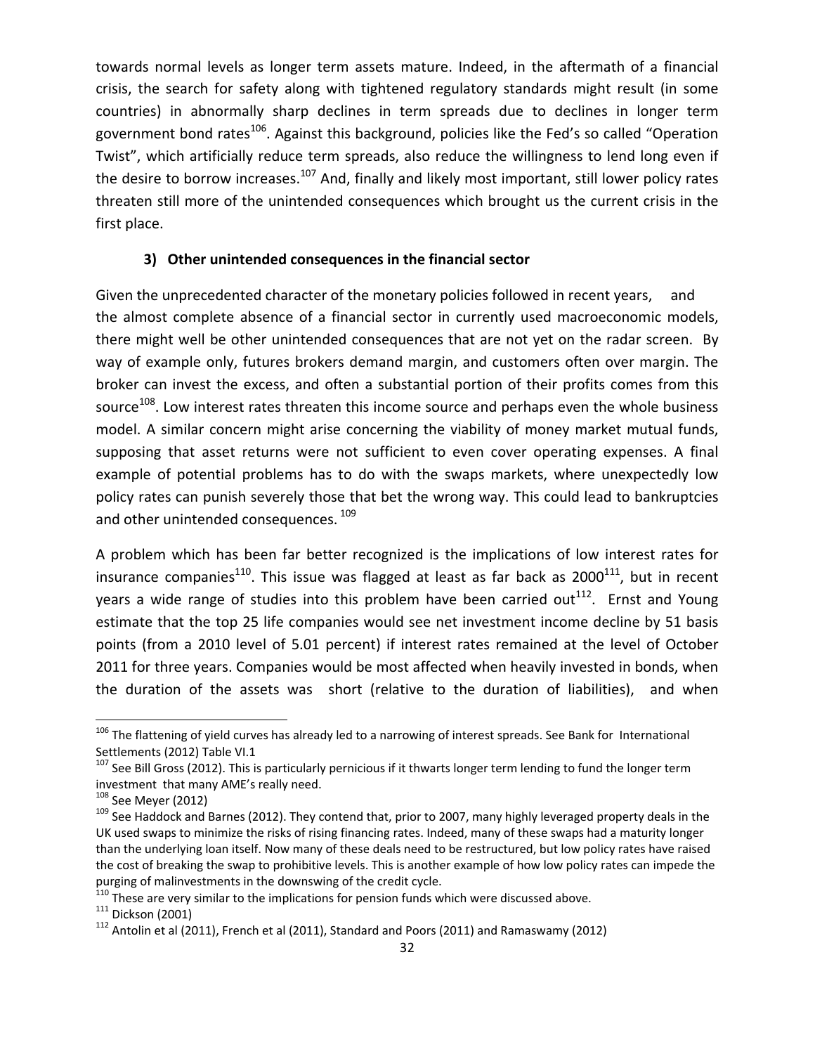towards normal levels as longer term assets mature. Indeed, in the aftermath of a financial crisis, the search for safety along with tightened regulatory standards might result (in some countries) in abnormally sharp declines in term spreads due to declines in longer term government bond rates[106]. Against this background, policies like the Fed's so called "Operation Twist", which artificially reduce term spreads, also reduce the willingness to lend long even if the desire to borrow increases.[107] And, finally and likely most important, still lower policy rates threaten still more of the unintended consequences which brought us the current crisis in the first place.

### 3) Other unintended consequences in the financial sector

Given the unprecedented character of the monetary policies followed in recent years, and the almost complete absence of a financial sector in currently used macroeconomic models, there might well be other unintended consequences that are not yet on the radar screen. By way of example only, futures brokers demand margin, and customers often over margin. The broker can invest the excess, and often a substantial portion of their profits comes from this source[108]. Low interest rates threaten this income source and perhaps even the whole business model. A similar concern might arise concerning the viability of money market mutual funds, supposing that asset returns were not sufficient to even cover operating expenses. A final example of potential problems has to do with the swaps markets, where unexpectedly low policy rates can punish severely those that bet the wrong way. This could lead to bankruptcies and other unintended consequences. [109]

A problem which has been far better recognized is the implications of low interest rates for insurance companies[110]. This issue was flagged at least as far back as 2000[111], but in recent years a wide range of studies into this problem have been carried out[112]. Ernst and Young estimate that the top 25 life companies would see net investment income decline by 51 basis points (from a 2010 level of 5.01 percent) if interest rates remained at the level of October 2011 for three years. Companies would be most affected when heavily invested in bonds, when the duration of the assets was short (relative to the duration of liabilities), and when

---

[106] The flattening of yield curves has already led to a narrowing of interest spreads. See Bank for International Settlements (2012) Table VI.1

[107] See Bill Gross (2012). This is particularly pernicious if it thwarts longer term lending to fund the longer term investment that many AME's really need.

[108] See Meyer (2012)

[109] See Haddock and Barnes (2012). They contend that, prior to 2007, many highly leveraged property deals in the UK used swaps to minimize the risks of rising financing rates. Indeed, many of these swaps had a maturity longer than the underlying loan itself. Now many of these deals need to be restructured, but low policy rates have raised the cost of breaking the swap to prohibitive levels. This is another example of how low policy rates can impede the purging of malinvestments in the downswing of the credit cycle.

[110] These are very similar to the implications for pension funds which were discussed above.

[111] Dickson (2001)

[112] Antolin et al (2011), French et al (2011), Standard and Poors (2011) and Ramaswamy (2012)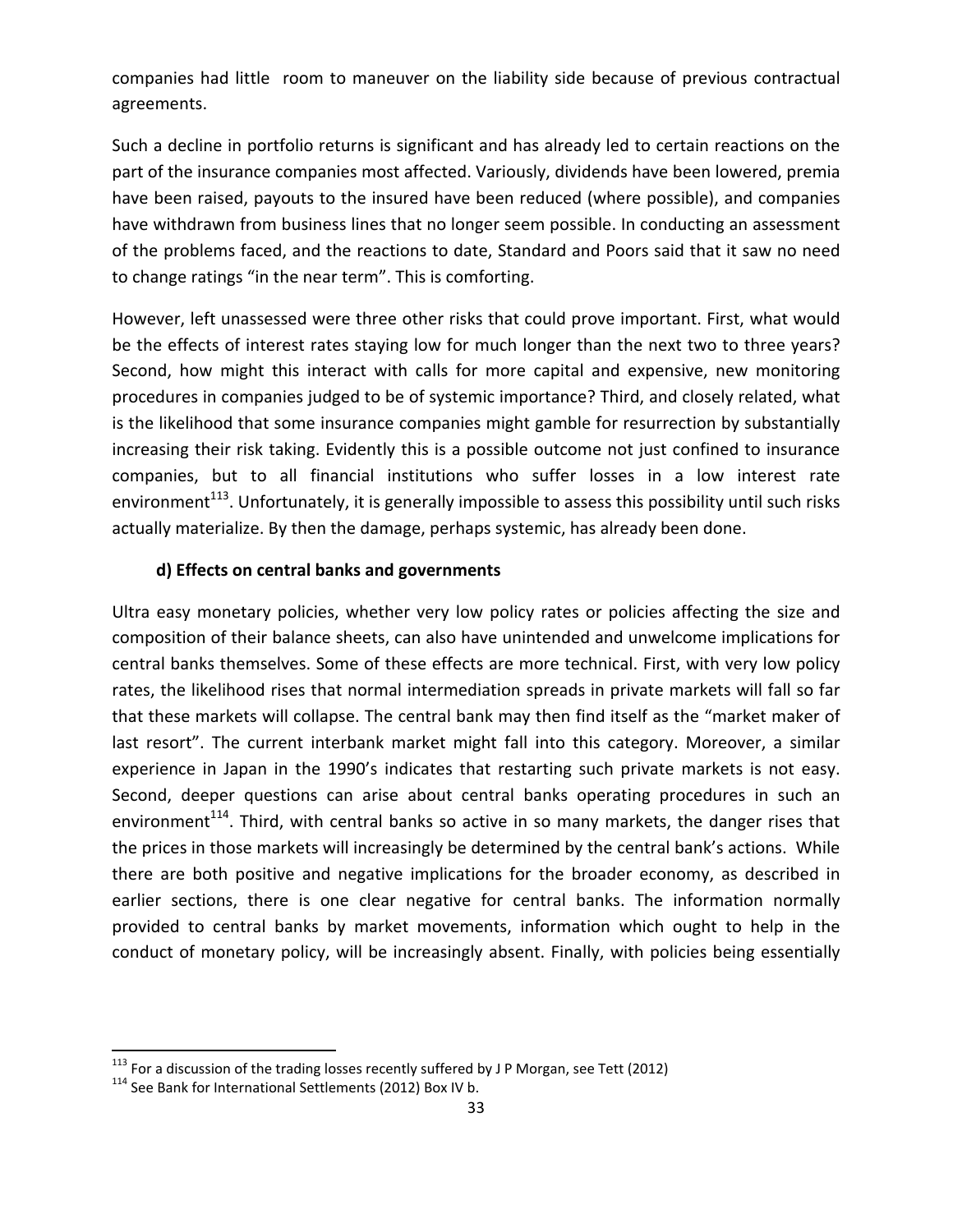companies had little room to maneuver on the liability side because of previous contractual agreements.

Such a decline in portfolio returns is significant and has already led to certain reactions on the part of the insurance companies most affected. Variously, dividends have been lowered, premia have been raised, payouts to the insured have been reduced (where possible), and companies have withdrawn from business lines that no longer seem possible. In conducting an assessment of the problems faced, and the reactions to date, Standard and Poors said that it saw no need to change ratings "in the near term". This is comforting.

However, left unassessed were three other risks that could prove important. First, what would be the effects of interest rates staying low for much longer than the next two to three years? Second, how might this interact with calls for more capital and expensive, new monitoring procedures in companies judged to be of systemic importance? Third, and closely related, what is the likelihood that some insurance companies might gamble for resurrection by substantially increasing their risk taking. Evidently this is a possible outcome not just confined to insurance companies, but to all financial institutions who suffer losses in a low interest rate environment[113]. Unfortunately, it is generally impossible to assess this possibility until such risks actually materialize. By then the damage, perhaps systemic, has already been done.

### d) Effects on central banks and governments

Ultra easy monetary policies, whether very low policy rates or policies affecting the size and composition of their balance sheets, can also have unintended and unwelcome implications for central banks themselves. Some of these effects are more technical. First, with very low policy rates, the likelihood rises that normal intermediation spreads in private markets will fall so far that these markets will collapse. The central bank may then find itself as the "market maker of last resort". The current interbank market might fall into this category. Moreover, a similar experience in Japan in the 1990's indicates that restarting such private markets is not easy. Second, deeper questions can arise about central banks operating procedures in such an environment[114]. Third, with central banks so active in so many markets, the danger rises that the prices in those markets will increasingly be determined by the central bank's actions. While there are both positive and negative implications for the broader economy, as described in earlier sections, there is one clear negative for central banks. The information normally provided to central banks by market movements, information which ought to help in the conduct of monetary policy, will be increasingly absent. Finally, with policies being essentially

---

[113] For a discussion of the trading losses recently suffered by J P Morgan, see Tett (2012)

[114] See Bank for International Settlements (2012) Box IV b.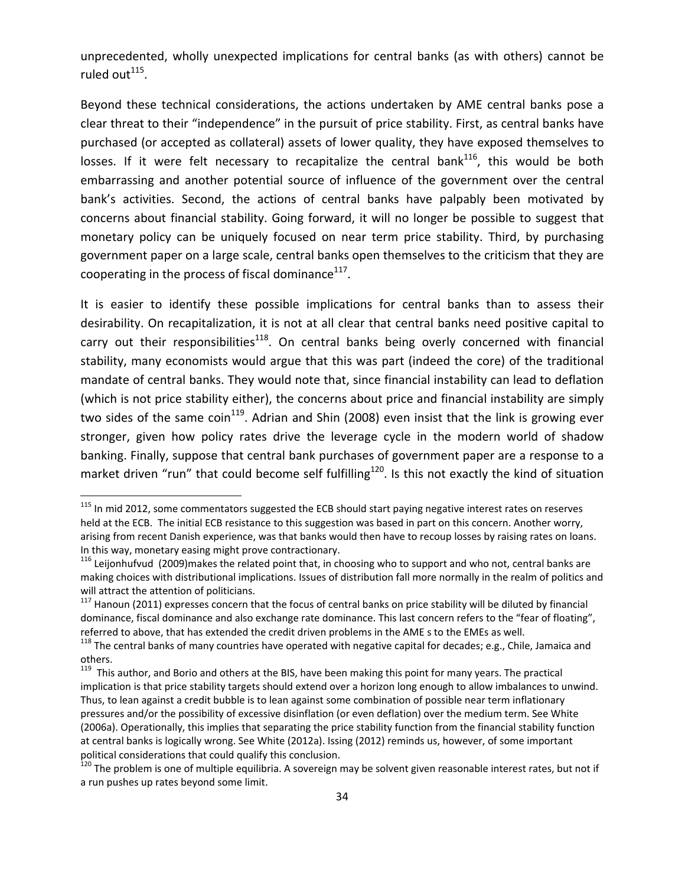unprecedented, wholly unexpected implications for central banks (as with others) cannot be ruled out[115].

Beyond these technical considerations, the actions undertaken by AME central banks pose a clear threat to their "independence" in the pursuit of price stability. First, as central banks have purchased (or accepted as collateral) assets of lower quality, they have exposed themselves to losses. If it were felt necessary to recapitalize the central bank[116], this would be both embarrassing and another potential source of influence of the government over the central bank's activities. Second, the actions of central banks have palpably been motivated by concerns about financial stability. Going forward, it will no longer be possible to suggest that monetary policy can be uniquely focused on near term price stability. Third, by purchasing government paper on a large scale, central banks open themselves to the criticism that they are cooperating in the process of fiscal dominance[117].

It is easier to identify these possible implications for central banks than to assess their desirability. On recapitalization, it is not at all clear that central banks need positive capital to carry out their responsibilities[118]. On central banks being overly concerned with financial stability, many economists would argue that this was part (indeed the core) of the traditional mandate of central banks. They would note that, since financial instability can lead to deflation (which is not price stability either), the concerns about price and financial instability are simply two sides of the same coin[119]. Adrian and Shin (2008) even insist that the link is growing ever stronger, given how policy rates drive the leverage cycle in the modern world of shadow banking. Finally, suppose that central bank purchases of government paper are a response to a market driven "run" that could become self fulfilling[120]. Is this not exactly the kind of situation

---

[115] In mid 2012, some commentators suggested the ECB should start paying negative interest rates on reserves held at the ECB. The initial ECB resistance to this suggestion was based in part on this concern. Another worry, arising from recent Danish experience, was that banks would then have to recoup losses by raising rates on loans. In this way, monetary easing might prove contractionary.

[116] Leijonhufvud (2009)makes the related point that, in choosing who to support and who not, central banks are making choices with distributional implications. Issues of distribution fall more normally in the realm of politics and will attract the attention of politicians.

[117] Hanoun (2011) expresses concern that the focus of central banks on price stability will be diluted by financial dominance, fiscal dominance and also exchange rate dominance. This last concern refers to the "fear of floating", referred to above, that has extended the credit driven problems in the AME s to the EMEs as well.

[118] The central banks of many countries have operated with negative capital for decades; e.g., Chile, Jamaica and others.

[119] This author, and Borio and others at the BIS, have been making this point for many years. The practical implication is that price stability targets should extend over a horizon long enough to allow imbalances to unwind. Thus, to lean against a credit bubble is to lean against some combination of possible near term inflationary pressures and/or the possibility of excessive disinflation (or even deflation) over the medium term. See White (2006a). Operationally, this implies that separating the price stability function from the financial stability function at central banks is logically wrong. See White (2012a). Issing (2012) reminds us, however, of some important political considerations that could qualify this conclusion.

[120] The problem is one of multiple equilibria. A sovereign may be solvent given reasonable interest rates, but not if a run pushes up rates beyond some limit.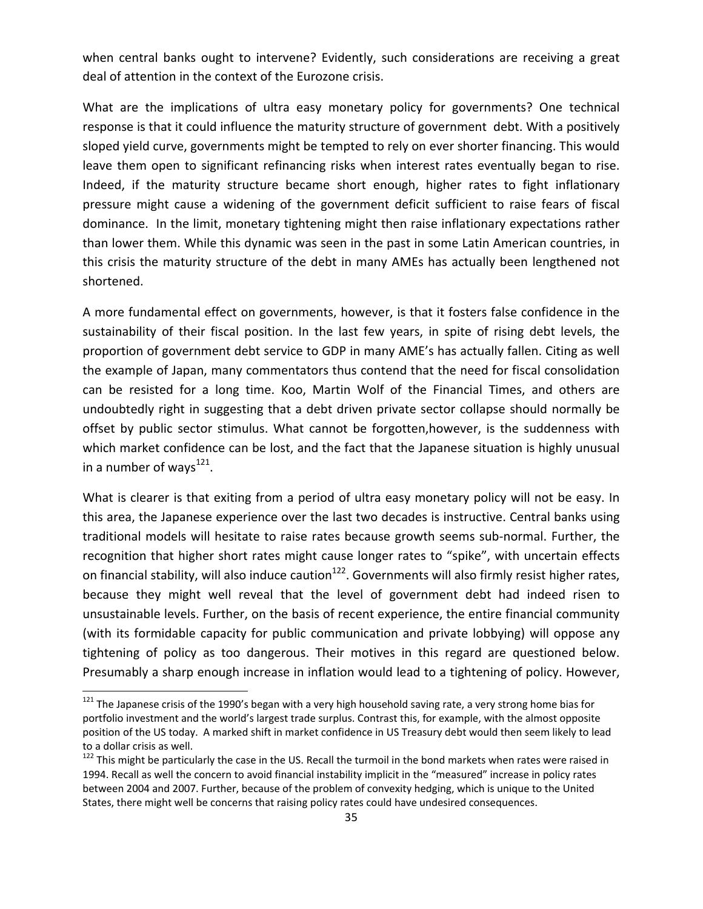when central banks ought to intervene? Evidently, such considerations are receiving a great deal of attention in the context of the Eurozone crisis.

What are the implications of ultra easy monetary policy for governments? One technical response is that it could influence the maturity structure of government debt. With a positively sloped yield curve, governments might be tempted to rely on ever shorter financing. This would leave them open to significant refinancing risks when interest rates eventually began to rise. Indeed, if the maturity structure became short enough, higher rates to fight inflationary pressure might cause a widening of the government deficit sufficient to raise fears of fiscal dominance. In the limit, monetary tightening might then raise inflationary expectations rather than lower them. While this dynamic was seen in the past in some Latin American countries, in this crisis the maturity structure of the debt in many AMEs has actually been lengthened not shortened.

A more fundamental effect on governments, however, is that it fosters false confidence in the sustainability of their fiscal position. In the last few years, in spite of rising debt levels, the proportion of government debt service to GDP in many AME's has actually fallen. Citing as well the example of Japan, many commentators thus contend that the need for fiscal consolidation can be resisted for a long time. Koo, Martin Wolf of the Financial Times, and others are undoubtedly right in suggesting that a debt driven private sector collapse should normally be offset by public sector stimulus. What cannot be forgotten,however, is the suddenness with which market confidence can be lost, and the fact that the Japanese situation is highly unusual in a number of ways[121].

What is clearer is that exiting from a period of ultra easy monetary policy will not be easy. In this area, the Japanese experience over the last two decades is instructive. Central banks using traditional models will hesitate to raise rates because growth seems sub-normal. Further, the recognition that higher short rates might cause longer rates to "spike", with uncertain effects on financial stability, will also induce caution[122]. Governments will also firmly resist higher rates, because they might well reveal that the level of government debt had indeed risen to unsustainable levels. Further, on the basis of recent experience, the entire financial community (with its formidable capacity for public communication and private lobbying) will oppose any tightening of policy as too dangerous. Their motives in this regard are questioned below. Presumably a sharp enough increase in inflation would lead to a tightening of policy. However,

---

[121] The Japanese crisis of the 1990's began with a very high household saving rate, a very strong home bias for portfolio investment and the world's largest trade surplus. Contrast this, for example, with the almost opposite position of the US today. A marked shift in market confidence in US Treasury debt would then seem likely to lead to a dollar crisis as well.

[122] This might be particularly the case in the US. Recall the turmoil in the bond markets when rates were raised in 1994. Recall as well the concern to avoid financial instability implicit in the "measured" increase in policy rates between 2004 and 2007. Further, because of the problem of convexity hedging, which is unique to the United States, there might well be concerns that raising policy rates could have undesired consequences.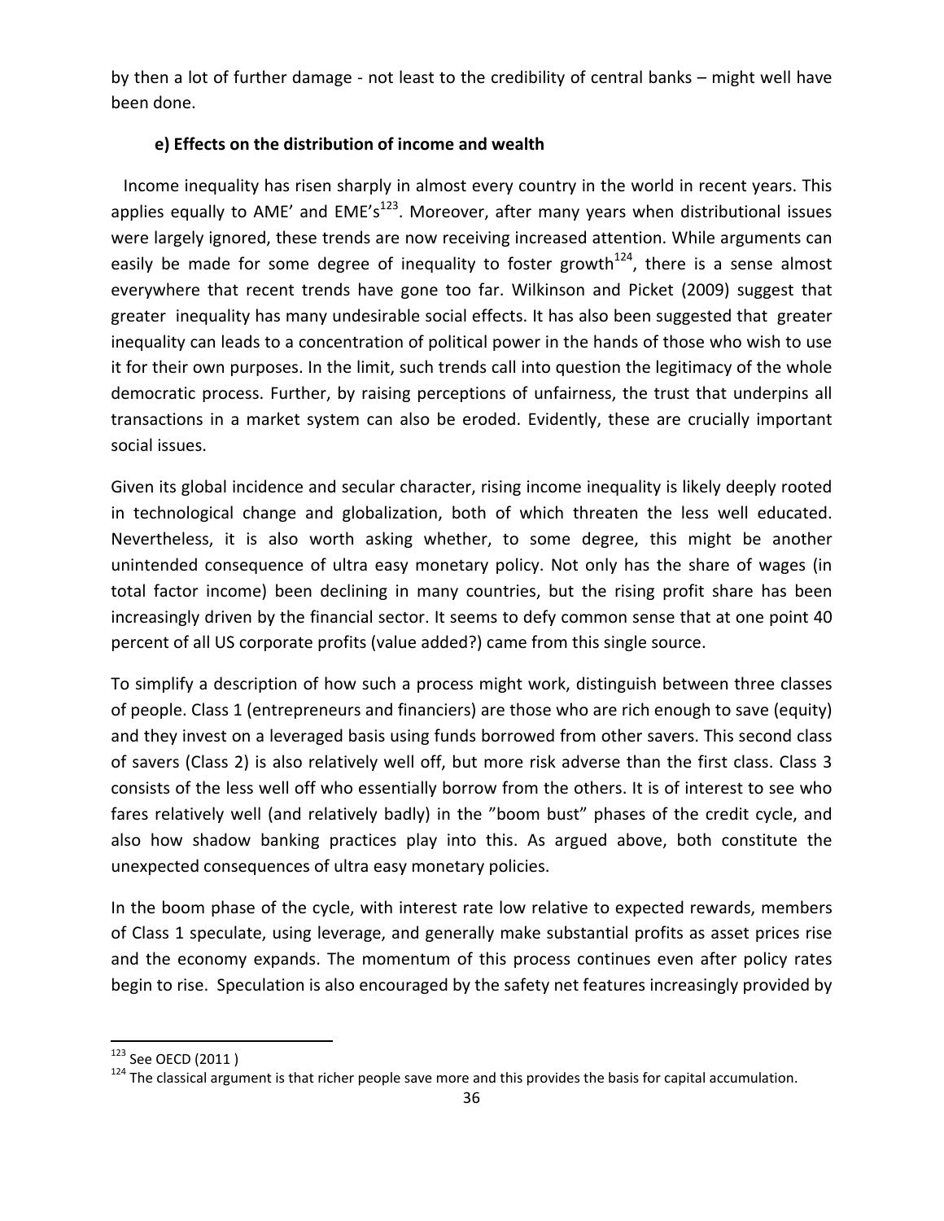by then a lot of further damage - not least to the credibility of central banks – might well have been done.

**e) Effects on the distribution of income and wealth**

Income inequality has risen sharply in almost every country in the world in recent years. This applies equally to AME' and EME's[123]. Moreover, after many years when distributional issues were largely ignored, these trends are now receiving increased attention. While arguments can easily be made for some degree of inequality to foster growth[124], there is a sense almost everywhere that recent trends have gone too far. Wilkinson and Picket (2009) suggest that greater inequality has many undesirable social effects. It has also been suggested that greater inequality can leads to a concentration of political power in the hands of those who wish to use it for their own purposes. In the limit, such trends call into question the legitimacy of the whole democratic process. Further, by raising perceptions of unfairness, the trust that underpins all transactions in a market system can also be eroded. Evidently, these are crucially important social issues.

Given its global incidence and secular character, rising income inequality is likely deeply rooted in technological change and globalization, both of which threaten the less well educated. Nevertheless, it is also worth asking whether, to some degree, this might be another unintended consequence of ultra easy monetary policy. Not only has the share of wages (in total factor income) been declining in many countries, but the rising profit share has been increasingly driven by the financial sector. It seems to defy common sense that at one point 40 percent of all US corporate profits (value added?) came from this single source.

To simplify a description of how such a process might work, distinguish between three classes of people. Class 1 (entrepreneurs and financiers) are those who are rich enough to save (equity) and they invest on a leveraged basis using funds borrowed from other savers. This second class of savers (Class 2) is also relatively well off, but more risk adverse than the first class. Class 3 consists of the less well off who essentially borrow from the others. It is of interest to see who fares relatively well (and relatively badly) in the "boom bust" phases of the credit cycle, and also how shadow banking practices play into this. As argued above, both constitute the unexpected consequences of ultra easy monetary policies.

In the boom phase of the cycle, with interest rate low relative to expected rewards, members of Class 1 speculate, using leverage, and generally make substantial profits as asset prices rise and the economy expands. The momentum of this process continues even after policy rates begin to rise. Speculation is also encouraged by the safety net features increasingly provided by

[123] See OECD (2011 )

[124] The classical argument is that richer people save more and this provides the basis for capital accumulation.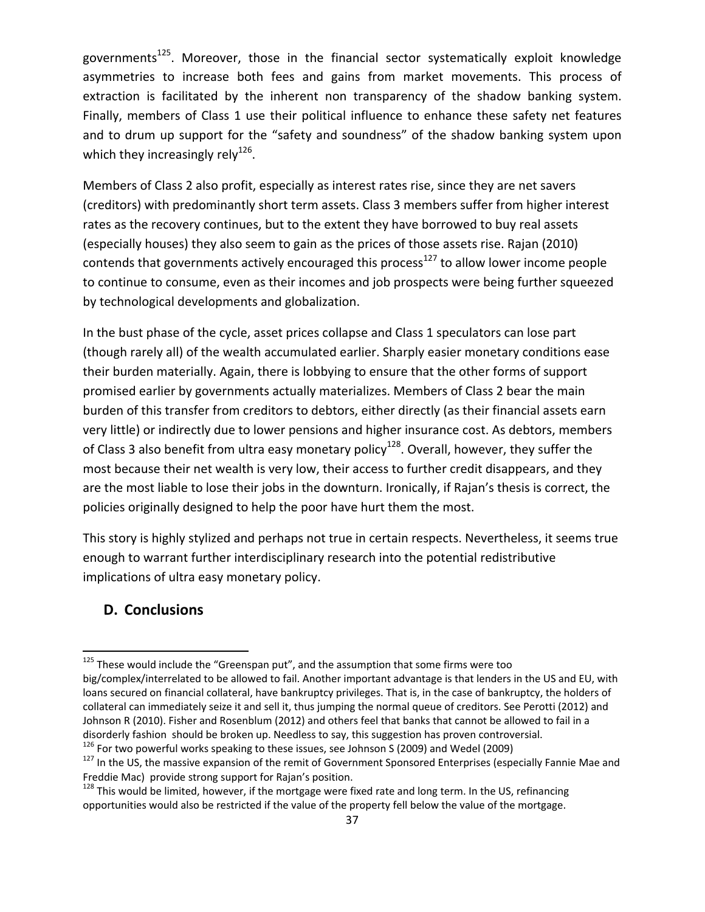governments[125]. Moreover, those in the financial sector systematically exploit knowledge asymmetries to increase both fees and gains from market movements. This process of extraction is facilitated by the inherent non transparency of the shadow banking system. Finally, members of Class 1 use their political influence to enhance these safety net features and to drum up support for the "safety and soundness" of the shadow banking system upon which they increasingly rely[126].

Members of Class 2 also profit, especially as interest rates rise, since they are net savers (creditors) with predominantly short term assets. Class 3 members suffer from higher interest rates as the recovery continues, but to the extent they have borrowed to buy real assets (especially houses) they also seem to gain as the prices of those assets rise. Rajan (2010) contends that governments actively encouraged this process[127] to allow lower income people to continue to consume, even as their incomes and job prospects were being further squeezed by technological developments and globalization.

In the bust phase of the cycle, asset prices collapse and Class 1 speculators can lose part (though rarely all) of the wealth accumulated earlier. Sharply easier monetary conditions ease their burden materially. Again, there is lobbying to ensure that the other forms of support promised earlier by governments actually materializes. Members of Class 2 bear the main burden of this transfer from creditors to debtors, either directly (as their financial assets earn very little) or indirectly due to lower pensions and higher insurance cost. As debtors, members of Class 3 also benefit from ultra easy monetary policy[128]. Overall, however, they suffer the most because their net wealth is very low, their access to further credit disappears, and they are the most liable to lose their jobs in the downturn. Ironically, if Rajan's thesis is correct, the policies originally designed to help the poor have hurt them the most.

This story is highly stylized and perhaps not true in certain respects. Nevertheless, it seems true enough to warrant further interdisciplinary research into the potential redistributive implications of ultra easy monetary policy.

## D. Conclusions

---

[125] These would include the "Greenspan put", and the assumption that some firms were too big/complex/interrelated to be allowed to fail. Another important advantage is that lenders in the US and EU, with loans secured on financial collateral, have bankruptcy privileges. That is, in the case of bankruptcy, the holders of collateral can immediately seize it and sell it, thus jumping the normal queue of creditors. See Perotti (2012) and Johnson R (2010). Fisher and Rosenblum (2012) and others feel that banks that cannot be allowed to fail in a disorderly fashion should be broken up. Needless to say, this suggestion has proven controversial.

[126] For two powerful works speaking to these issues, see Johnson S (2009) and Wedel (2009)

[127] In the US, the massive expansion of the remit of Government Sponsored Enterprises (especially Fannie Mae and Freddie Mac) provide strong support for Rajan's position.

[128] This would be limited, however, if the mortgage were fixed rate and long term. In the US, refinancing opportunities would also be restricted if the value of the property fell below the value of the mortgage.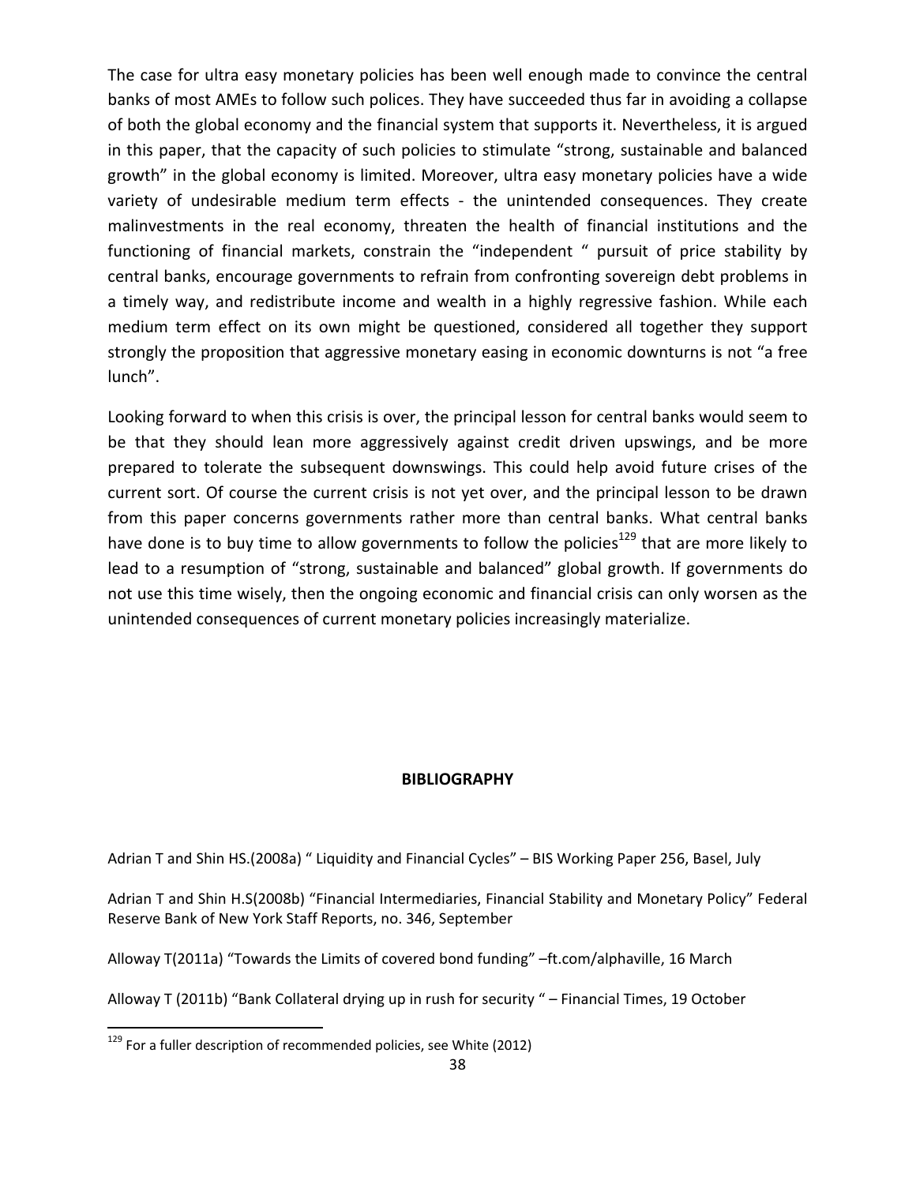The case for ultra easy monetary policies has been well enough made to convince the central banks of most AMEs to follow such polices. They have succeeded thus far in avoiding a collapse of both the global economy and the financial system that supports it. Nevertheless, it is argued in this paper, that the capacity of such policies to stimulate "strong, sustainable and balanced growth" in the global economy is limited. Moreover, ultra easy monetary policies have a wide variety of undesirable medium term effects - the unintended consequences. They create malinvestments in the real economy, threaten the health of financial institutions and the functioning of financial markets, constrain the "independent " pursuit of price stability by central banks, encourage governments to refrain from confronting sovereign debt problems in a timely way, and redistribute income and wealth in a highly regressive fashion. While each medium term effect on its own might be questioned, considered all together they support strongly the proposition that aggressive monetary easing in economic downturns is not "a free lunch".

Looking forward to when this crisis is over, the principal lesson for central banks would seem to be that they should lean more aggressively against credit driven upswings, and be more prepared to tolerate the subsequent downswings. This could help avoid future crises of the current sort. Of course the current crisis is not yet over, and the principal lesson to be drawn from this paper concerns governments rather more than central banks. What central banks have done is to buy time to allow governments to follow the policies[129] that are more likely to lead to a resumption of "strong, sustainable and balanced" global growth. If governments do not use this time wisely, then the ongoing economic and financial crisis can only worsen as the unintended consequences of current monetary policies increasingly materialize.

## BIBLIOGRAPHY

Adrian T and Shin HS.(2008a) " Liquidity and Financial Cycles" – BIS Working Paper 256, Basel, July

Adrian T and Shin H.S(2008b) "Financial Intermediaries, Financial Stability and Monetary Policy" Federal Reserve Bank of New York Staff Reports, no. 346, September

Alloway T(2011a) "Towards the Limits of covered bond funding" –ft.com/alphaville, 16 March

Alloway T (2011b) "Bank Collateral drying up in rush for security " – Financial Times, 19 October

---

[129] For a fuller description of recommended policies, see White (2012)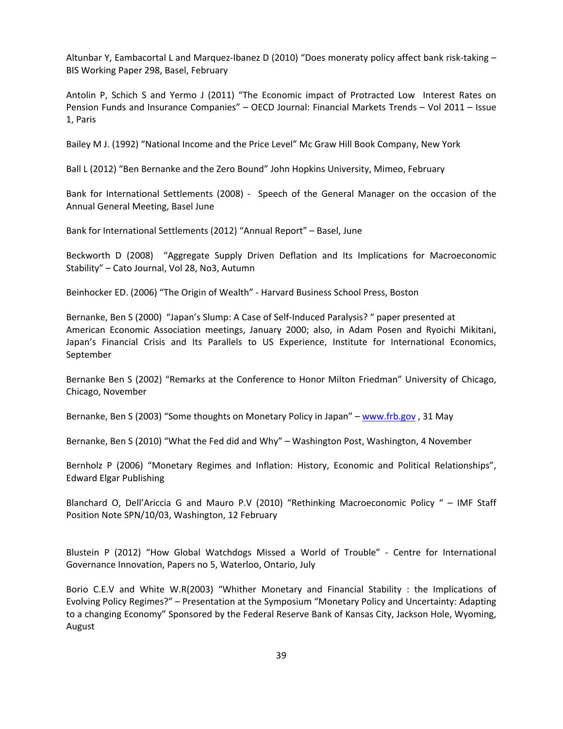Altunbar Y, Eambacortal L and Marquez-Ibanez D (2010) "Does moneraty policy affect bank risk-taking – BIS Working Paper 298, Basel, February

Antolin P, Schich S and Yermo J (2011) "The Economic impact of Protracted Low Interest Rates on Pension Funds and Insurance Companies" – OECD Journal: Financial Markets Trends – Vol 2011 – Issue 1, Paris

Bailey M J. (1992) "National Income and the Price Level" Mc Graw Hill Book Company, New York

Ball L (2012) "Ben Bernanke and the Zero Bound" John Hopkins University, Mimeo, February

Bank for International Settlements (2008) - Speech of the General Manager on the occasion of the Annual General Meeting, Basel June

Bank for International Settlements (2012) "Annual Report" – Basel, June

Beckworth D (2008) "Aggregate Supply Driven Deflation and Its Implications for Macroeconomic Stability" – Cato Journal, Vol 28, No3, Autumn

Beinhocker ED. (2006) "The Origin of Wealth" - Harvard Business School Press, Boston

Bernanke, Ben S (2000) "Japan's Slump: A Case of Self-Induced Paralysis? " paper presented at American Economic Association meetings, January 2000; also, in Adam Posen and Ryoichi Mikitani, Japan's Financial Crisis and Its Parallels to US Experience, Institute for International Economics, September

Bernanke Ben S (2002) "Remarks at the Conference to Honor Milton Friedman" University of Chicago, Chicago, November

Bernanke, Ben S (2003) "Some thoughts on Monetary Policy in Japan" – www.frb.gov , 31 May

Bernanke, Ben S (2010) "What the Fed did and Why" – Washington Post, Washington, 4 November

Bernholz P (2006) "Monetary Regimes and Inflation: History, Economic and Political Relationships", Edward Elgar Publishing

Blanchard O, Dell'Ariccia G and Mauro P.V (2010) "Rethinking Macroeconomic Policy " – IMF Staff Position Note SPN/10/03, Washington, 12 February

Blustein P (2012) "How Global Watchdogs Missed a World of Trouble" - Centre for International Governance Innovation, Papers no 5, Waterloo, Ontario, July

Borio C.E.V and White W.R(2003) "Whither Monetary and Financial Stability : the Implications of Evolving Policy Regimes?" – Presentation at the Symposium "Monetary Policy and Uncertainty: Adapting to a changing Economy" Sponsored by the Federal Reserve Bank of Kansas City, Jackson Hole, Wyoming, August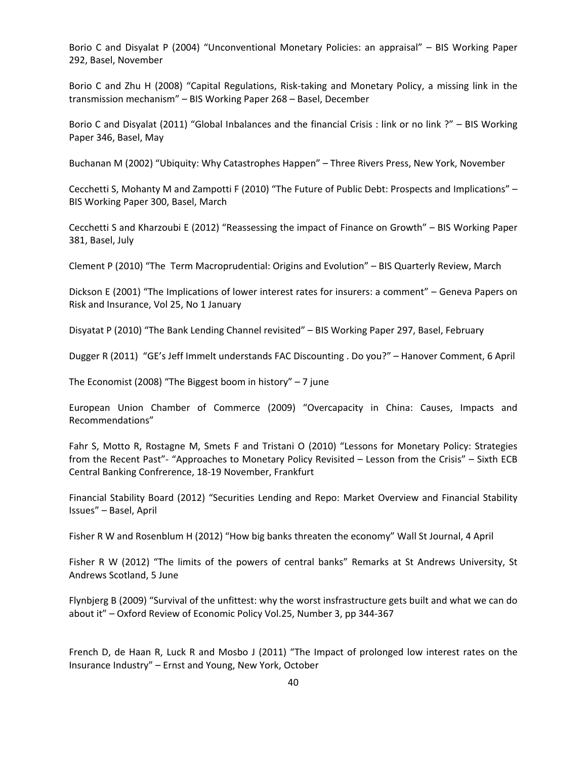Borio C and Disyalat P (2004) “Unconventional Monetary Policies: an appraisal” – BIS Working Paper 292, Basel, November

Borio C and Zhu H (2008) “Capital Regulations, Risk-taking and Monetary Policy, a missing link in the transmission mechanism” – BIS Working Paper 268 – Basel, December

Borio C and Disyalat (2011) “Global Inbalances and the financial Crisis : link or no link ?” – BIS Working Paper 346, Basel, May

Buchanan M (2002) “Ubiquity: Why Catastrophes Happen” – Three Rivers Press, New York, November

Cecchetti S, Mohanty M and Zampotti F (2010) “The Future of Public Debt: Prospects and Implications” – BIS Working Paper 300, Basel, March

Cecchetti S and Kharzoubi E (2012) “Reassessing the impact of Finance on Growth” – BIS Working Paper 381, Basel, July

Clement P (2010) “The Term Macroprudential: Origins and Evolution” – BIS Quarterly Review, March

Dickson E (2001) “The Implications of lower interest rates for insurers: a comment” – Geneva Papers on Risk and Insurance, Vol 25, No 1 January

Disyatat P (2010) “The Bank Lending Channel revisited” – BIS Working Paper 297, Basel, February

Dugger R (2011) “GE’s Jeff Immelt understands FAC Discounting . Do you?” – Hanover Comment, 6 April

The Economist (2008) “The Biggest boom in history” – 7 june

European Union Chamber of Commerce (2009) “Overcapacity in China: Causes, Impacts and Recommendations”

Fahr S, Motto R, Rostagne M, Smets F and Tristani O (2010) “Lessons for Monetary Policy: Strategies from the Recent Past”- “Approaches to Monetary Policy Revisited – Lesson from the Crisis” – Sixth ECB Central Banking Confrerence, 18-19 November, Frankfurt

Financial Stability Board (2012) “Securities Lending and Repo: Market Overview and Financial Stability Issues” – Basel, April

Fisher R W and Rosenblum H (2012) “How big banks threaten the economy” Wall St Journal, 4 April

Fisher R W (2012) “The limits of the powers of central banks” Remarks at St Andrews University, St Andrews Scotland, 5 June

Flynbjerg B (2009) “Survival of the unfittest: why the worst insfrastructure gets built and what we can do about it” – Oxford Review of Economic Policy Vol.25, Number 3, pp 344-367

French D, de Haan R, Luck R and Mosbo J (2011) “The Impact of prolonged low interest rates on the Insurance Industry” – Ernst and Young, New York, October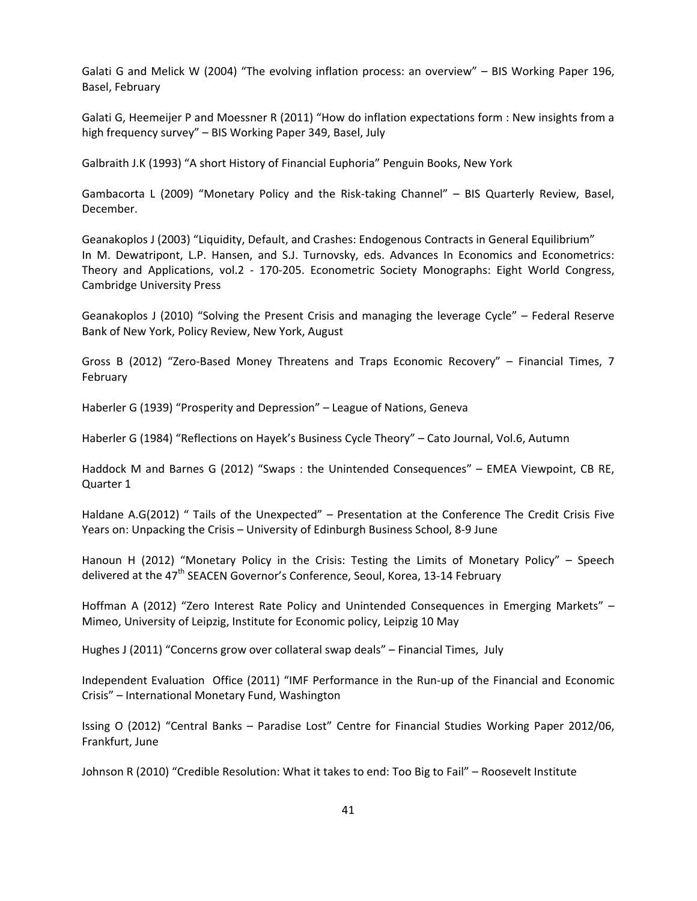Galati G and Melick W (2004) "The evolving inflation process: an overview" – BIS Working Paper 196, Basel, February

Galati G, Heemeijer P and Moessner R (2011) "How do inflation expectations form : New insights from a high frequency survey" – BIS Working Paper 349, Basel, July

Galbraith J.K (1993) "A short History of Financial Euphoria" Penguin Books, New York

Gambacorta L (2009) "Monetary Policy and the Risk-taking Channel" – BIS Quarterly Review, Basel, December.

Geanakoplos J (2003) "Liquidity, Default, and Crashes: Endogenous Contracts in General Equilibrium" In M. Dewatripont, L.P. Hansen, and S.J. Turnovsky, eds. Advances In Economics and Econometrics: Theory and Applications, vol.2 - 170-205. Econometric Society Monographs: Eight World Congress, Cambridge University Press

Geanakoplos J (2010) "Solving the Present Crisis and managing the leverage Cycle" – Federal Reserve Bank of New York, Policy Review, New York, August

Gross B (2012) "Zero-Based Money Threatens and Traps Economic Recovery" – Financial Times, 7 February

Haberler G (1939) "Prosperity and Depression" – League of Nations, Geneva

Haberler G (1984) "Reflections on Hayek's Business Cycle Theory" – Cato Journal, Vol.6, Autumn

Haddock M and Barnes G (2012) "Swaps : the Unintended Consequences" – EMEA Viewpoint, CB RE, Quarter 1

Haldane A.G(2012) " Tails of the Unexpected" – Presentation at the Conference The Credit Crisis Five Years on: Unpacking the Crisis – University of Edinburgh Business School, 8-9 June

Hanoun H (2012) "Monetary Policy in the Crisis: Testing the Limits of Monetary Policy" – Speech delivered at the 47th SEACEN Governor's Conference, Seoul, Korea, 13-14 February

Hoffman A (2012) "Zero Interest Rate Policy and Unintended Consequences in Emerging Markets" – Mimeo, University of Leipzig, Institute for Economic policy, Leipzig 10 May

Hughes J (2011) "Concerns grow over collateral swap deals" – Financial Times, July

Independent Evaluation Office (2011) "IMF Performance in the Run-up of the Financial and Economic Crisis" – International Monetary Fund, Washington

Issing O (2012) "Central Banks – Paradise Lost" Centre for Financial Studies Working Paper 2012/06, Frankfurt, June

Johnson R (2010) "Credible Resolution: What it takes to end: Too Big to Fail" – Roosevelt Institute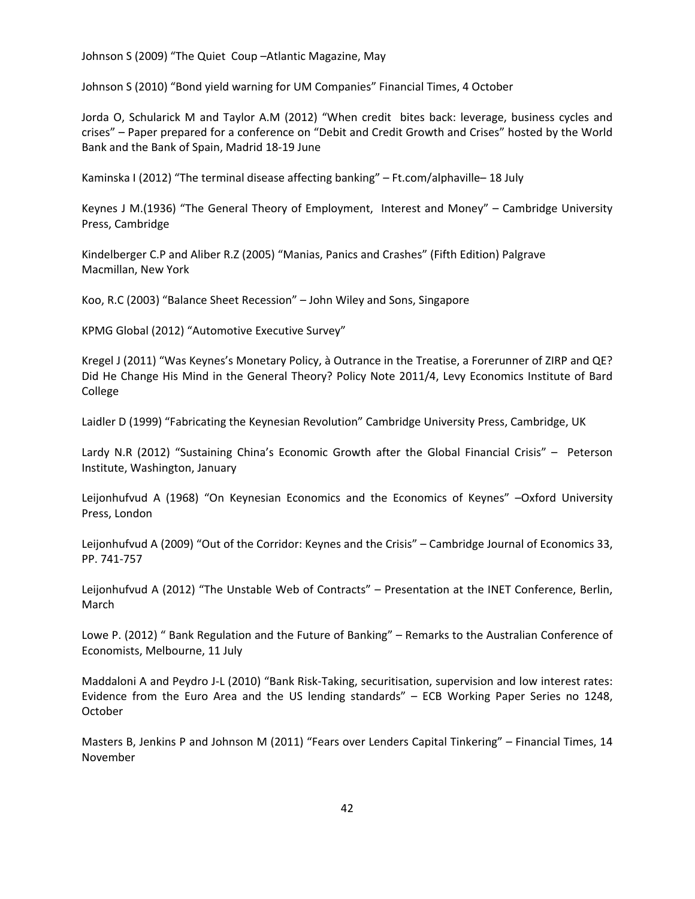Johnson S (2009) "The Quiet Coup –Atlantic Magazine, May

Johnson S (2010) "Bond yield warning for UM Companies" Financial Times, 4 October

Jorda O, Schularick M and Taylor A.M (2012) "When credit bites back: leverage, business cycles and crises" – Paper prepared for a conference on "Debit and Credit Growth and Crises" hosted by the World Bank and the Bank of Spain, Madrid 18-19 June

Kaminska I (2012) "The terminal disease affecting banking" – Ft.com/alphaville– 18 July

Keynes J M.(1936) "The General Theory of Employment, Interest and Money" – Cambridge University Press, Cambridge

Kindelberger C.P and Aliber R.Z (2005) "Manias, Panics and Crashes" (Fifth Edition) Palgrave Macmillan, New York

Koo, R.C (2003) "Balance Sheet Recession" – John Wiley and Sons, Singapore

KPMG Global (2012) "Automotive Executive Survey"

Kregel J (2011) "Was Keynes's Monetary Policy, à Outrance in the Treatise, a Forerunner of ZIRP and QE? Did He Change His Mind in the General Theory? Policy Note 2011/4, Levy Economics Institute of Bard College

Laidler D (1999) "Fabricating the Keynesian Revolution" Cambridge University Press, Cambridge, UK

Lardy N.R (2012) "Sustaining China's Economic Growth after the Global Financial Crisis" – Peterson Institute, Washington, January

Leijonhufvud A (1968) "On Keynesian Economics and the Economics of Keynes" –Oxford University Press, London

Leijonhufvud A (2009) "Out of the Corridor: Keynes and the Crisis" – Cambridge Journal of Economics 33, PP. 741-757

Leijonhufvud A (2012) "The Unstable Web of Contracts" – Presentation at the INET Conference, Berlin, March

Lowe P. (2012) " Bank Regulation and the Future of Banking" – Remarks to the Australian Conference of Economists, Melbourne, 11 July

Maddaloni A and Peydro J-L (2010) "Bank Risk-Taking, securitisation, supervision and low interest rates: Evidence from the Euro Area and the US lending standards" – ECB Working Paper Series no 1248, October

Masters B, Jenkins P and Johnson M (2011) "Fears over Lenders Capital Tinkering" – Financial Times, 14 November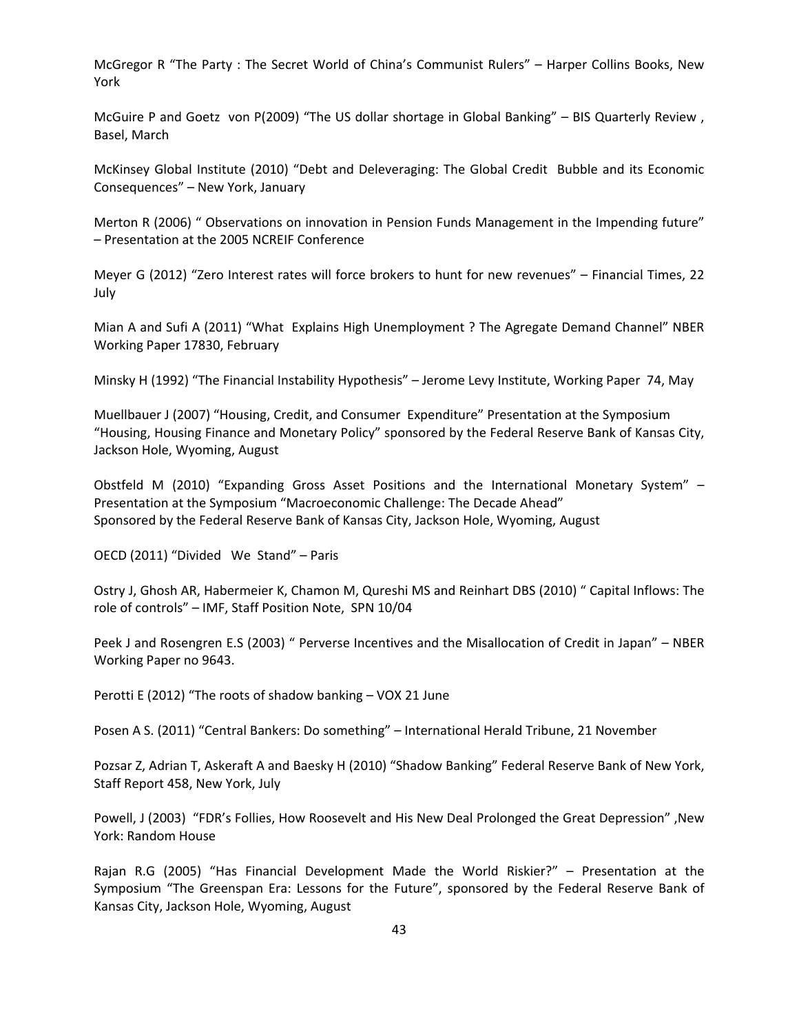McGregor R "The Party : The Secret World of China's Communist Rulers" – Harper Collins Books, New York

McGuire P and Goetz von P(2009) "The US dollar shortage in Global Banking" – BIS Quarterly Review , Basel, March

McKinsey Global Institute (2010) "Debt and Deleveraging: The Global Credit Bubble and its Economic Consequences" – New York, January

Merton R (2006) " Observations on innovation in Pension Funds Management in the Impending future" – Presentation at the 2005 NCREIF Conference

Meyer G (2012) "Zero Interest rates will force brokers to hunt for new revenues" – Financial Times, 22 July

Mian A and Sufi A (2011) "What Explains High Unemployment ? The Agregate Demand Channel" NBER Working Paper 17830, February

Minsky H (1992) "The Financial Instability Hypothesis" – Jerome Levy Institute, Working Paper 74, May

Muellbauer J (2007) "Housing, Credit, and Consumer Expenditure" Presentation at the Symposium "Housing, Housing Finance and Monetary Policy" sponsored by the Federal Reserve Bank of Kansas City, Jackson Hole, Wyoming, August

Obstfeld M (2010) "Expanding Gross Asset Positions and the International Monetary System" – Presentation at the Symposium "Macroeconomic Challenge: The Decade Ahead" Sponsored by the Federal Reserve Bank of Kansas City, Jackson Hole, Wyoming, August

OECD (2011) "Divided We Stand" – Paris

Ostry J, Ghosh AR, Habermeier K, Chamon M, Qureshi MS and Reinhart DBS (2010) " Capital Inflows: The role of controls" – IMF, Staff Position Note, SPN 10/04

Peek J and Rosengren E.S (2003) " Perverse Incentives and the Misallocation of Credit in Japan" – NBER Working Paper no 9643.

Perotti E (2012) "The roots of shadow banking – VOX 21 June

Posen A S. (2011) "Central Bankers: Do something" – International Herald Tribune, 21 November

Pozsar Z, Adrian T, Askeraft A and Baesky H (2010) "Shadow Banking" Federal Reserve Bank of New York, Staff Report 458, New York, July

Powell, J (2003) "FDR's Follies, How Roosevelt and His New Deal Prolonged the Great Depression" ,New York: Random House

Rajan R.G (2005) "Has Financial Development Made the World Riskier?" – Presentation at the Symposium "The Greenspan Era: Lessons for the Future", sponsored by the Federal Reserve Bank of Kansas City, Jackson Hole, Wyoming, August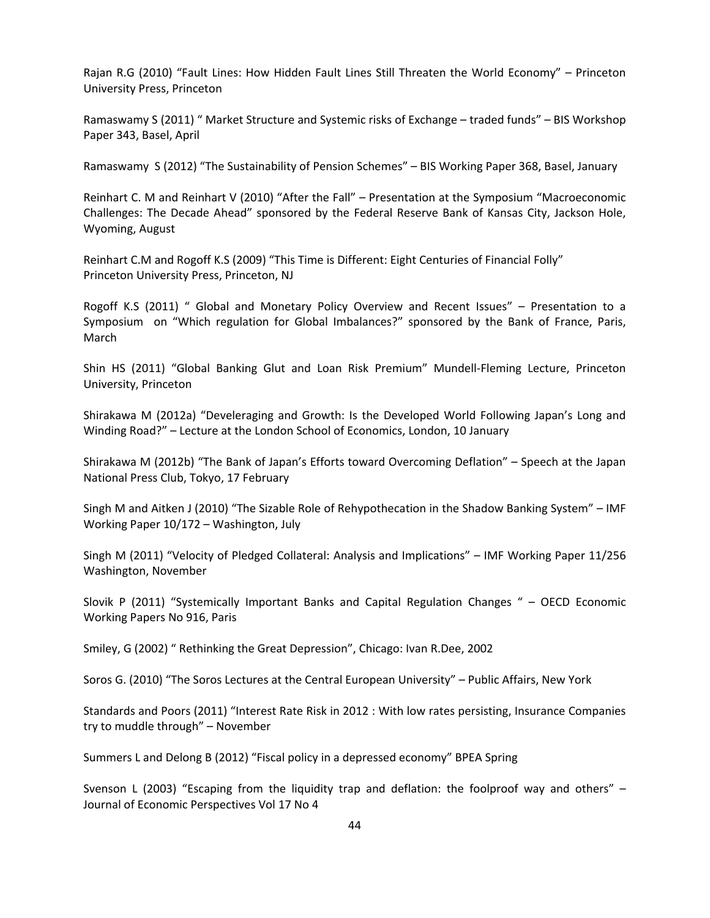Rajan R.G (2010) "Fault Lines: How Hidden Fault Lines Still Threaten the World Economy" – Princeton University Press, Princeton

Ramaswamy S (2011) " Market Structure and Systemic risks of Exchange – traded funds" – BIS Workshop Paper 343, Basel, April

Ramaswamy S (2012) "The Sustainability of Pension Schemes" – BIS Working Paper 368, Basel, January

Reinhart C. M and Reinhart V (2010) "After the Fall" – Presentation at the Symposium "Macroeconomic Challenges: The Decade Ahead" sponsored by the Federal Reserve Bank of Kansas City, Jackson Hole, Wyoming, August

Reinhart C.M and Rogoff K.S (2009) "This Time is Different: Eight Centuries of Financial Folly" Princeton University Press, Princeton, NJ

Rogoff K.S (2011) " Global and Monetary Policy Overview and Recent Issues" – Presentation to a Symposium on "Which regulation for Global Imbalances?" sponsored by the Bank of France, Paris, March

Shin HS (2011) "Global Banking Glut and Loan Risk Premium" Mundell-Fleming Lecture, Princeton University, Princeton

Shirakawa M (2012a) "Develeraging and Growth: Is the Developed World Following Japan's Long and Winding Road?" – Lecture at the London School of Economics, London, 10 January

Shirakawa M (2012b) "The Bank of Japan's Efforts toward Overcoming Deflation" – Speech at the Japan National Press Club, Tokyo, 17 February

Singh M and Aitken J (2010) "The Sizable Role of Rehypothecation in the Shadow Banking System" – IMF Working Paper 10/172 – Washington, July

Singh M (2011) "Velocity of Pledged Collateral: Analysis and Implications" – IMF Working Paper 11/256 Washington, November

Slovik P (2011) "Systemically Important Banks and Capital Regulation Changes " – OECD Economic Working Papers No 916, Paris

Smiley, G (2002) " Rethinking the Great Depression", Chicago: Ivan R.Dee, 2002

Soros G. (2010) "The Soros Lectures at the Central European University" – Public Affairs, New York

Standards and Poors (2011) "Interest Rate Risk in 2012 : With low rates persisting, Insurance Companies try to muddle through" – November

Summers L and Delong B (2012) "Fiscal policy in a depressed economy" BPEA Spring

Svenson L (2003) "Escaping from the liquidity trap and deflation: the foolproof way and others" – Journal of Economic Perspectives Vol 17 No 4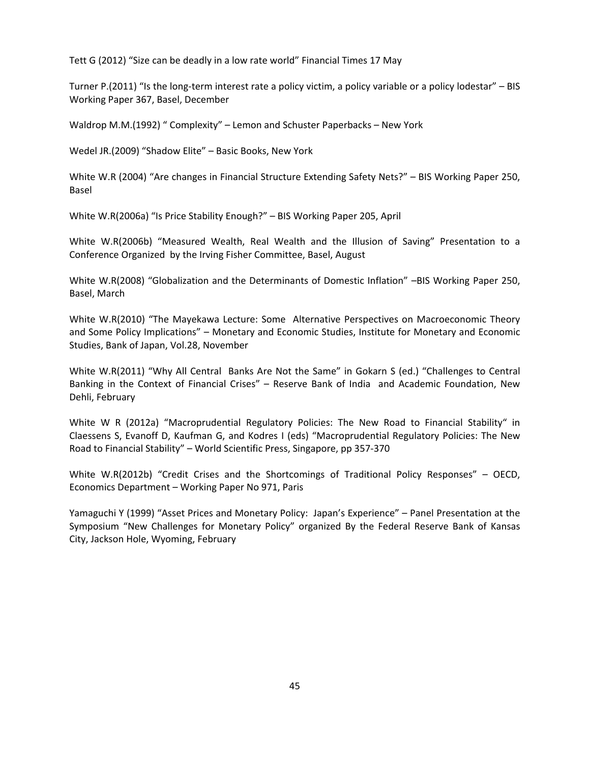Tett G (2012) "Size can be deadly in a low rate world" Financial Times 17 May

Turner P.(2011) "Is the long-term interest rate a policy victim, a policy variable or a policy lodestar" – BIS Working Paper 367, Basel, December

Waldrop M.M.(1992) " Complexity" – Lemon and Schuster Paperbacks – New York

Wedel JR.(2009) "Shadow Elite" – Basic Books, New York

White W.R (2004) "Are changes in Financial Structure Extending Safety Nets?" – BIS Working Paper 250, Basel

White W.R(2006a) "Is Price Stability Enough?" – BIS Working Paper 205, April

White W.R(2006b) "Measured Wealth, Real Wealth and the Illusion of Saving" Presentation to a Conference Organized by the Irving Fisher Committee, Basel, August

White W.R(2008) "Globalization and the Determinants of Domestic Inflation" –BIS Working Paper 250, Basel, March

White W.R(2010) "The Mayekawa Lecture: Some Alternative Perspectives on Macroeconomic Theory and Some Policy Implications" – Monetary and Economic Studies, Institute for Monetary and Economic Studies, Bank of Japan, Vol.28, November

White W.R(2011) "Why All Central Banks Are Not the Same" in Gokarn S (ed.) "Challenges to Central Banking in the Context of Financial Crises" – Reserve Bank of India and Academic Foundation, New Dehli, February

White W R (2012a) "Macroprudential Regulatory Policies: The New Road to Financial Stability" in Claessens S, Evanoff D, Kaufman G, and Kodres I (eds) "Macroprudential Regulatory Policies: The New Road to Financial Stability" – World Scientific Press, Singapore, pp 357-370

White W.R(2012b) "Credit Crises and the Shortcomings of Traditional Policy Responses" – OECD, Economics Department – Working Paper No 971, Paris

Yamaguchi Y (1999) "Asset Prices and Monetary Policy: Japan's Experience" – Panel Presentation at the Symposium "New Challenges for Monetary Policy" organized By the Federal Reserve Bank of Kansas City, Jackson Hole, Wyoming, February